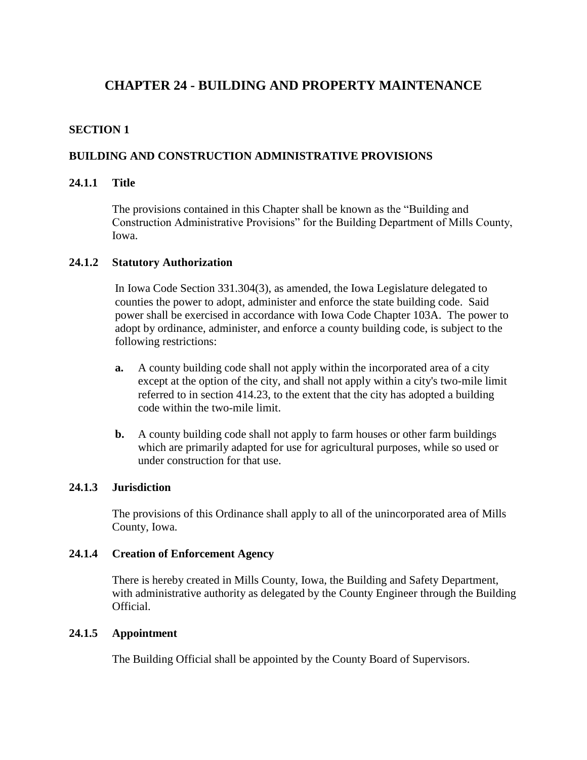# CHAPTER 24 - BUILDING AND PROPERTY MAINTENANCE

## SECTION 1

## BUILDING AND CONSTRUCTION ADMINISTRATIVE PROVISIONS

### 24.1.1 Title

The provisions contained in this Chapter shall be known as the "Building and Construction Administrative Provisions" for the Building Department of Mills County, Iowa.

### 24.1.2 Statutory Authorization

In Iowa Code Section 331.304(3), as amended, the Iowa Legislature delegated to counties the power to adopt, administer and enforce the state building code. Said power shall be exercised in accordance with Iowa Code Chapter 103A. The power to adopt by ordinance, administer, and enforce a county building code, is subject to the following restrictions:

- **a.** A county building code shall not apply within the incorporated area of a city except at the option of the city, and shall not apply within a city's two-mile limit referred to in section 414.23, to the extent that the city has adopted a building code within the two-mile limit.
- **b.** A county building code shall not apply to farm houses or other farm buildings which are primarily adapted for use for agricultural purposes, while so used or under construction for that use.

### 24.1.3 Jurisdiction

The provisions of this Ordinance shall apply to all of the unincorporated area of Mills County, Iowa.

### 24.1.4 Creation of Enforcement Agency

There is hereby created in Mills County, Iowa, the Building and Safety Department, with administrative authority as delegated by the County Engineer through the Building Official.

### 24.1.5 Appointment

The Building Official shall be appointed by the County Board of Supervisors.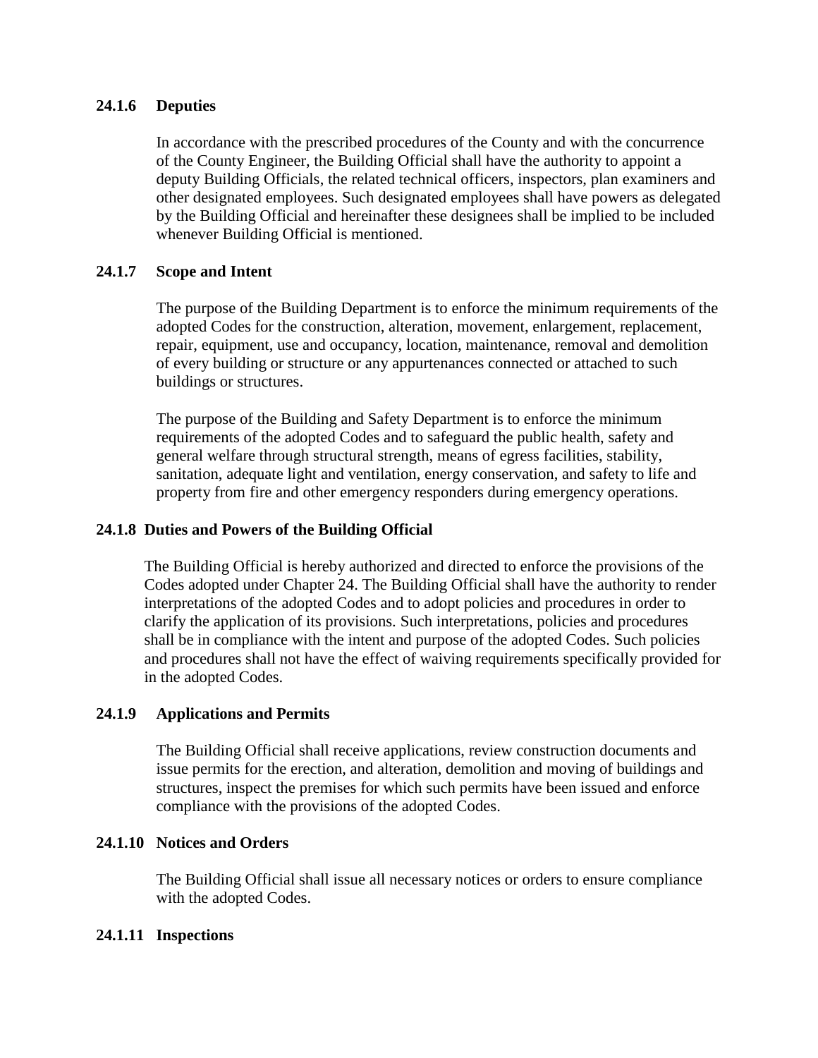### 24.1.6 Deputies

In accordance with the prescribed procedures of the County and with the concurrence of the County Engineer, the Building Official shall have the authority to appoint a deputy Building Officials, the related technical officers, inspectors, plan examiners and other designated employees. Such designated employees shall have powers as delegated by the Building Official and hereinafter these designees shall be implied to be included whenever Building Official is mentioned.

### 24.1.7 Scope and Intent

The purpose of the Building Department is to enforce the minimum requirements of the adopted Codes for the construction, alteration, movement, enlargement, replacement, repair, equipment, use and occupancy, location, maintenance, removal and demolition of every building or structure or any appurtenances connected or attached to such buildings or structures.

The purpose of the Building and Safety Department is to enforce the minimum requirements of the adopted Codes and to safeguard the public health, safety and general welfare through structural strength, means of egress facilities, stability, sanitation, adequate light and ventilation, energy conservation, and safety to life and property from fire and other emergency responders during emergency operations.

### 24.1.8 Duties and Powers of the Building Official

The Building Official is hereby authorized and directed to enforce the provisions of the Codes adopted under Chapter 24. The Building Official shall have the authority to render interpretations of the adopted Codes and to adopt policies and procedures in order to clarify the application of its provisions. Such interpretations, policies and procedures shall be in compliance with the intent and purpose of the adopted Codes. Such policies and procedures shall not have the effect of waiving requirements specifically provided for in the adopted Codes.

### 24.1.9 Applications and Permits

The Building Official shall receive applications, review construction documents and issue permits for the erection, and alteration, demolition and moving of buildings and structures, inspect the premises for which such permits have been issued and enforce compliance with the provisions of the adopted Codes.

### 24.1.10 Notices and Orders

The Building Official shall issue all necessary notices or orders to ensure compliance with the adopted Codes.

### 24.1.11 Inspections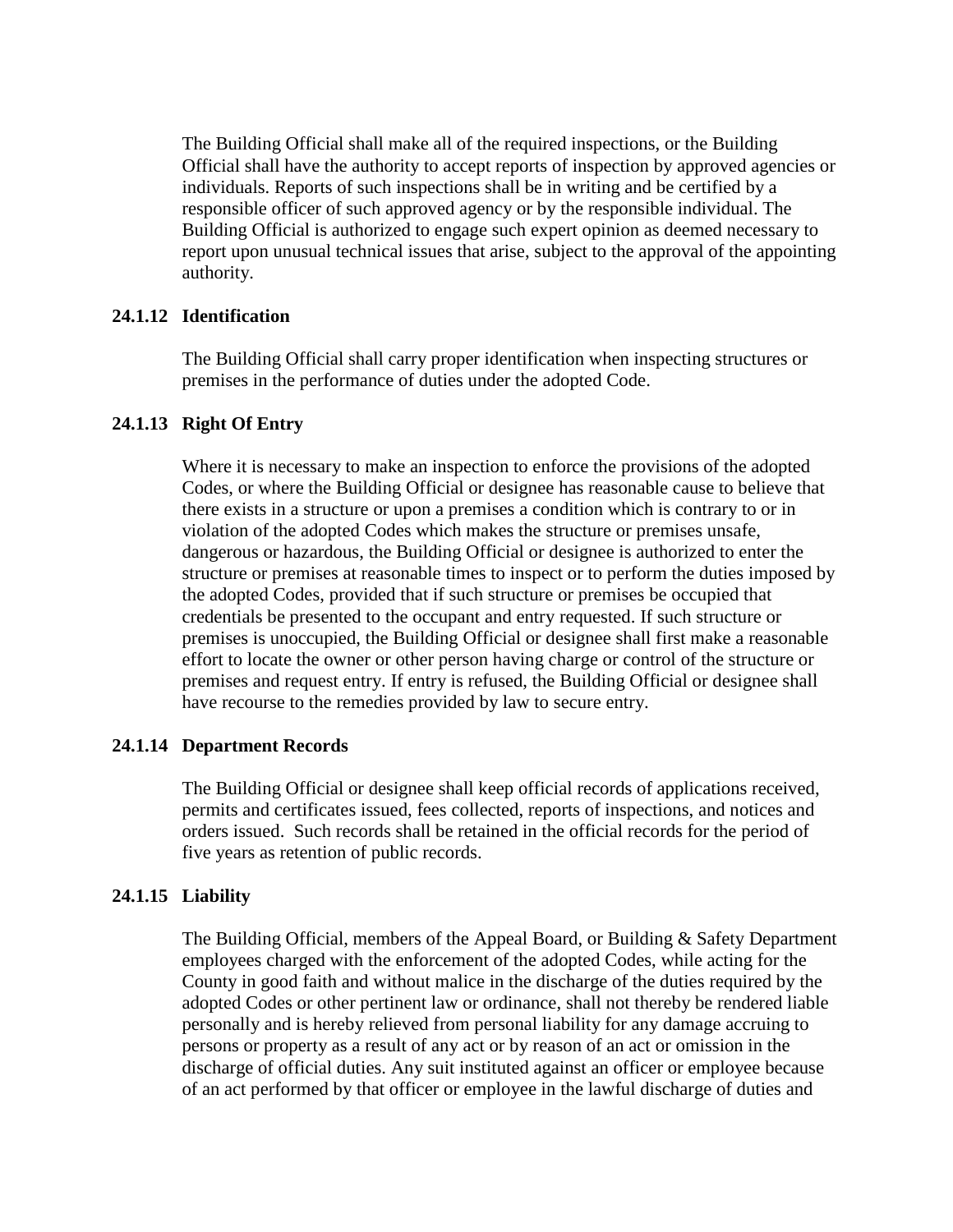The Building Official shall make all of the required inspections, or the Building Official shall have the authority to accept reports of inspection by approved agencies or individuals. Reports of such inspections shall be in writing and be certified by a responsible officer of such approved agency or by the responsible individual. The Building Official is authorized to engage such expert opinion as deemed necessary to report upon unusual technical issues that arise, subject to the approval of the appointing authority.

### 24.1.12 Identification

The Building Official shall carry proper identification when inspecting structures or premises in the performance of duties under the adopted Code.

### 24.1.13 Right Of Entry

Where it is necessary to make an inspection to enforce the provisions of the adopted Codes, or where the Building Official or designee has reasonable cause to believe that there exists in a structure or upon a premises a condition which is contrary to or in violation of the adopted Codes which makes the structure or premises unsafe, dangerous or hazardous, the Building Official or designee is authorized to enter the structure or premises at reasonable times to inspect or to perform the duties imposed by the adopted Codes, provided that if such structure or premises be occupied that credentials be presented to the occupant and entry requested. If such structure or premises is unoccupied, the Building Official or designee shall first make a reasonable effort to locate the owner or other person having charge or control of the structure or premises and request entry. If entry is refused, the Building Official or designee shall have recourse to the remedies provided by law to secure entry.

### 24.1.14 Department Records

The Building Official or designee shall keep official records of applications received, permits and certificates issued, fees collected, reports of inspections, and notices and orders issued. Such records shall be retained in the official records for the period of five years as retention of public records.

### 24.1.15 Liability

The Building Official, members of the Appeal Board, or Building & Safety Department employees charged with the enforcement of the adopted Codes, while acting for the County in good faith and without malice in the discharge of the duties required by the adopted Codes or other pertinent law or ordinance, shall not thereby be rendered liable personally and is hereby relieved from personal liability for any damage accruing to persons or property as a result of any act or by reason of an act or omission in the discharge of official duties. Any suit instituted against an officer or employee because of an act performed by that officer or employee in the lawful discharge of duties and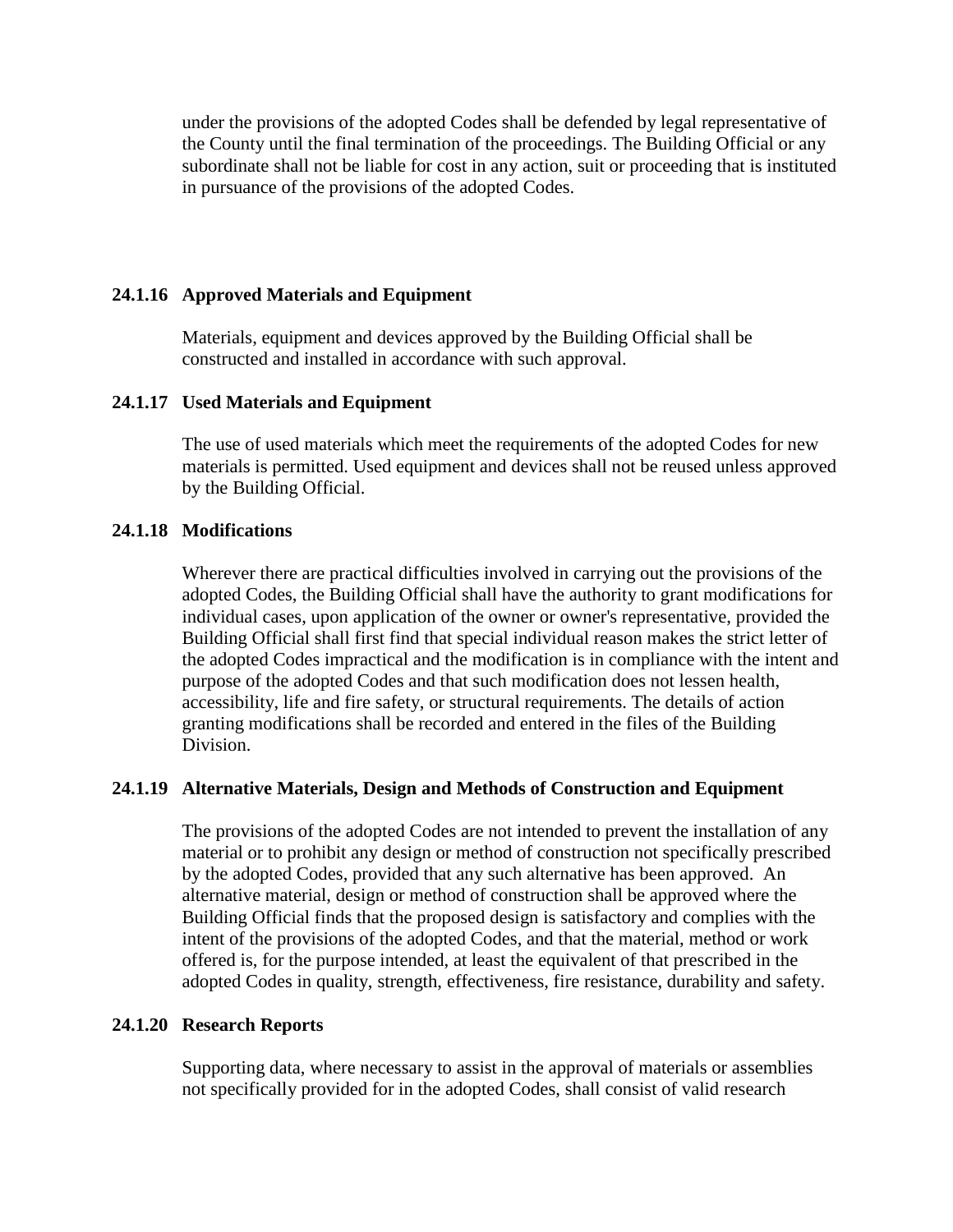under the provisions of the adopted Codes shall be defended by legal representative of the County until the final termination of the proceedings. The Building Official or any subordinate shall not be liable for cost in any action, suit or proceeding that is instituted in pursuance of the provisions of the adopted Codes.

### 24.1.16 Approved Materials and Equipment

Materials, equipment and devices approved by the Building Official shall be constructed and installed in accordance with such approval.

### 24.1.17 Used Materials and Equipment

The use of used materials which meet the requirements of the adopted Codes for new materials is permitted. Used equipment and devices shall not be reused unless approved by the Building Official.

### 24.1.18 Modifications

Wherever there are practical difficulties involved in carrying out the provisions of the adopted Codes, the Building Official shall have the authority to grant modifications for individual cases, upon application of the owner or owner's representative, provided the Building Official shall first find that special individual reason makes the strict letter of the adopted Codes impractical and the modification is in compliance with the intent and purpose of the adopted Codes and that such modification does not lessen health, accessibility, life and fire safety, or structural requirements. The details of action granting modifications shall be recorded and entered in the files of the Building Division.

### 24.1.19 Alternative Materials, Design and Methods of Construction and Equipment

The provisions of the adopted Codes are not intended to prevent the installation of any material or to prohibit any design or method of construction not specifically prescribed by the adopted Codes, provided that any such alternative has been approved. An alternative material, design or method of construction shall be approved where the Building Official finds that the proposed design is satisfactory and complies with the intent of the provisions of the adopted Codes, and that the material, method or work offered is, for the purpose intended, at least the equivalent of that prescribed in the adopted Codes in quality, strength, effectiveness, fire resistance, durability and safety.

### 24.1.20 Research Reports

Supporting data, where necessary to assist in the approval of materials or assemblies not specifically provided for in the adopted Codes, shall consist of valid research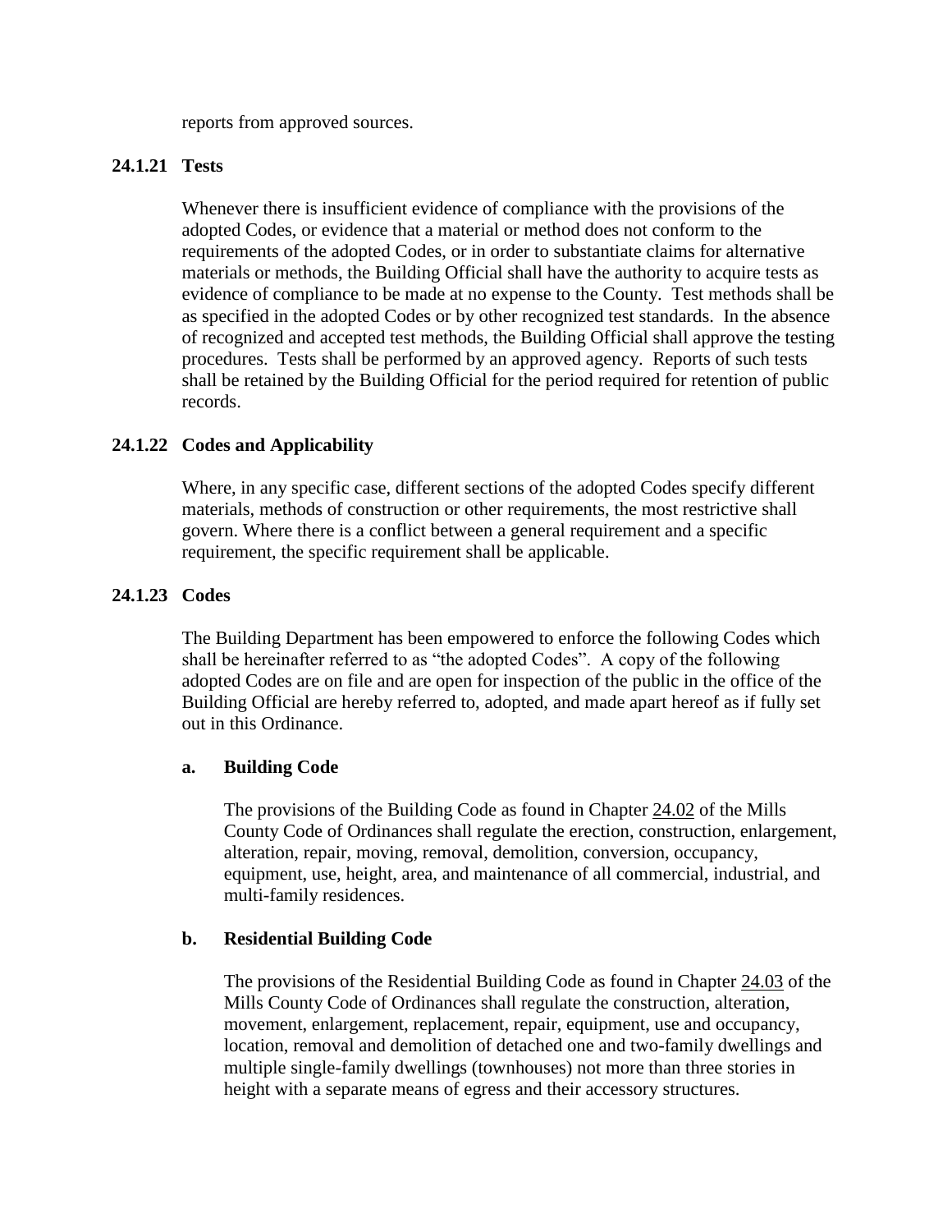reports from approved sources.

### 24.1.21 Tests

Whenever there is insufficient evidence of compliance with the provisions of the adopted Codes, or evidence that a material or method does not conform to the requirements of the adopted Codes, or in order to substantiate claims for alternative materials or methods, the Building Official shall have the authority to acquire tests as evidence of compliance to be made at no expense to the County. Test methods shall be as specified in the adopted Codes or by other recognized test standards. In the absence of recognized and accepted test methods, the Building Official shall approve the testing procedures. Tests shall be performed by an approved agency. Reports of such tests shall be retained by the Building Official for the period required for retention of public records.

### 24.1.22 Codes and Applicability

Where, in any specific case, different sections of the adopted Codes specify different materials, methods of construction or other requirements, the most restrictive shall govern. Where there is a conflict between a general requirement and a specific requirement, the specific requirement shall be applicable.

### 24.1.23 Codes

The Building Department has been empowered to enforce the following Codes which shall be hereinafter referred to as "the adopted Codes". A copy of the following adopted Codes are on file and are open for inspection of the public in the office of the Building Official are hereby referred to, adopted, and made apart hereof as if fully set out in this Ordinance.

#### a. Building Code

The provisions of the Building Code as found in Chapter 24.02 of the Mills County Code of Ordinances shall regulate the erection, construction, enlargement, alteration, repair, moving, removal, demolition, conversion, occupancy, equipment, use, height, area, and maintenance of all commercial, industrial, and multi-family residences.

#### b. Residential Building Code

The provisions of the Residential Building Code as found in Chapter 24.03 of the Mills County Code of Ordinances shall regulate the construction, alteration, movement, enlargement, replacement, repair, equipment, use and occupancy, location, removal and demolition of detached one and two-family dwellings and multiple single-family dwellings (townhouses) not more than three stories in height with a separate means of egress and their accessory structures.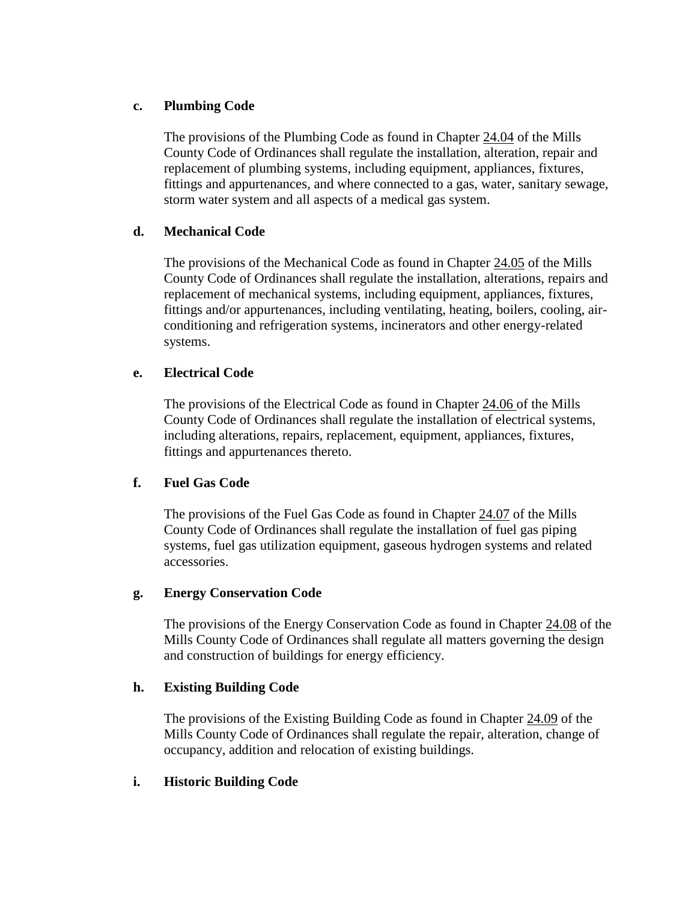**c. Plumbing Code**

The provisions of the Plumbing Code as found in Chapter 24.04 of the Mills County Code of Ordinances shall regulate the installation, alteration, repair and replacement of plumbing systems, including equipment, appliances, fixtures, fittings and appurtenances, and where connected to a gas, water, sanitary sewage, storm water system and all aspects of a medical gas system.

**d. Mechanical Code**

The provisions of the Mechanical Code as found in Chapter 24.05 of the Mills County Code of Ordinances shall regulate the installation, alterations, repairs and replacement of mechanical systems, including equipment, appliances, fixtures, fittings and/or appurtenances, including ventilating, heating, boilers, cooling, air-conditioning and refrigeration systems, incinerators and other energy-related systems.

**e. Electrical Code**

The provisions of the Electrical Code as found in Chapter 24.06 of the Mills County Code of Ordinances shall regulate the installation of electrical systems, including alterations, repairs, replacement, equipment, appliances, fixtures, fittings and appurtenances thereto.

**f. Fuel Gas Code**

The provisions of the Fuel Gas Code as found in Chapter 24.07 of the Mills County Code of Ordinances shall regulate the installation of fuel gas piping systems, fuel gas utilization equipment, gaseous hydrogen systems and related accessories.

**g. Energy Conservation Code**

The provisions of the Energy Conservation Code as found in Chapter 24.08 of the Mills County Code of Ordinances shall regulate all matters governing the design and construction of buildings for energy efficiency.

**h. Existing Building Code**

The provisions of the Existing Building Code as found in Chapter 24.09 of the Mills County Code of Ordinances shall regulate the repair, alteration, change of occupancy, addition and relocation of existing buildings.

**i. Historic Building Code**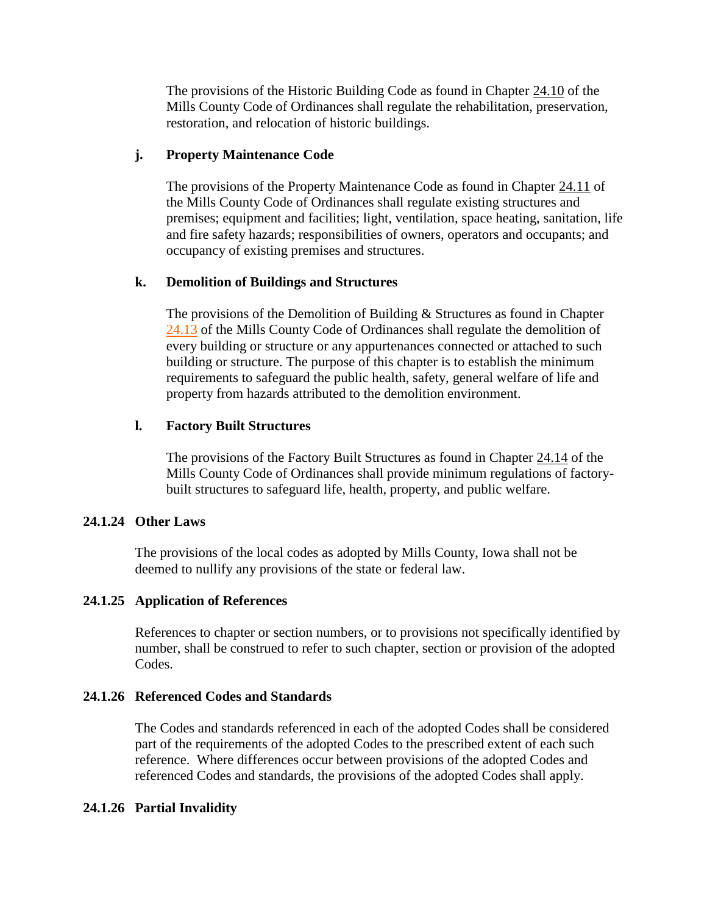The provisions of the Historic Building Code as found in Chapter 24.10 of the Mills County Code of Ordinances shall regulate the rehabilitation, preservation, restoration, and relocation of historic buildings.

**j. Property Maintenance Code**

The provisions of the Property Maintenance Code as found in Chapter 24.11 of the Mills County Code of Ordinances shall regulate existing structures and premises; equipment and facilities; light, ventilation, space heating, sanitation, life and fire safety hazards; responsibilities of owners, operators and occupants; and occupancy of existing premises and structures.

**k. Demolition of Buildings and Structures**

The provisions of the Demolition of Building & Structures as found in Chapter 24.13 of the Mills County Code of Ordinances shall regulate the demolition of every building or structure or any appurtenances connected or attached to such building or structure. The purpose of this chapter is to establish the minimum requirements to safeguard the public health, safety, general welfare of life and property from hazards attributed to the demolition environment.

**l. Factory Built Structures**

The provisions of the Factory Built Structures as found in Chapter 24.14 of the Mills County Code of Ordinances shall provide minimum regulations of factory-built structures to safeguard life, health, property, and public welfare.

### 24.1.24 Other Laws

The provisions of the local codes as adopted by Mills County, Iowa shall not be deemed to nullify any provisions of the state or federal law.

### 24.1.25 Application of References

References to chapter or section numbers, or to provisions not specifically identified by number, shall be construed to refer to such chapter, section or provision of the adopted Codes.

### 24.1.26 Referenced Codes and Standards

The Codes and standards referenced in each of the adopted Codes shall be considered part of the requirements of the adopted Codes to the prescribed extent of each such reference. Where differences occur between provisions of the adopted Codes and referenced Codes and standards, the provisions of the adopted Codes shall apply.

### 24.1.26 Partial Invalidity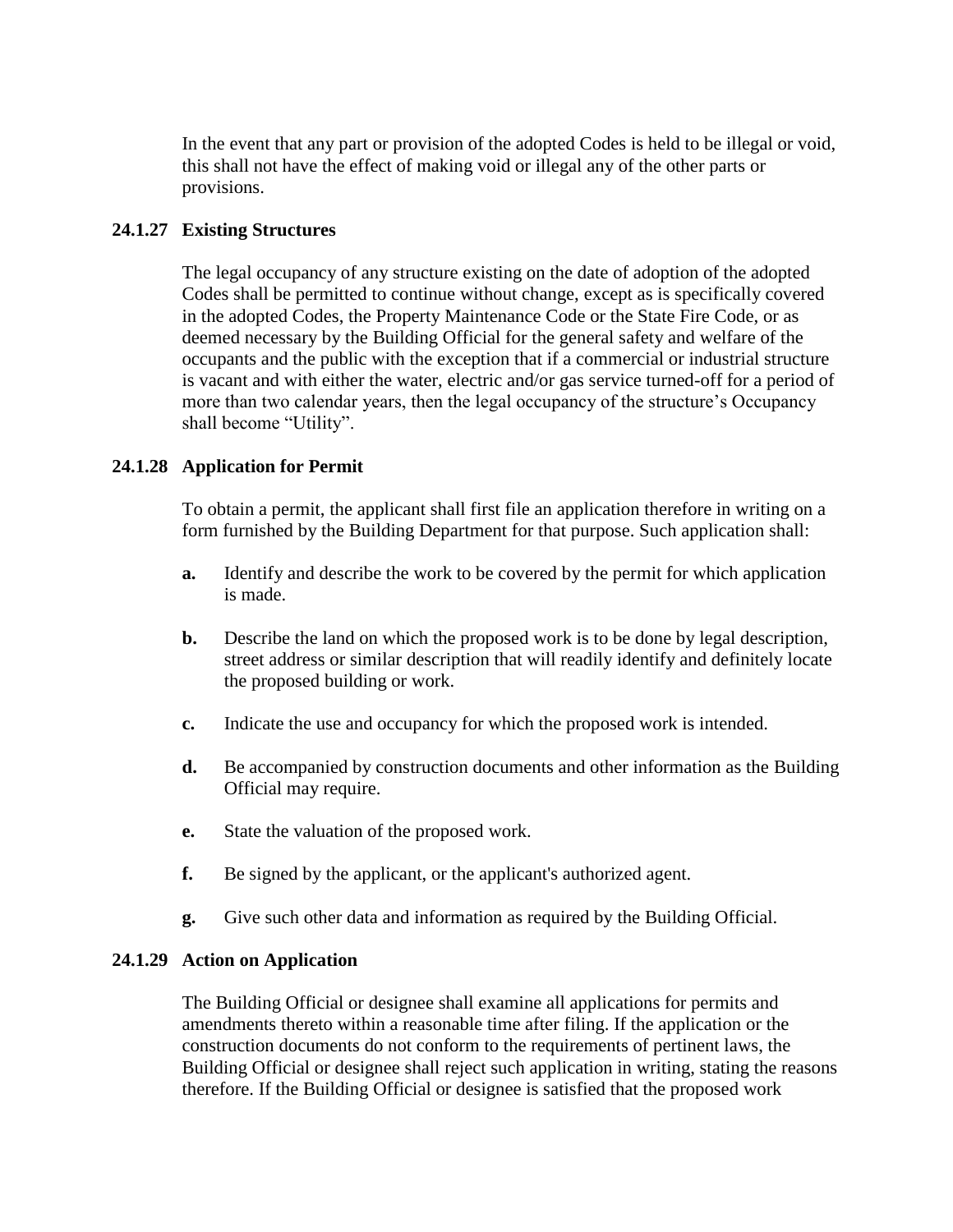In the event that any part or provision of the adopted Codes is held to be illegal or void, this shall not have the effect of making void or illegal any of the other parts or provisions.

### 24.1.27 Existing Structures

The legal occupancy of any structure existing on the date of adoption of the adopted Codes shall be permitted to continue without change, except as is specifically covered in the adopted Codes, the Property Maintenance Code or the State Fire Code, or as deemed necessary by the Building Official for the general safety and welfare of the occupants and the public with the exception that if a commercial or industrial structure is vacant and with either the water, electric and/or gas service turned-off for a period of more than two calendar years, then the legal occupancy of the structure's Occupancy shall become "Utility".

### 24.1.28 Application for Permit

To obtain a permit, the applicant shall first file an application therefore in writing on a form furnished by the Building Department for that purpose. Such application shall:

**a.** Identify and describe the work to be covered by the permit for which application is made.

**b.** Describe the land on which the proposed work is to be done by legal description, street address or similar description that will readily identify and definitely locate the proposed building or work.

**c.** Indicate the use and occupancy for which the proposed work is intended.

**d.** Be accompanied by construction documents and other information as the Building Official may require.

**e.** State the valuation of the proposed work.

**f.** Be signed by the applicant, or the applicant's authorized agent.

**g.** Give such other data and information as required by the Building Official.

### 24.1.29 Action on Application

The Building Official or designee shall examine all applications for permits and amendments thereto within a reasonable time after filing. If the application or the construction documents do not conform to the requirements of pertinent laws, the Building Official or designee shall reject such application in writing, stating the reasons therefore. If the Building Official or designee is satisfied that the proposed work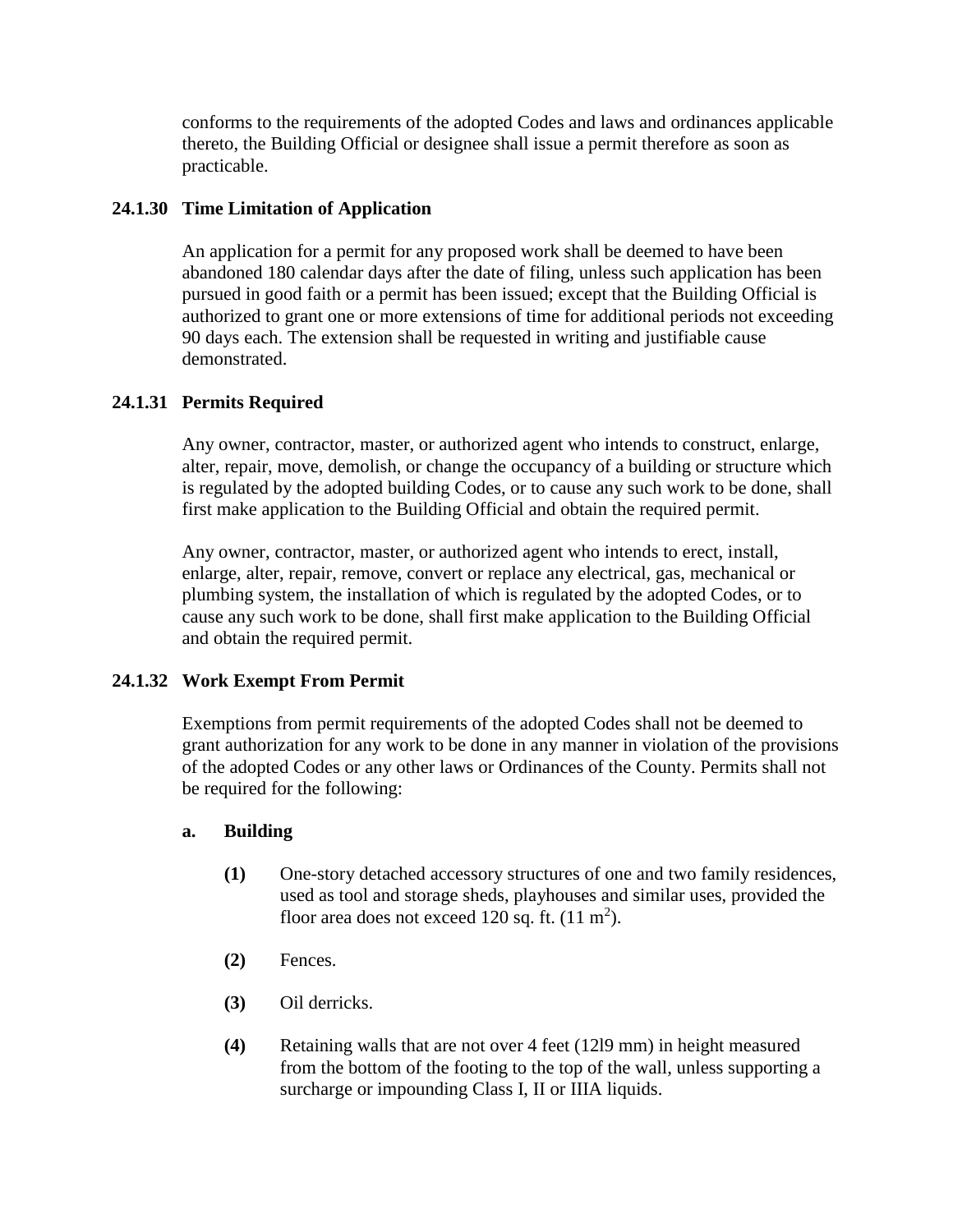conforms to the requirements of the adopted Codes and laws and ordinances applicable thereto, the Building Official or designee shall issue a permit therefore as soon as practicable.

### 24.1.30 Time Limitation of Application

An application for a permit for any proposed work shall be deemed to have been abandoned 180 calendar days after the date of filing, unless such application has been pursued in good faith or a permit has been issued; except that the Building Official is authorized to grant one or more extensions of time for additional periods not exceeding 90 days each. The extension shall be requested in writing and justifiable cause demonstrated.

### 24.1.31 Permits Required

Any owner, contractor, master, or authorized agent who intends to construct, enlarge, alter, repair, move, demolish, or change the occupancy of a building or structure which is regulated by the adopted building Codes, or to cause any such work to be done, shall first make application to the Building Official and obtain the required permit.

Any owner, contractor, master, or authorized agent who intends to erect, install, enlarge, alter, repair, remove, convert or replace any electrical, gas, mechanical or plumbing system, the installation of which is regulated by the adopted Codes, or to cause any such work to be done, shall first make application to the Building Official and obtain the required permit.

### 24.1.32 Work Exempt From Permit

Exemptions from permit requirements of the adopted Codes shall not be deemed to grant authorization for any work to be done in any manner in violation of the provisions of the adopted Codes or any other laws or Ordinances of the County. Permits shall not be required for the following:

**a. Building**

**(1)** One-story detached accessory structures of one and two family residences, used as tool and storage sheds, playhouses and similar uses, provided the floor area does not exceed 120 sq. ft. (11 $m^2$).

**(2)** Fences.

**(3)** Oil derricks.

**(4)** Retaining walls that are not over 4 feet (12l9 mm) in height measured from the bottom of the footing to the top of the wall, unless supporting a surcharge or impounding Class I, II or IIIA liquids.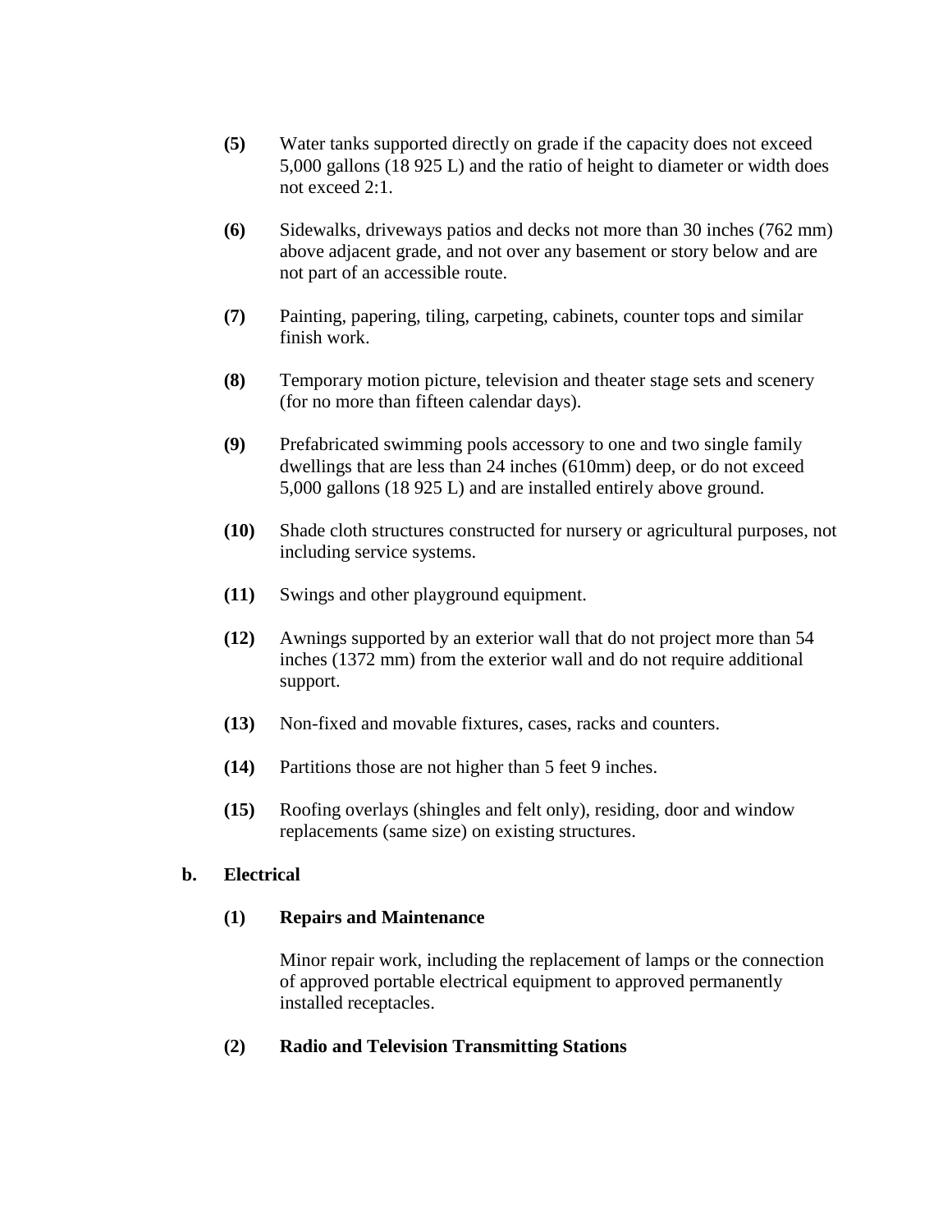**(5)** Water tanks supported directly on grade if the capacity does not exceed 5,000 gallons (18 925 L) and the ratio of height to diameter or width does not exceed 2:1.

**(6)** Sidewalks, driveways patios and decks not more than 30 inches (762 mm) above adjacent grade, and not over any basement or story below and are not part of an accessible route.

**(7)** Painting, papering, tiling, carpeting, cabinets, counter tops and similar finish work.

**(8)** Temporary motion picture, television and theater stage sets and scenery (for no more than fifteen calendar days).

**(9)** Prefabricated swimming pools accessory to one and two single family dwellings that are less than 24 inches (610mm) deep, or do not exceed 5,000 gallons (18 925 L) and are installed entirely above ground.

**(10)** Shade cloth structures constructed for nursery or agricultural purposes, not including service systems.

**(11)** Swings and other playground equipment.

**(12)** Awnings supported by an exterior wall that do not project more than 54 inches (1372 mm) from the exterior wall and do not require additional support.

**(13)** Non-fixed and movable fixtures, cases, racks and counters.

**(14)** Partitions those are not higher than 5 feet 9 inches.

**(15)** Roofing overlays (shingles and felt only), residing, door and window replacements (same size) on existing structures.

**b. Electrical**

**(1) Repairs and Maintenance**

Minor repair work, including the replacement of lamps or the connection of approved portable electrical equipment to approved permanently installed receptacles.

**(2) Radio and Television Transmitting Stations**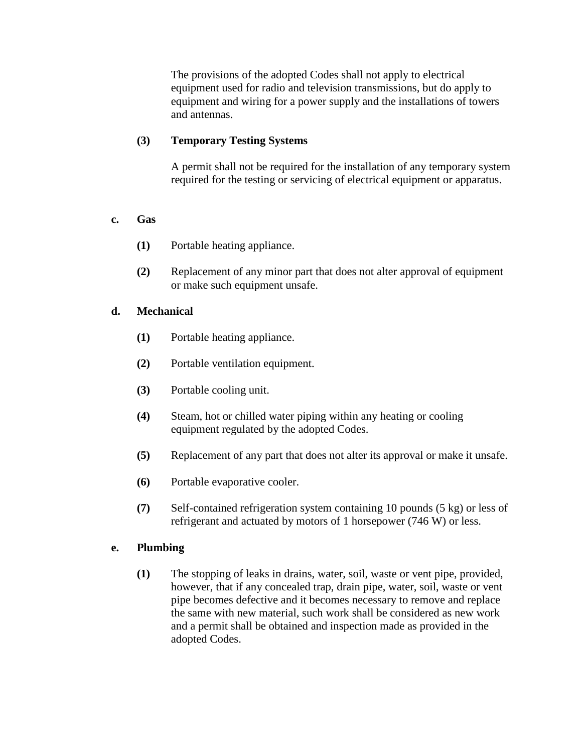The provisions of the adopted Codes shall not apply to electrical equipment used for radio and television transmissions, but do apply to equipment and wiring for a power supply and the installations of towers and antennas.

**(3) Temporary Testing Systems**

A permit shall not be required for the installation of any temporary system required for the testing or servicing of electrical equipment or apparatus.

**c. Gas**

**(1)** Portable heating appliance.

**(2)** Replacement of any minor part that does not alter approval of equipment or make such equipment unsafe.

**d. Mechanical**

**(1)** Portable heating appliance.

**(2)** Portable ventilation equipment.

**(3)** Portable cooling unit.

**(4)** Steam, hot or chilled water piping within any heating or cooling equipment regulated by the adopted Codes.

**(5)** Replacement of any part that does not alter its approval or make it unsafe.

**(6)** Portable evaporative cooler.

**(7)** Self-contained refrigeration system containing 10 pounds (5 kg) or less of refrigerant and actuated by motors of 1 horsepower (746 W) or less.

**e. Plumbing**

**(1)** The stopping of leaks in drains, water, soil, waste or vent pipe, provided, however, that if any concealed trap, drain pipe, water, soil, waste or vent pipe becomes defective and it becomes necessary to remove and replace the same with new material, such work shall be considered as new work and a permit shall be obtained and inspection made as provided in the adopted Codes.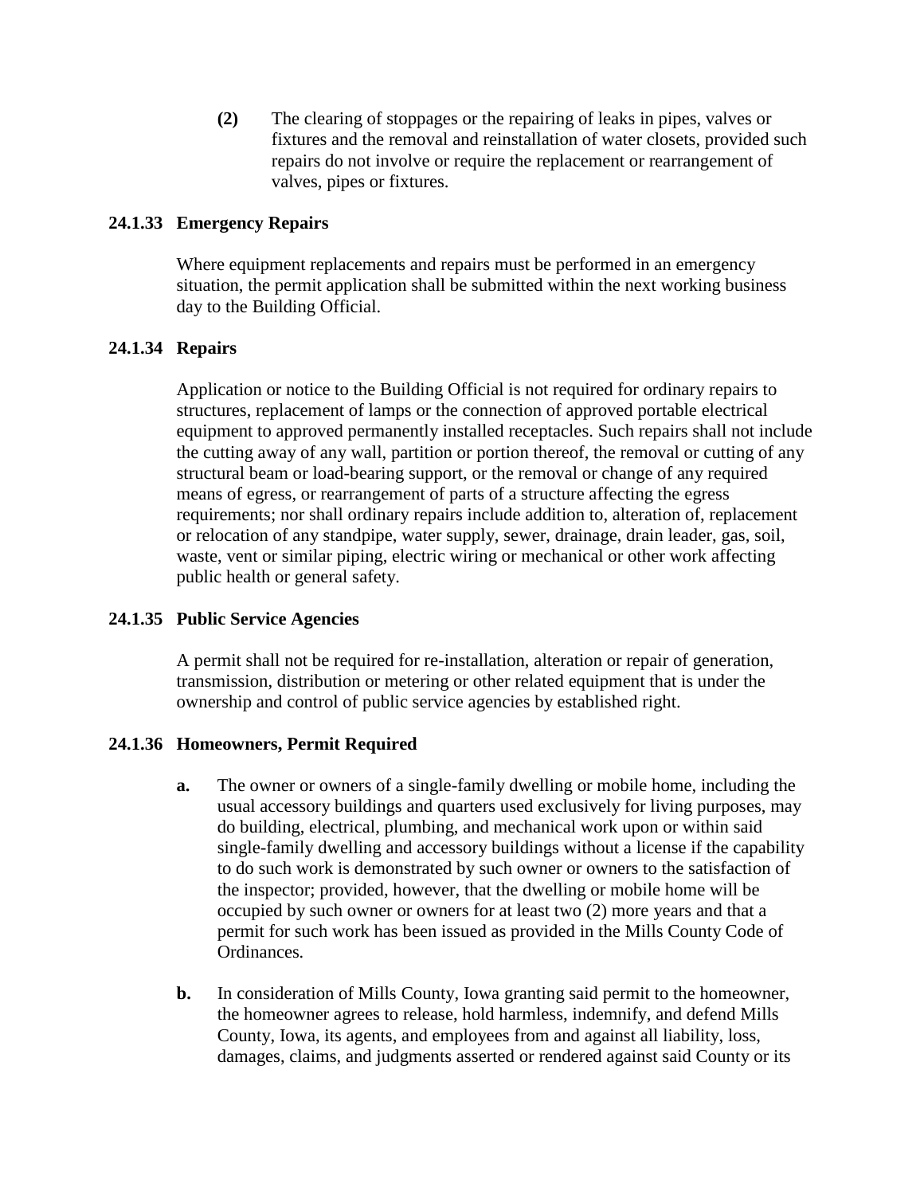**(2)** The clearing of stoppages or the repairing of leaks in pipes, valves or fixtures and the removal and reinstallation of water closets, provided such repairs do not involve or require the replacement or rearrangement of valves, pipes or fixtures.

### 24.1.33 Emergency Repairs

Where equipment replacements and repairs must be performed in an emergency situation, the permit application shall be submitted within the next working business day to the Building Official.

### 24.1.34 Repairs

Application or notice to the Building Official is not required for ordinary repairs to structures, replacement of lamps or the connection of approved portable electrical equipment to approved permanently installed receptacles. Such repairs shall not include the cutting away of any wall, partition or portion thereof, the removal or cutting of any structural beam or load-bearing support, or the removal or change of any required means of egress, or rearrangement of parts of a structure affecting the egress requirements; nor shall ordinary repairs include addition to, alteration of, replacement or relocation of any standpipe, water supply, sewer, drainage, drain leader, gas, soil, waste, vent or similar piping, electric wiring or mechanical or other work affecting public health or general safety.

### 24.1.35 Public Service Agencies

A permit shall not be required for re-installation, alteration or repair of generation, transmission, distribution or metering or other related equipment that is under the ownership and control of public service agencies by established right.

### 24.1.36 Homeowners, Permit Required

**a.** The owner or owners of a single-family dwelling or mobile home, including the usual accessory buildings and quarters used exclusively for living purposes, may do building, electrical, plumbing, and mechanical work upon or within said single-family dwelling and accessory buildings without a license if the capability to do such work is demonstrated by such owner or owners to the satisfaction of the inspector; provided, however, that the dwelling or mobile home will be occupied by such owner or owners for at least two (2) more years and that a permit for such work has been issued as provided in the Mills County Code of Ordinances.

**b.** In consideration of Mills County, Iowa granting said permit to the homeowner, the homeowner agrees to release, hold harmless, indemnify, and defend Mills County, Iowa, its agents, and employees from and against all liability, loss, damages, claims, and judgments asserted or rendered against said County or its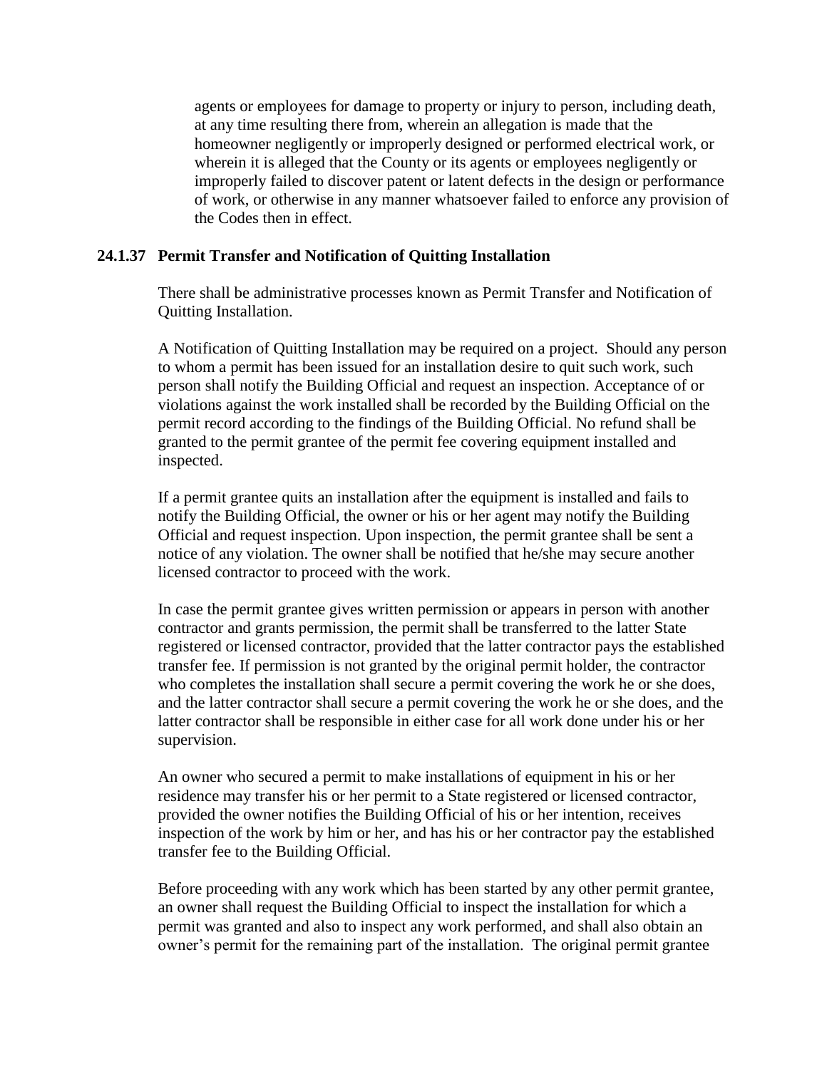agents or employees for damage to property or injury to person, including death, at any time resulting there from, wherein an allegation is made that the homeowner negligently or improperly designed or performed electrical work, or wherein it is alleged that the County or its agents or employees negligently or improperly failed to discover patent or latent defects in the design or performance of work, or otherwise in any manner whatsoever failed to enforce any provision of the Codes then in effect.

### 24.1.37 Permit Transfer and Notification of Quitting Installation

There shall be administrative processes known as Permit Transfer and Notification of Quitting Installation.

A Notification of Quitting Installation may be required on a project. Should any person to whom a permit has been issued for an installation desire to quit such work, such person shall notify the Building Official and request an inspection. Acceptance of or violations against the work installed shall be recorded by the Building Official on the permit record according to the findings of the Building Official. No refund shall be granted to the permit grantee of the permit fee covering equipment installed and inspected.

If a permit grantee quits an installation after the equipment is installed and fails to notify the Building Official, the owner or his or her agent may notify the Building Official and request inspection. Upon inspection, the permit grantee shall be sent a notice of any violation. The owner shall be notified that he/she may secure another licensed contractor to proceed with the work.

In case the permit grantee gives written permission or appears in person with another contractor and grants permission, the permit shall be transferred to the latter State registered or licensed contractor, provided that the latter contractor pays the established transfer fee. If permission is not granted by the original permit holder, the contractor who completes the installation shall secure a permit covering the work he or she does, and the latter contractor shall secure a permit covering the work he or she does, and the latter contractor shall be responsible in either case for all work done under his or her supervision.

An owner who secured a permit to make installations of equipment in his or her residence may transfer his or her permit to a State registered or licensed contractor, provided the owner notifies the Building Official of his or her intention, receives inspection of the work by him or her, and has his or her contractor pay the established transfer fee to the Building Official.

Before proceeding with any work which has been started by any other permit grantee, an owner shall request the Building Official to inspect the installation for which a permit was granted and also to inspect any work performed, and shall also obtain an owner's permit for the remaining part of the installation. The original permit grantee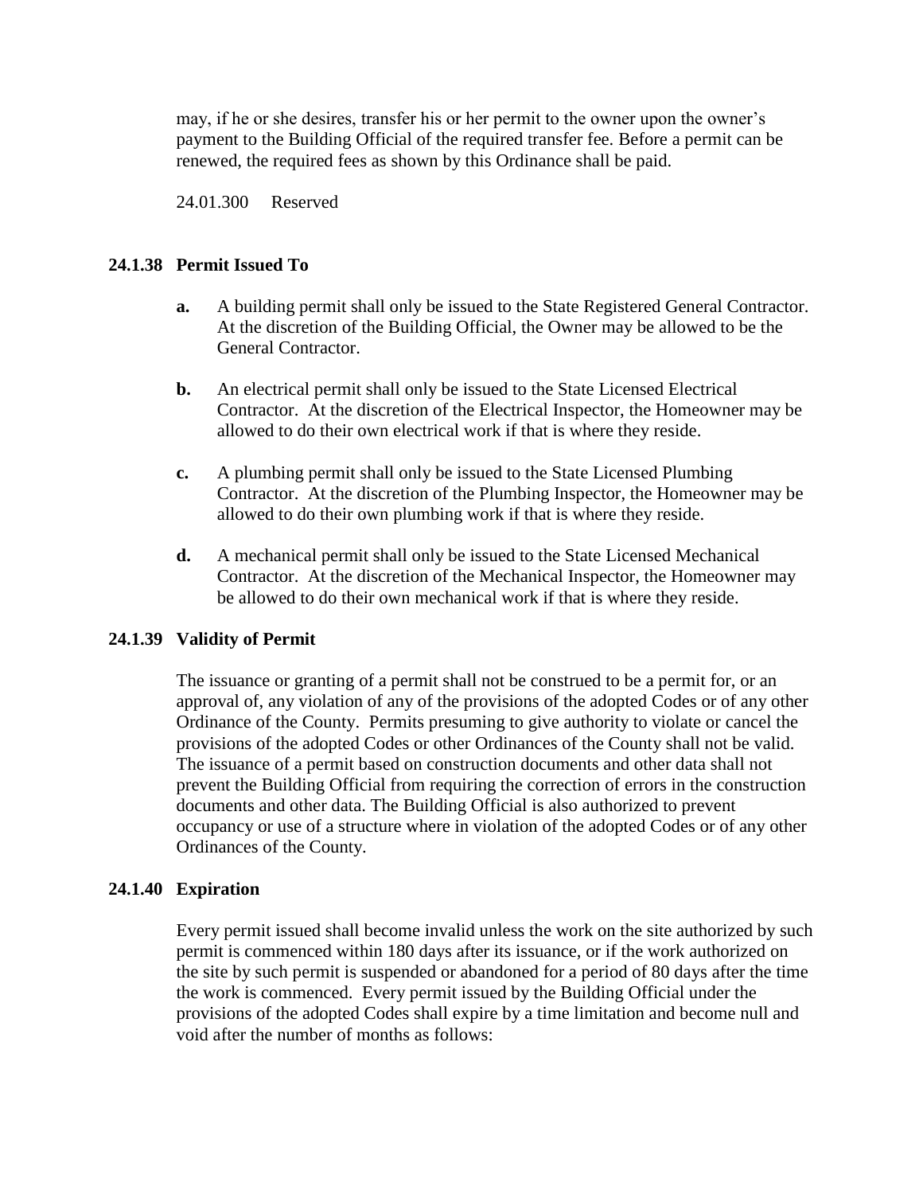may, if he or she desires, transfer his or her permit to the owner upon the owner's payment to the Building Official of the required transfer fee. Before a permit can be renewed, the required fees as shown by this Ordinance shall be paid.

24.01.300 Reserved

### 24.1.38 Permit Issued To

**a.** A building permit shall only be issued to the State Registered General Contractor. At the discretion of the Building Official, the Owner may be allowed to be the General Contractor.

**b.** An electrical permit shall only be issued to the State Licensed Electrical Contractor. At the discretion of the Electrical Inspector, the Homeowner may be allowed to do their own electrical work if that is where they reside.

**c.** A plumbing permit shall only be issued to the State Licensed Plumbing Contractor. At the discretion of the Plumbing Inspector, the Homeowner may be allowed to do their own plumbing work if that is where they reside.

**d.** A mechanical permit shall only be issued to the State Licensed Mechanical Contractor. At the discretion of the Mechanical Inspector, the Homeowner may be allowed to do their own mechanical work if that is where they reside.

### 24.1.39 Validity of Permit

The issuance or granting of a permit shall not be construed to be a permit for, or an approval of, any violation of any of the provisions of the adopted Codes or of any other Ordinance of the County. Permits presuming to give authority to violate or cancel the provisions of the adopted Codes or other Ordinances of the County shall not be valid. The issuance of a permit based on construction documents and other data shall not prevent the Building Official from requiring the correction of errors in the construction documents and other data. The Building Official is also authorized to prevent occupancy or use of a structure where in violation of the adopted Codes or of any other Ordinances of the County.

### 24.1.40 Expiration

Every permit issued shall become invalid unless the work on the site authorized by such permit is commenced within 180 days after its issuance, or if the work authorized on the site by such permit is suspended or abandoned for a period of 80 days after the time the work is commenced. Every permit issued by the Building Official under the provisions of the adopted Codes shall expire by a time limitation and become null and void after the number of months as follows: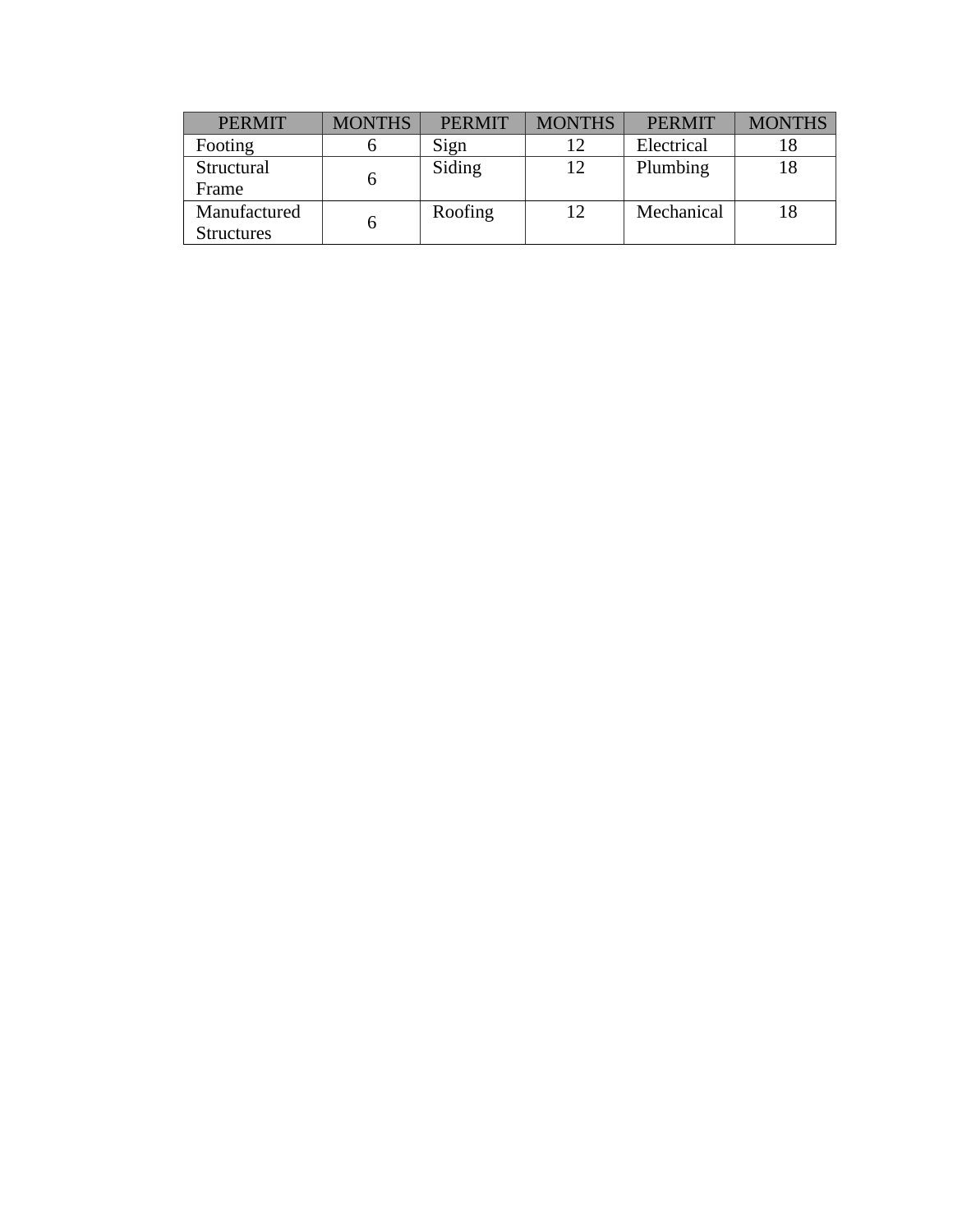| PERMIT | MONTHS | PERMIT | MONTHS | PERMIT | MONTHS |
| --- | --- | --- | --- | --- | --- |
| Footing | 6 | Sign | 12 | Electrical | 18 |
| Structural Frame | 6 | Siding | 12 | Plumbing | 18 |
| Manufactured Structures | 6 | Roofing | 12 | Mechanical | 18 |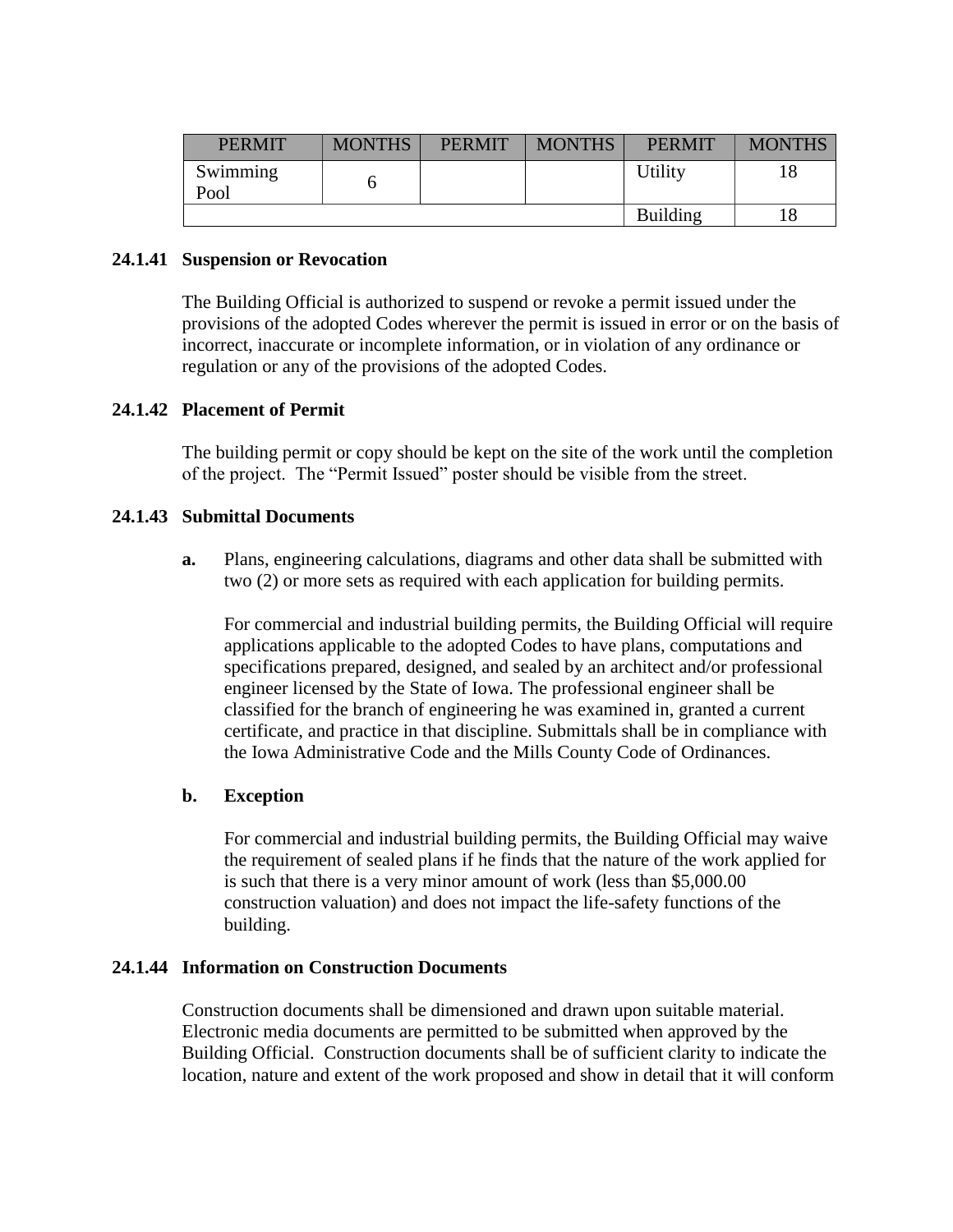| PERMIT | MONTHS | PERMIT | MONTHS | PERMIT | MONTHS |
|---|---|---|---|---|---|
| Swimming Pool | 6 | | | Utility | 18 |
| | | | | Building | 18 |

**24.1.41 Suspension or Revocation**

The Building Official is authorized to suspend or revoke a permit issued under the provisions of the adopted Codes wherever the permit is issued in error or on the basis of incorrect, inaccurate or incomplete information, or in violation of any ordinance or regulation or any of the provisions of the adopted Codes.

**24.1.42 Placement of Permit**

The building permit or copy should be kept on the site of the work until the completion of the project. The "Permit Issued" poster should be visible from the street.

**24.1.43 Submittal Documents**

**a.** Plans, engineering calculations, diagrams and other data shall be submitted with two (2) or more sets as required with each application for building permits.

For commercial and industrial building permits, the Building Official will require applications applicable to the adopted Codes to have plans, computations and specifications prepared, designed, and sealed by an architect and/or professional engineer licensed by the State of Iowa. The professional engineer shall be classified for the branch of engineering he was examined in, granted a current certificate, and practice in that discipline. Submittals shall be in compliance with the Iowa Administrative Code and the Mills County Code of Ordinances.

**b. Exception**

For commercial and industrial building permits, the Building Official may waive the requirement of sealed plans if he finds that the nature of the work applied for is such that there is a very minor amount of work (less than $5,000.00 construction valuation) and does not impact the life-safety functions of the building.

**24.1.44 Information on Construction Documents**

Construction documents shall be dimensioned and drawn upon suitable material. Electronic media documents are permitted to be submitted when approved by the Building Official. Construction documents shall be of sufficient clarity to indicate the location, nature and extent of the work proposed and show in detail that it will conform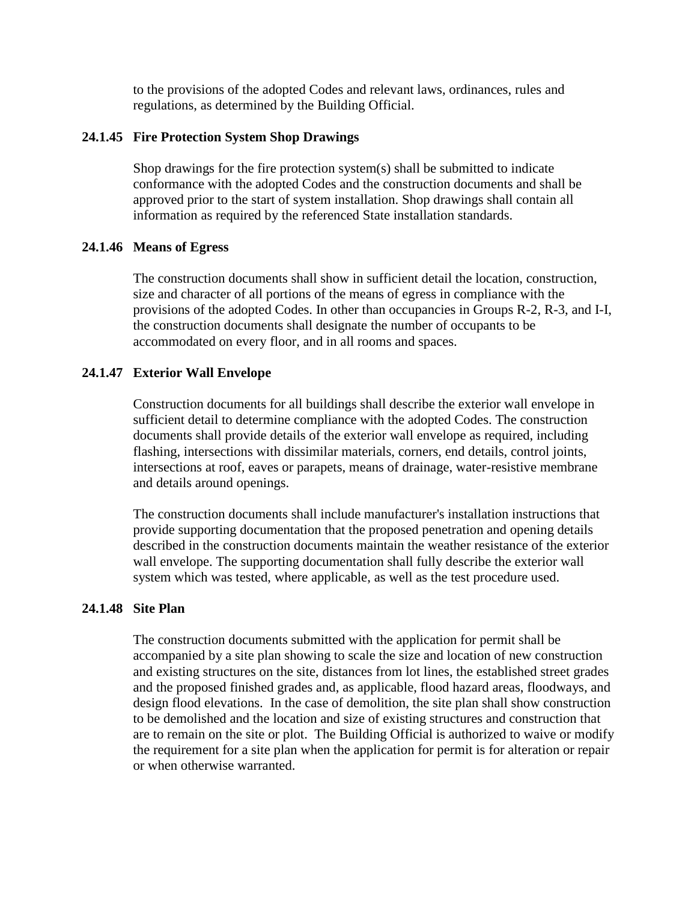to the provisions of the adopted Codes and relevant laws, ordinances, rules and regulations, as determined by the Building Official.

### 24.1.45 Fire Protection System Shop Drawings

Shop drawings for the fire protection system(s) shall be submitted to indicate conformance with the adopted Codes and the construction documents and shall be approved prior to the start of system installation. Shop drawings shall contain all information as required by the referenced State installation standards.

### 24.1.46 Means of Egress

The construction documents shall show in sufficient detail the location, construction, size and character of all portions of the means of egress in compliance with the provisions of the adopted Codes. In other than occupancies in Groups R-2, R-3, and I-I, the construction documents shall designate the number of occupants to be accommodated on every floor, and in all rooms and spaces.

### 24.1.47 Exterior Wall Envelope

Construction documents for all buildings shall describe the exterior wall envelope in sufficient detail to determine compliance with the adopted Codes. The construction documents shall provide details of the exterior wall envelope as required, including flashing, intersections with dissimilar materials, corners, end details, control joints, intersections at roof, eaves or parapets, means of drainage, water-resistive membrane and details around openings.

The construction documents shall include manufacturer's installation instructions that provide supporting documentation that the proposed penetration and opening details described in the construction documents maintain the weather resistance of the exterior wall envelope. The supporting documentation shall fully describe the exterior wall system which was tested, where applicable, as well as the test procedure used.

### 24.1.48 Site Plan

The construction documents submitted with the application for permit shall be accompanied by a site plan showing to scale the size and location of new construction and existing structures on the site, distances from lot lines, the established street grades and the proposed finished grades and, as applicable, flood hazard areas, floodways, and design flood elevations. In the case of demolition, the site plan shall show construction to be demolished and the location and size of existing structures and construction that are to remain on the site or plot. The Building Official is authorized to waive or modify the requirement for a site plan when the application for permit is for alteration or repair or when otherwise warranted.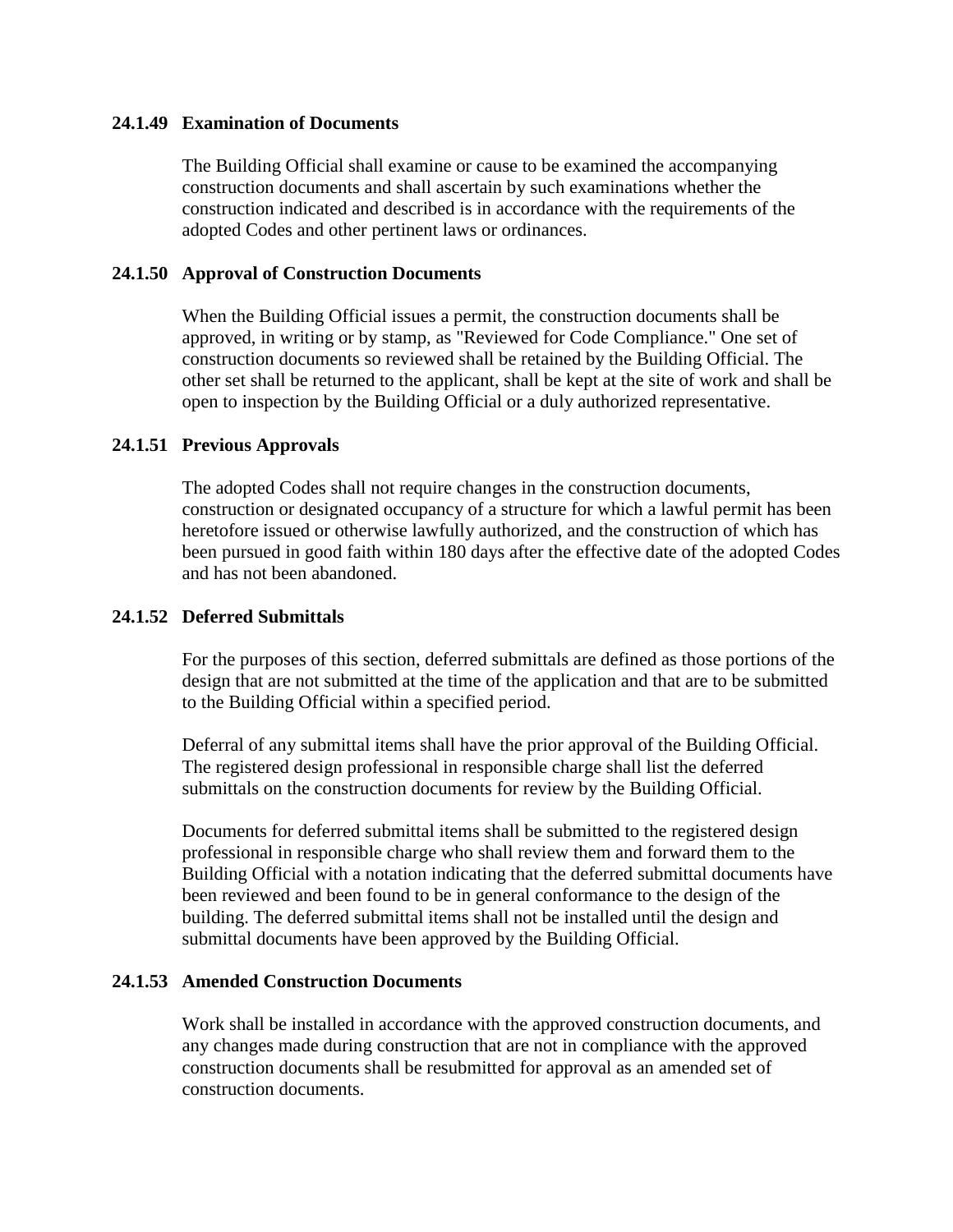### 24.1.49 Examination of Documents

The Building Official shall examine or cause to be examined the accompanying construction documents and shall ascertain by such examinations whether the construction indicated and described is in accordance with the requirements of the adopted Codes and other pertinent laws or ordinances.

### 24.1.50 Approval of Construction Documents

When the Building Official issues a permit, the construction documents shall be approved, in writing or by stamp, as "Reviewed for Code Compliance." One set of construction documents so reviewed shall be retained by the Building Official. The other set shall be returned to the applicant, shall be kept at the site of work and shall be open to inspection by the Building Official or a duly authorized representative.

### 24.1.51 Previous Approvals

The adopted Codes shall not require changes in the construction documents, construction or designated occupancy of a structure for which a lawful permit has been heretofore issued or otherwise lawfully authorized, and the construction of which has been pursued in good faith within 180 days after the effective date of the adopted Codes and has not been abandoned.

### 24.1.52 Deferred Submittals

For the purposes of this section, deferred submittals are defined as those portions of the design that are not submitted at the time of the application and that are to be submitted to the Building Official within a specified period.

Deferral of any submittal items shall have the prior approval of the Building Official. The registered design professional in responsible charge shall list the deferred submittals on the construction documents for review by the Building Official.

Documents for deferred submittal items shall be submitted to the registered design professional in responsible charge who shall review them and forward them to the Building Official with a notation indicating that the deferred submittal documents have been reviewed and been found to be in general conformance to the design of the building. The deferred submittal items shall not be installed until the design and submittal documents have been approved by the Building Official.

### 24.1.53 Amended Construction Documents

Work shall be installed in accordance with the approved construction documents, and any changes made during construction that are not in compliance with the approved construction documents shall be resubmitted for approval as an amended set of construction documents.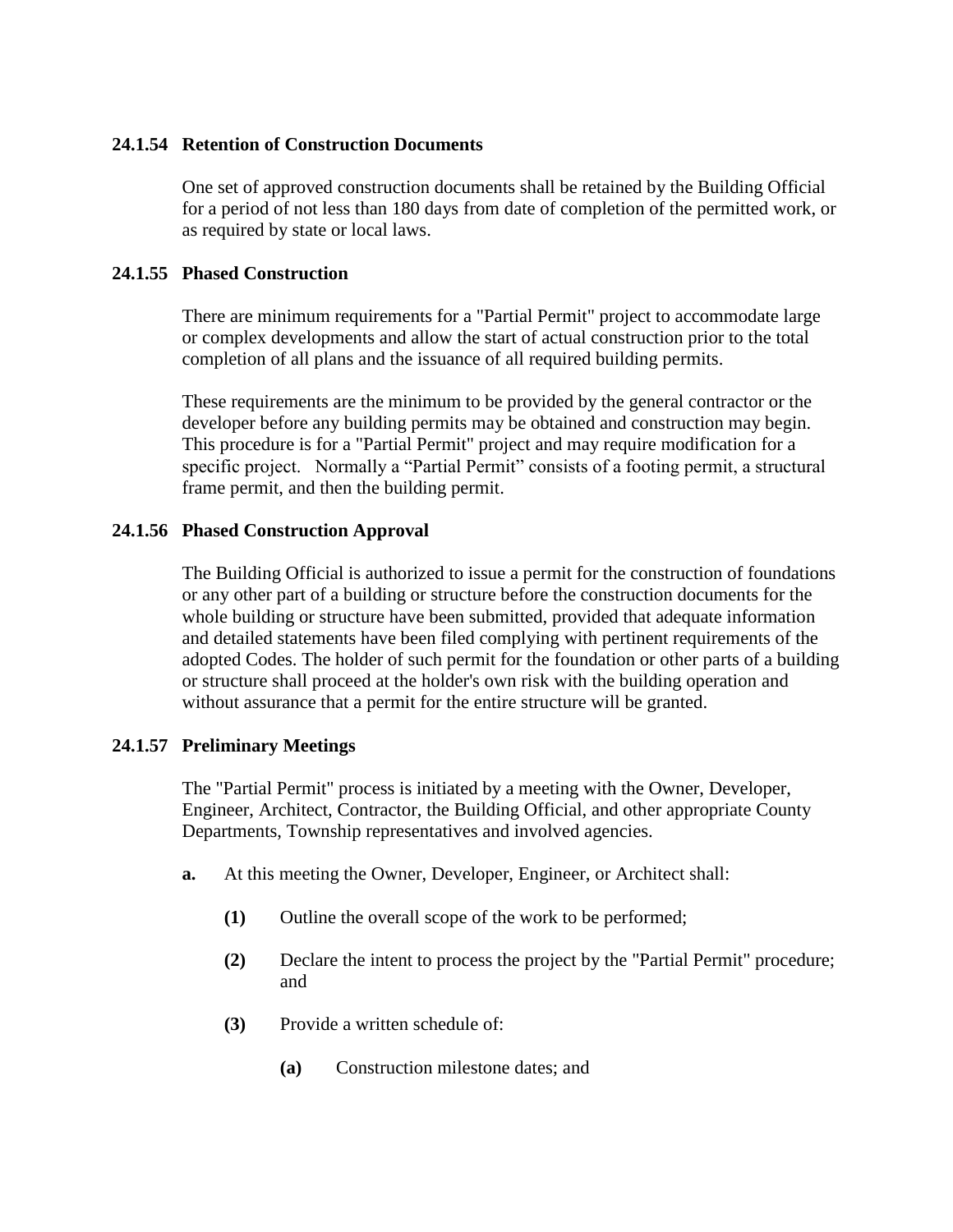### 24.1.54 Retention of Construction Documents

One set of approved construction documents shall be retained by the Building Official for a period of not less than 180 days from date of completion of the permitted work, or as required by state or local laws.

### 24.1.55 Phased Construction

There are minimum requirements for a "Partial Permit" project to accommodate large or complex developments and allow the start of actual construction prior to the total completion of all plans and the issuance of all required building permits.

These requirements are the minimum to be provided by the general contractor or the developer before any building permits may be obtained and construction may begin. This procedure is for a "Partial Permit" project and may require modification for a specific project. Normally a "Partial Permit" consists of a footing permit, a structural frame permit, and then the building permit.

### 24.1.56 Phased Construction Approval

The Building Official is authorized to issue a permit for the construction of foundations or any other part of a building or structure before the construction documents for the whole building or structure have been submitted, provided that adequate information and detailed statements have been filed complying with pertinent requirements of the adopted Codes. The holder of such permit for the foundation or other parts of a building or structure shall proceed at the holder's own risk with the building operation and without assurance that a permit for the entire structure will be granted.

### 24.1.57 Preliminary Meetings

The "Partial Permit" process is initiated by a meeting with the Owner, Developer, Engineer, Architect, Contractor, the Building Official, and other appropriate County Departments, Township representatives and involved agencies.

**a.** At this meeting the Owner, Developer, Engineer, or Architect shall:

- **(1)** Outline the overall scope of the work to be performed;
- **(2)** Declare the intent to process the project by the "Partial Permit" procedure; and
- **(3)** Provide a written schedule of:
  - **(a)** Construction milestone dates; and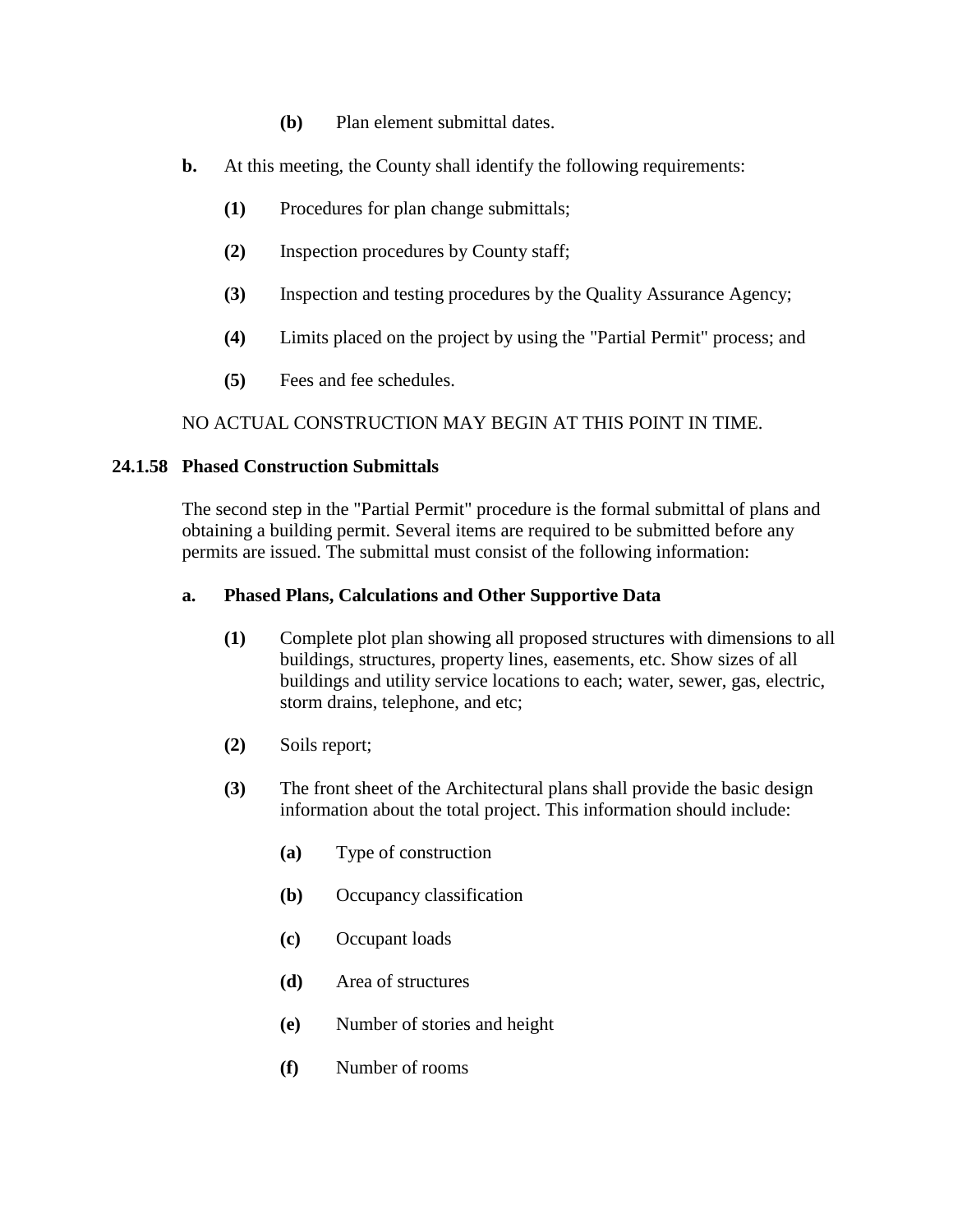**(b)** Plan element submittal dates.

**b.** At this meeting, the County shall identify the following requirements:

**(1)** Procedures for plan change submittals;

**(2)** Inspection procedures by County staff;

**(3)** Inspection and testing procedures by the Quality Assurance Agency;

**(4)** Limits placed on the project by using the "Partial Permit" process; and

**(5)** Fees and fee schedules.

NO ACTUAL CONSTRUCTION MAY BEGIN AT THIS POINT IN TIME.

### 24.1.58 Phased Construction Submittals

The second step in the "Partial Permit" procedure is the formal submittal of plans and obtaining a building permit. Several items are required to be submitted before any permits are issued. The submittal must consist of the following information:

**a. Phased Plans, Calculations and Other Supportive Data**

**(1)** Complete plot plan showing all proposed structures with dimensions to all buildings, structures, property lines, easements, etc. Show sizes of all buildings and utility service locations to each; water, sewer, gas, electric, storm drains, telephone, and etc;

**(2)** Soils report;

**(3)** The front sheet of the Architectural plans shall provide the basic design information about the total project. This information should include:

**(a)** Type of construction

**(b)** Occupancy classification

**(c)** Occupant loads

**(d)** Area of structures

**(e)** Number of stories and height

**(f)** Number of rooms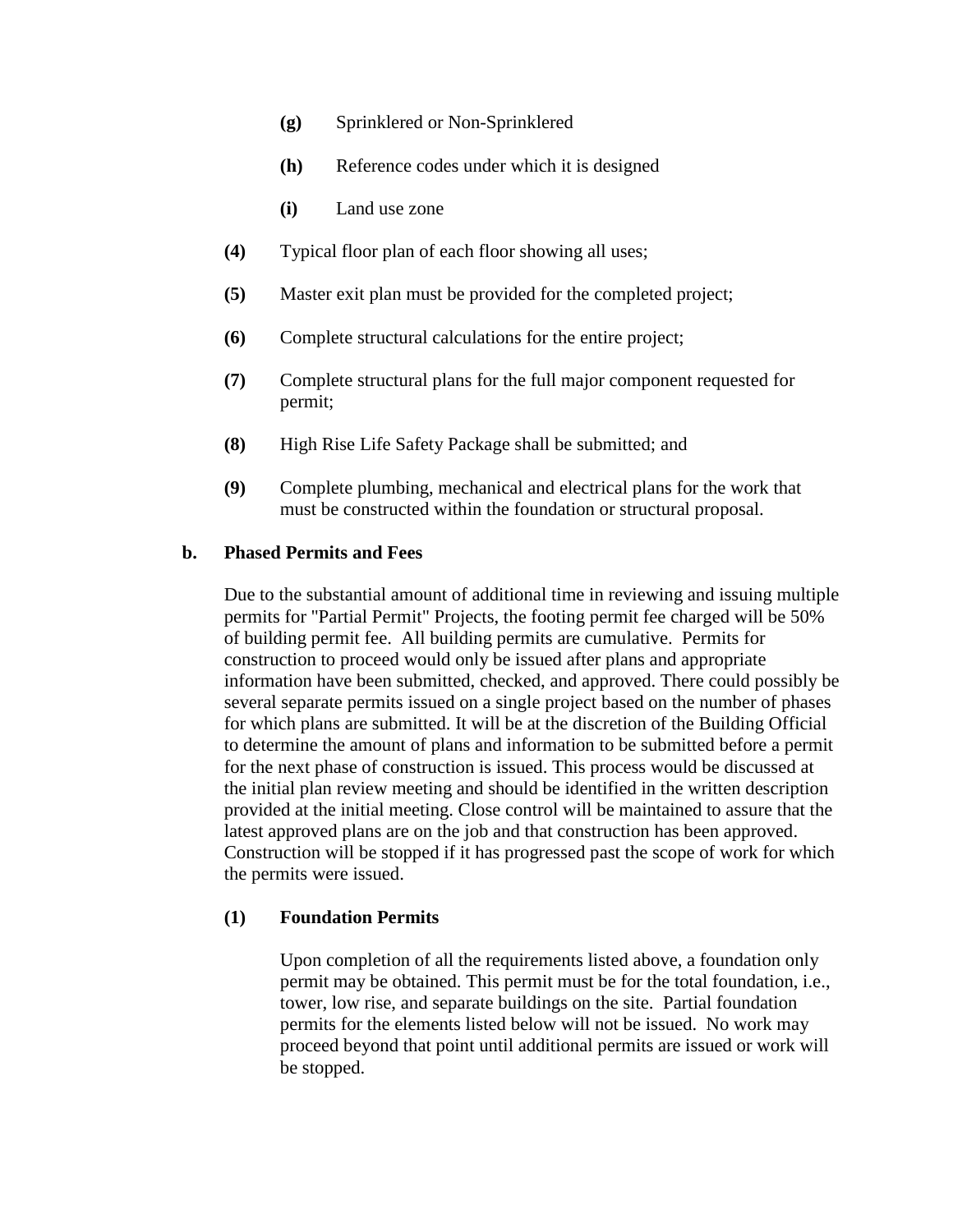- **(g)** Sprinklered or Non-Sprinklered
- **(h)** Reference codes under which it is designed
- **(i)** Land use zone

**(4)** Typical floor plan of each floor showing all uses;

**(5)** Master exit plan must be provided for the completed project;

**(6)** Complete structural calculations for the entire project;

**(7)** Complete structural plans for the full major component requested for permit;

**(8)** High Rise Life Safety Package shall be submitted; and

**(9)** Complete plumbing, mechanical and electrical plans for the work that must be constructed within the foundation or structural proposal.

**b. Phased Permits and Fees**

Due to the substantial amount of additional time in reviewing and issuing multiple permits for "Partial Permit" Projects, the footing permit fee charged will be 50% of building permit fee. All building permits are cumulative. Permits for construction to proceed would only be issued after plans and appropriate information have been submitted, checked, and approved. There could possibly be several separate permits issued on a single project based on the number of phases for which plans are submitted. It will be at the discretion of the Building Official to determine the amount of plans and information to be submitted before a permit for the next phase of construction is issued. This process would be discussed at the initial plan review meeting and should be identified in the written description provided at the initial meeting. Close control will be maintained to assure that the latest approved plans are on the job and that construction has been approved. Construction will be stopped if it has progressed past the scope of work for which the permits were issued.

**(1) Foundation Permits**

Upon completion of all the requirements listed above, a foundation only permit may be obtained. This permit must be for the total foundation, i.e., tower, low rise, and separate buildings on the site. Partial foundation permits for the elements listed below will not be issued. No work may proceed beyond that point until additional permits are issued or work will be stopped.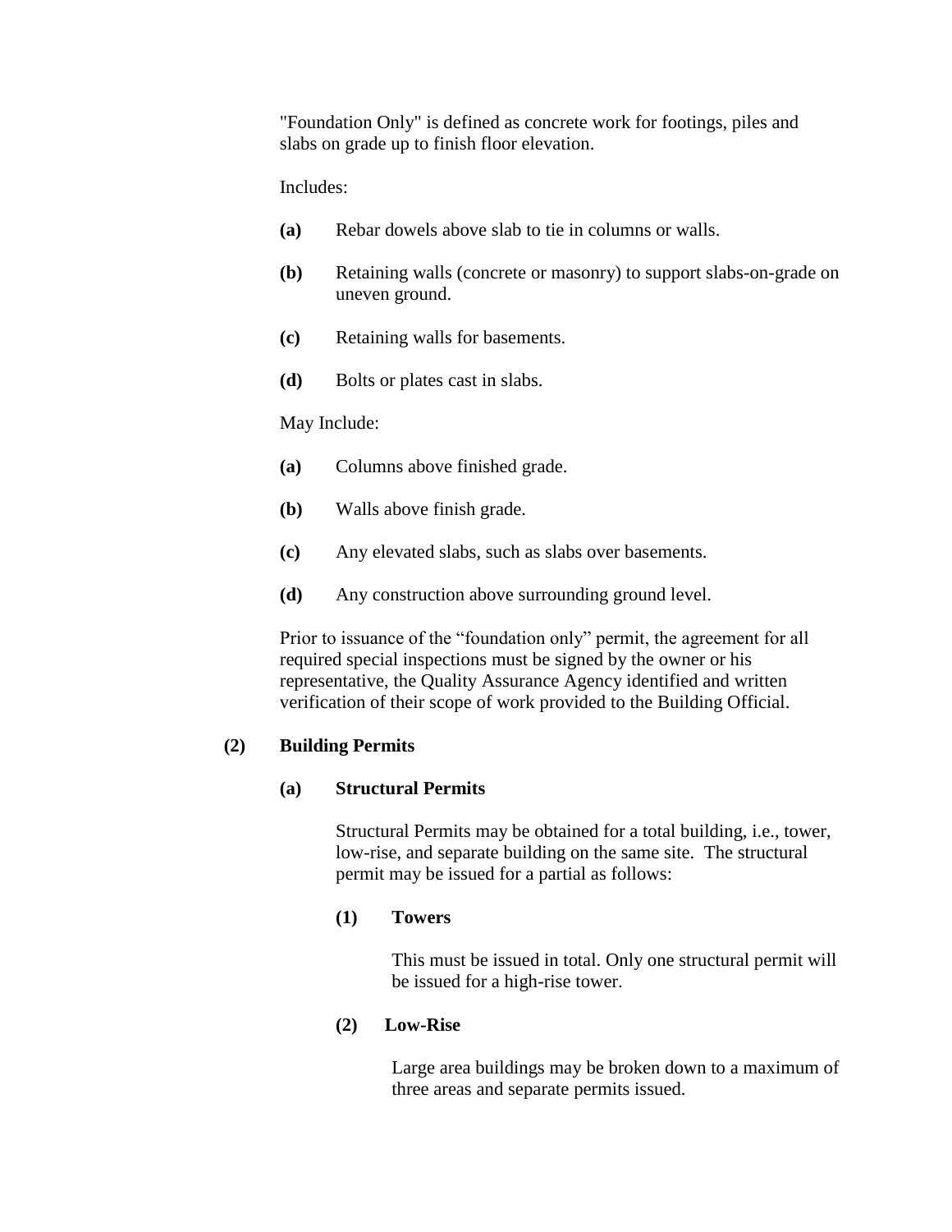"Foundation Only" is defined as concrete work for footings, piles and slabs on grade up to finish floor elevation.

Includes:

**(a)** Rebar dowels above slab to tie in columns or walls.

**(b)** Retaining walls (concrete or masonry) to support slabs-on-grade on uneven ground.

**(c)** Retaining walls for basements.

**(d)** Bolts or plates cast in slabs.

May Include:

**(a)** Columns above finished grade.

**(b)** Walls above finish grade.

**(c)** Any elevated slabs, such as slabs over basements.

**(d)** Any construction above surrounding ground level.

Prior to issuance of the “foundation only” permit, the agreement for all required special inspections must be signed by the owner or his representative, the Quality Assurance Agency identified and written verification of their scope of work provided to the Building Official.

**(2) Building Permits**

**(a) Structural Permits**

Structural Permits may be obtained for a total building, i.e., tower, low-rise, and separate building on the same site. The structural permit may be issued for a partial as follows:

**(1) Towers**

This must be issued in total. Only one structural permit will be issued for a high-rise tower.

**(2) Low-Rise**

Large area buildings may be broken down to a maximum of three areas and separate permits issued.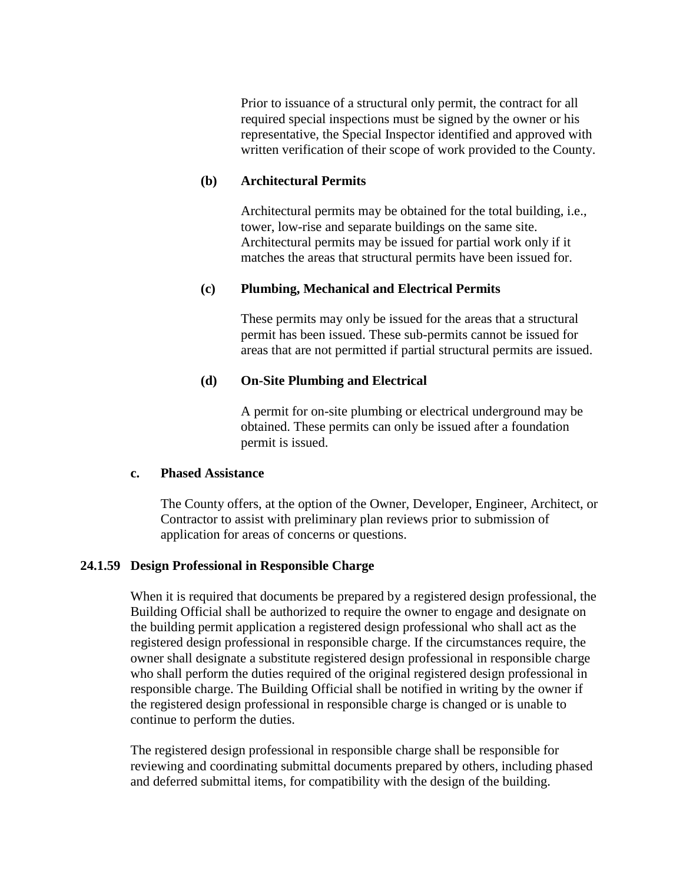Prior to issuance of a structural only permit, the contract for all required special inspections must be signed by the owner or his representative, the Special Inspector identified and approved with written verification of their scope of work provided to the County.

**(b) Architectural Permits**

Architectural permits may be obtained for the total building, i.e., tower, low-rise and separate buildings on the same site. Architectural permits may be issued for partial work only if it matches the areas that structural permits have been issued for.

**(c) Plumbing, Mechanical and Electrical Permits**

These permits may only be issued for the areas that a structural permit has been issued. These sub-permits cannot be issued for areas that are not permitted if partial structural permits are issued.

**(d) On-Site Plumbing and Electrical**

A permit for on-site plumbing or electrical underground may be obtained. These permits can only be issued after a foundation permit is issued.

**c. Phased Assistance**

The County offers, at the option of the Owner, Developer, Engineer, Architect, or Contractor to assist with preliminary plan reviews prior to submission of application for areas of concerns or questions.

## 24.1.59 Design Professional in Responsible Charge

When it is required that documents be prepared by a registered design professional, the Building Official shall be authorized to require the owner to engage and designate on the building permit application a registered design professional who shall act as the registered design professional in responsible charge. If the circumstances require, the owner shall designate a substitute registered design professional in responsible charge who shall perform the duties required of the original registered design professional in responsible charge. The Building Official shall be notified in writing by the owner if the registered design professional in responsible charge is changed or is unable to continue to perform the duties.

The registered design professional in responsible charge shall be responsible for reviewing and coordinating submittal documents prepared by others, including phased and deferred submittal items, for compatibility with the design of the building.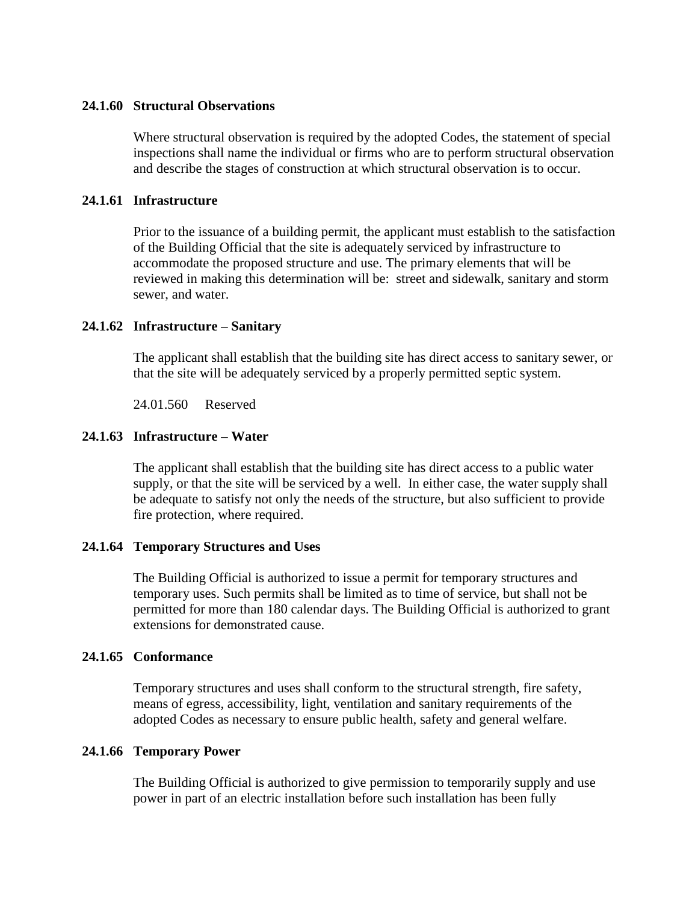### 24.1.60 Structural Observations

Where structural observation is required by the adopted Codes, the statement of special inspections shall name the individual or firms who are to perform structural observation and describe the stages of construction at which structural observation is to occur.

### 24.1.61 Infrastructure

Prior to the issuance of a building permit, the applicant must establish to the satisfaction of the Building Official that the site is adequately serviced by infrastructure to accommodate the proposed structure and use. The primary elements that will be reviewed in making this determination will be: street and sidewalk, sanitary and storm sewer, and water.

### 24.1.62 Infrastructure – Sanitary

The applicant shall establish that the building site has direct access to sanitary sewer, or that the site will be adequately serviced by a properly permitted septic system.

24.01.560 Reserved

### 24.1.63 Infrastructure – Water

The applicant shall establish that the building site has direct access to a public water supply, or that the site will be serviced by a well. In either case, the water supply shall be adequate to satisfy not only the needs of the structure, but also sufficient to provide fire protection, where required.

### 24.1.64 Temporary Structures and Uses

The Building Official is authorized to issue a permit for temporary structures and temporary uses. Such permits shall be limited as to time of service, but shall not be permitted for more than 180 calendar days. The Building Official is authorized to grant extensions for demonstrated cause.

### 24.1.65 Conformance

Temporary structures and uses shall conform to the structural strength, fire safety, means of egress, accessibility, light, ventilation and sanitary requirements of the adopted Codes as necessary to ensure public health, safety and general welfare.

### 24.1.66 Temporary Power

The Building Official is authorized to give permission to temporarily supply and use power in part of an electric installation before such installation has been fully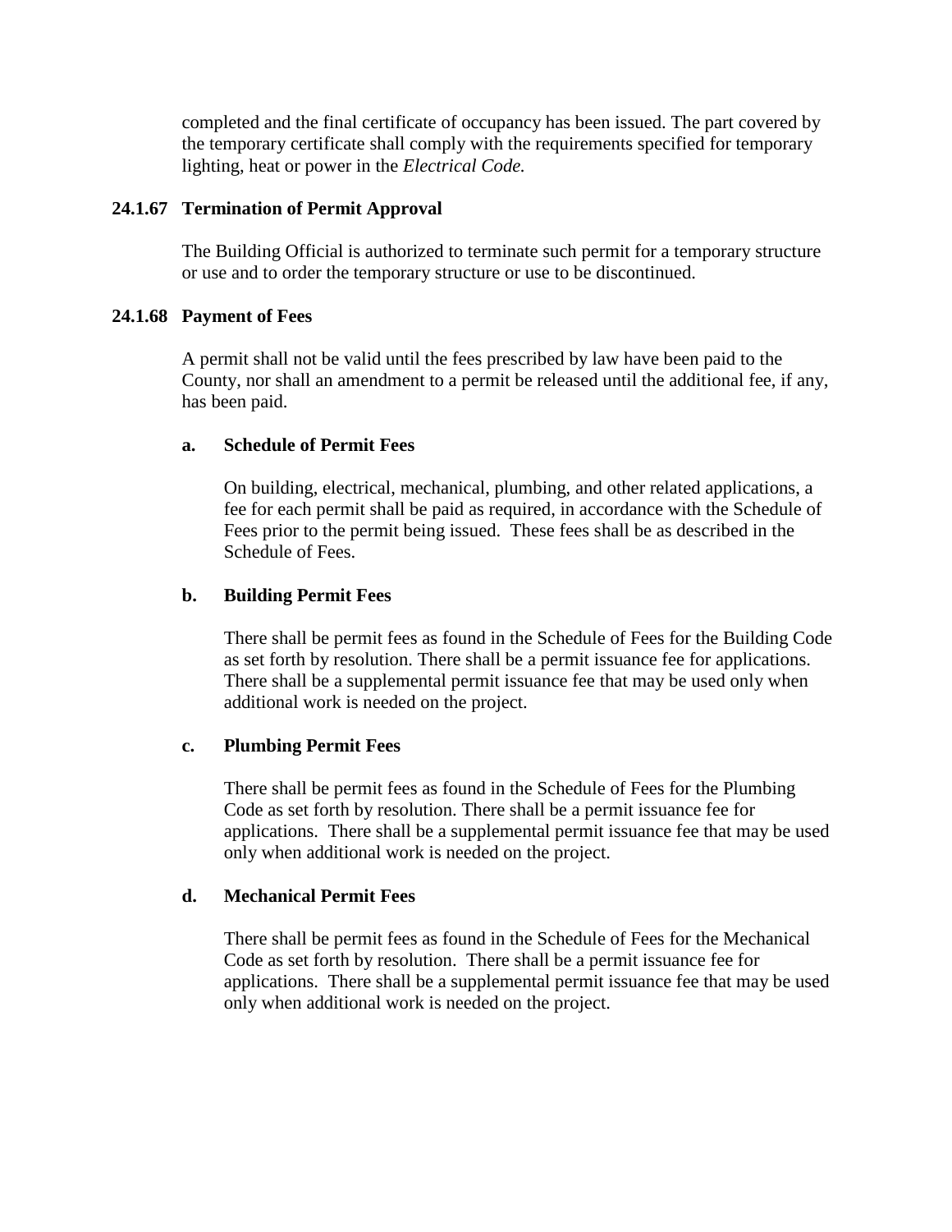completed and the final certificate of occupancy has been issued. The part covered by the temporary certificate shall comply with the requirements specified for temporary lighting, heat or power in the *Electrical Code.*

### 24.1.67 Termination of Permit Approval

The Building Official is authorized to terminate such permit for a temporary structure or use and to order the temporary structure or use to be discontinued.

### 24.1.68 Payment of Fees

A permit shall not be valid until the fees prescribed by law have been paid to the County, nor shall an amendment to a permit be released until the additional fee, if any, has been paid.

#### a. Schedule of Permit Fees

On building, electrical, mechanical, plumbing, and other related applications, a fee for each permit shall be paid as required, in accordance with the Schedule of Fees prior to the permit being issued. These fees shall be as described in the Schedule of Fees.

#### b. Building Permit Fees

There shall be permit fees as found in the Schedule of Fees for the Building Code as set forth by resolution. There shall be a permit issuance fee for applications. There shall be a supplemental permit issuance fee that may be used only when additional work is needed on the project.

#### c. Plumbing Permit Fees

There shall be permit fees as found in the Schedule of Fees for the Plumbing Code as set forth by resolution. There shall be a permit issuance fee for applications. There shall be a supplemental permit issuance fee that may be used only when additional work is needed on the project.

#### d. Mechanical Permit Fees

There shall be permit fees as found in the Schedule of Fees for the Mechanical Code as set forth by resolution. There shall be a permit issuance fee for applications. There shall be a supplemental permit issuance fee that may be used only when additional work is needed on the project.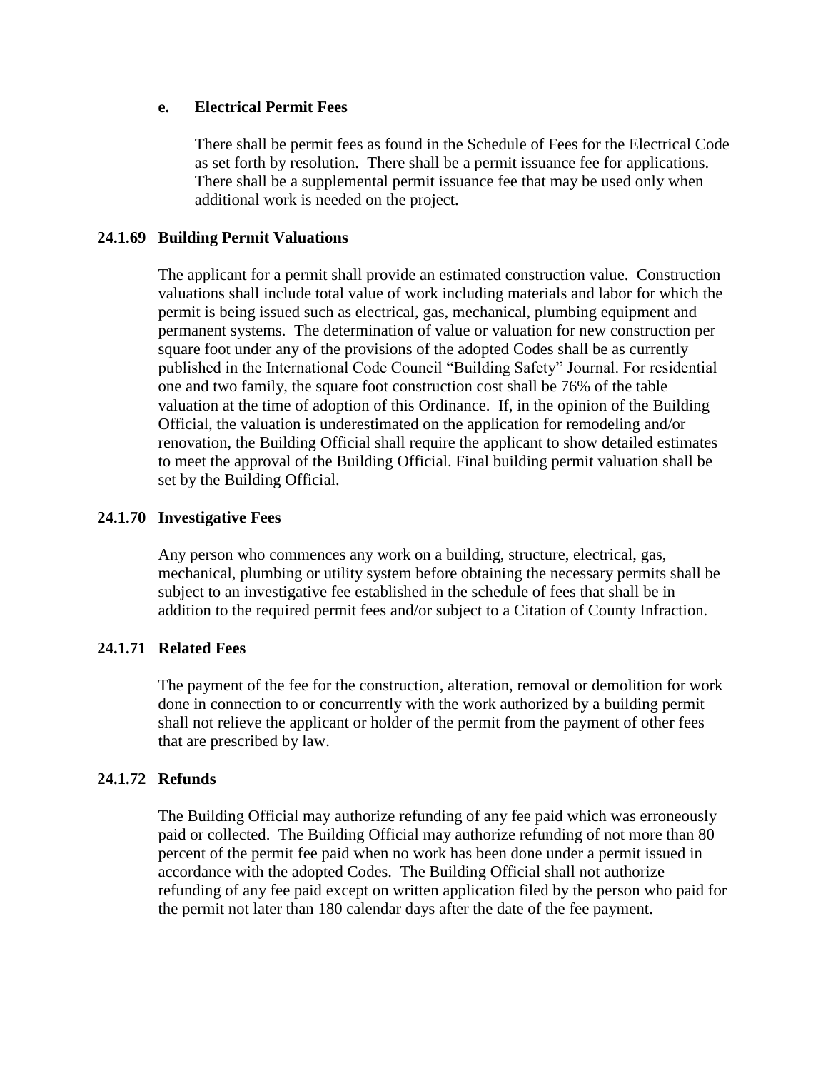**e. Electrical Permit Fees**

There shall be permit fees as found in the Schedule of Fees for the Electrical Code as set forth by resolution. There shall be a permit issuance fee for applications. There shall be a supplemental permit issuance fee that may be used only when additional work is needed on the project.

### 24.1.69 Building Permit Valuations

The applicant for a permit shall provide an estimated construction value. Construction valuations shall include total value of work including materials and labor for which the permit is being issued such as electrical, gas, mechanical, plumbing equipment and permanent systems. The determination of value or valuation for new construction per square foot under any of the provisions of the adopted Codes shall be as currently published in the International Code Council "Building Safety" Journal. For residential one and two family, the square foot construction cost shall be 76% of the table valuation at the time of adoption of this Ordinance. If, in the opinion of the Building Official, the valuation is underestimated on the application for remodeling and/or renovation, the Building Official shall require the applicant to show detailed estimates to meet the approval of the Building Official. Final building permit valuation shall be set by the Building Official.

### 24.1.70 Investigative Fees

Any person who commences any work on a building, structure, electrical, gas, mechanical, plumbing or utility system before obtaining the necessary permits shall be subject to an investigative fee established in the schedule of fees that shall be in addition to the required permit fees and/or subject to a Citation of County Infraction.

### 24.1.71 Related Fees

The payment of the fee for the construction, alteration, removal or demolition for work done in connection to or concurrently with the work authorized by a building permit shall not relieve the applicant or holder of the permit from the payment of other fees that are prescribed by law.

### 24.1.72 Refunds

The Building Official may authorize refunding of any fee paid which was erroneously paid or collected. The Building Official may authorize refunding of not more than 80 percent of the permit fee paid when no work has been done under a permit issued in accordance with the adopted Codes. The Building Official shall not authorize refunding of any fee paid except on written application filed by the person who paid for the permit not later than 180 calendar days after the date of the fee payment.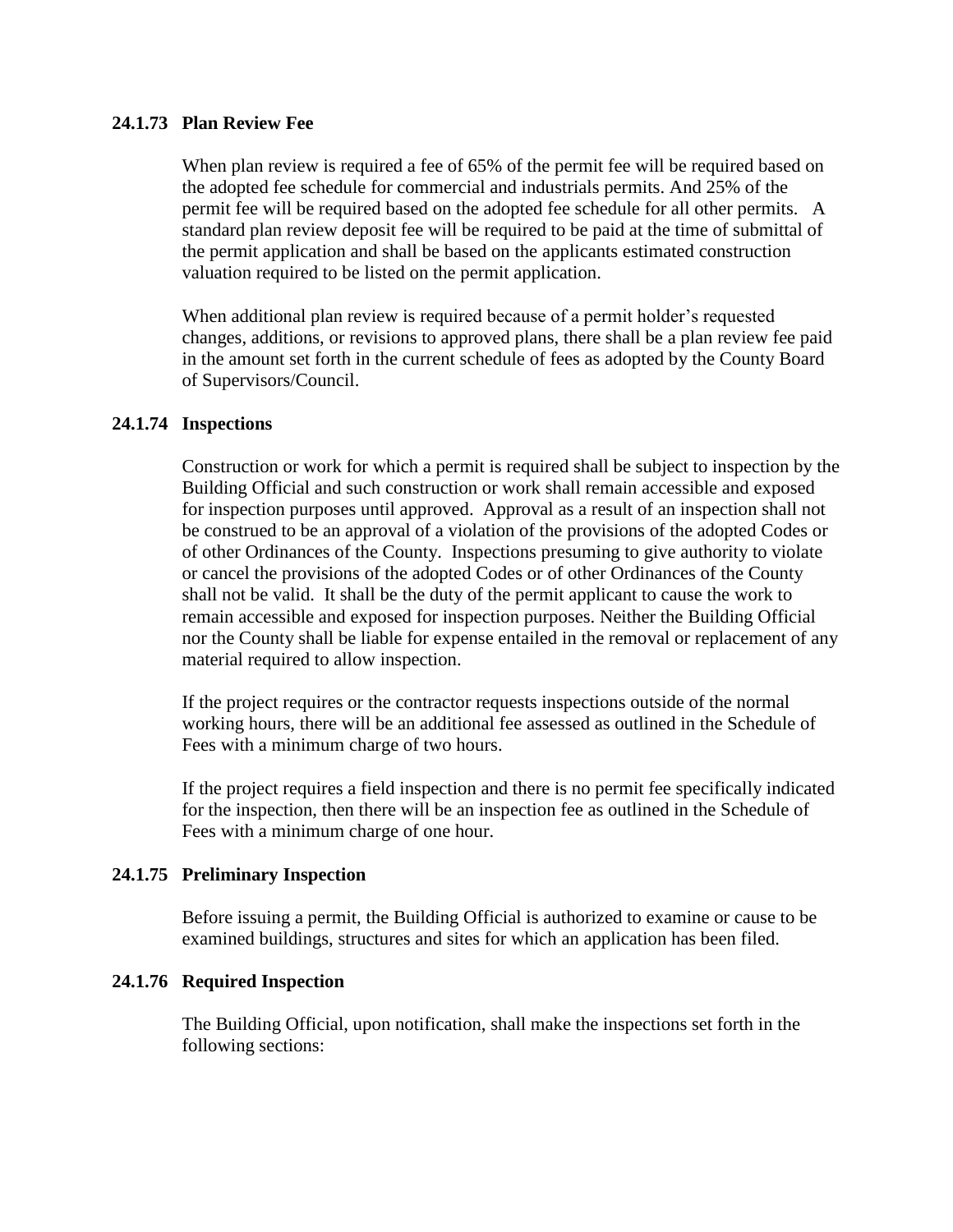### 24.1.73 Plan Review Fee

When plan review is required a fee of 65% of the permit fee will be required based on the adopted fee schedule for commercial and industrials permits. And 25% of the permit fee will be required based on the adopted fee schedule for all other permits. A standard plan review deposit fee will be required to be paid at the time of submittal of the permit application and shall be based on the applicants estimated construction valuation required to be listed on the permit application.

When additional plan review is required because of a permit holder's requested changes, additions, or revisions to approved plans, there shall be a plan review fee paid in the amount set forth in the current schedule of fees as adopted by the County Board of Supervisors/Council.

### 24.1.74 Inspections

Construction or work for which a permit is required shall be subject to inspection by the Building Official and such construction or work shall remain accessible and exposed for inspection purposes until approved. Approval as a result of an inspection shall not be construed to be an approval of a violation of the provisions of the adopted Codes or of other Ordinances of the County. Inspections presuming to give authority to violate or cancel the provisions of the adopted Codes or of other Ordinances of the County shall not be valid. It shall be the duty of the permit applicant to cause the work to remain accessible and exposed for inspection purposes. Neither the Building Official nor the County shall be liable for expense entailed in the removal or replacement of any material required to allow inspection.

If the project requires or the contractor requests inspections outside of the normal working hours, there will be an additional fee assessed as outlined in the Schedule of Fees with a minimum charge of two hours.

If the project requires a field inspection and there is no permit fee specifically indicated for the inspection, then there will be an inspection fee as outlined in the Schedule of Fees with a minimum charge of one hour.

### 24.1.75 Preliminary Inspection

Before issuing a permit, the Building Official is authorized to examine or cause to be examined buildings, structures and sites for which an application has been filed.

### 24.1.76 Required Inspection

The Building Official, upon notification, shall make the inspections set forth in the following sections: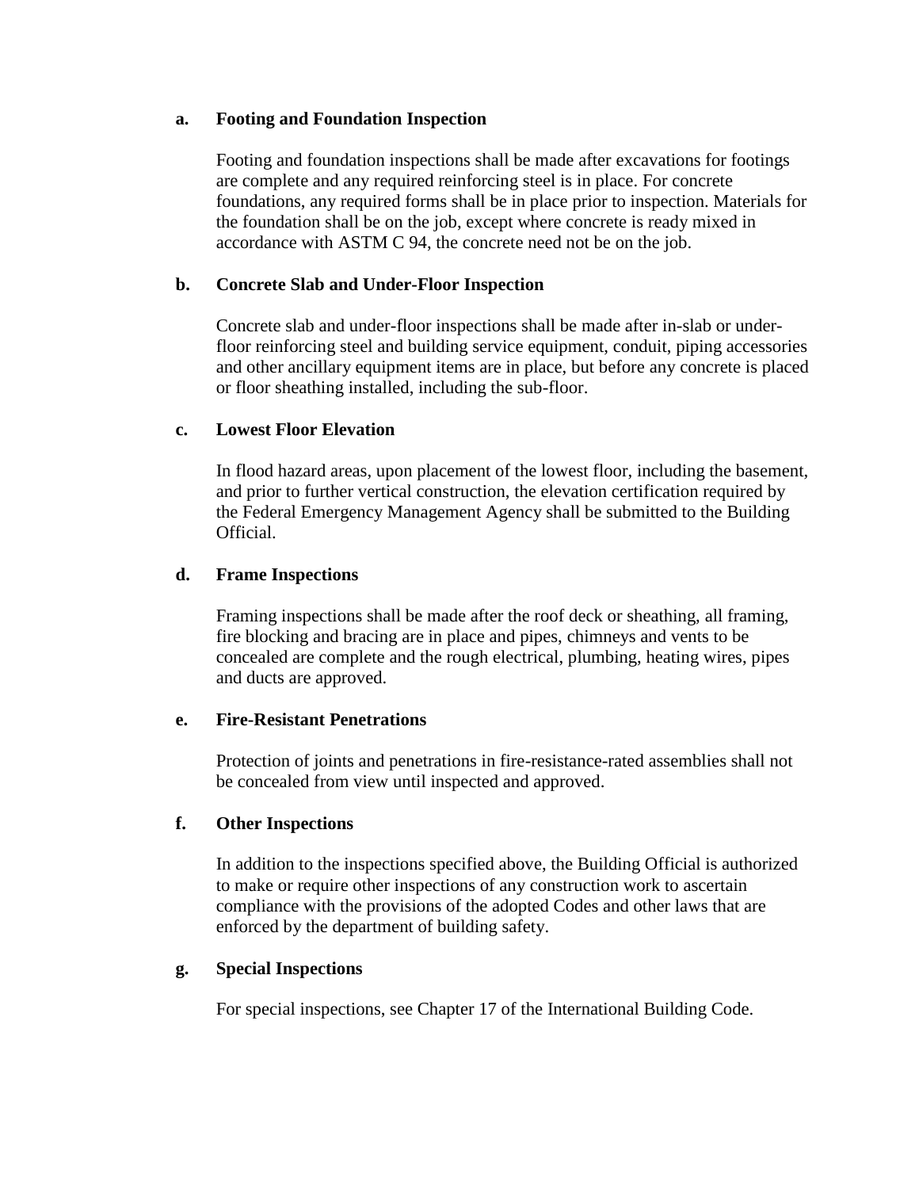**a. Footing and Foundation Inspection**

Footing and foundation inspections shall be made after excavations for footings are complete and any required reinforcing steel is in place. For concrete foundations, any required forms shall be in place prior to inspection. Materials for the foundation shall be on the job, except where concrete is ready mixed in accordance with ASTM C 94, the concrete need not be on the job.

**b. Concrete Slab and Under-Floor Inspection**

Concrete slab and under-floor inspections shall be made after in-slab or under-floor reinforcing steel and building service equipment, conduit, piping accessories and other ancillary equipment items are in place, but before any concrete is placed or floor sheathing installed, including the sub-floor.

**c. Lowest Floor Elevation**

In flood hazard areas, upon placement of the lowest floor, including the basement, and prior to further vertical construction, the elevation certification required by the Federal Emergency Management Agency shall be submitted to the Building Official.

**d. Frame Inspections**

Framing inspections shall be made after the roof deck or sheathing, all framing, fire blocking and bracing are in place and pipes, chimneys and vents to be concealed are complete and the rough electrical, plumbing, heating wires, pipes and ducts are approved.

**e. Fire-Resistant Penetrations**

Protection of joints and penetrations in fire-resistance-rated assemblies shall not be concealed from view until inspected and approved.

**f. Other Inspections**

In addition to the inspections specified above, the Building Official is authorized to make or require other inspections of any construction work to ascertain compliance with the provisions of the adopted Codes and other laws that are enforced by the department of building safety.

**g. Special Inspections**

For special inspections, see Chapter 17 of the International Building Code.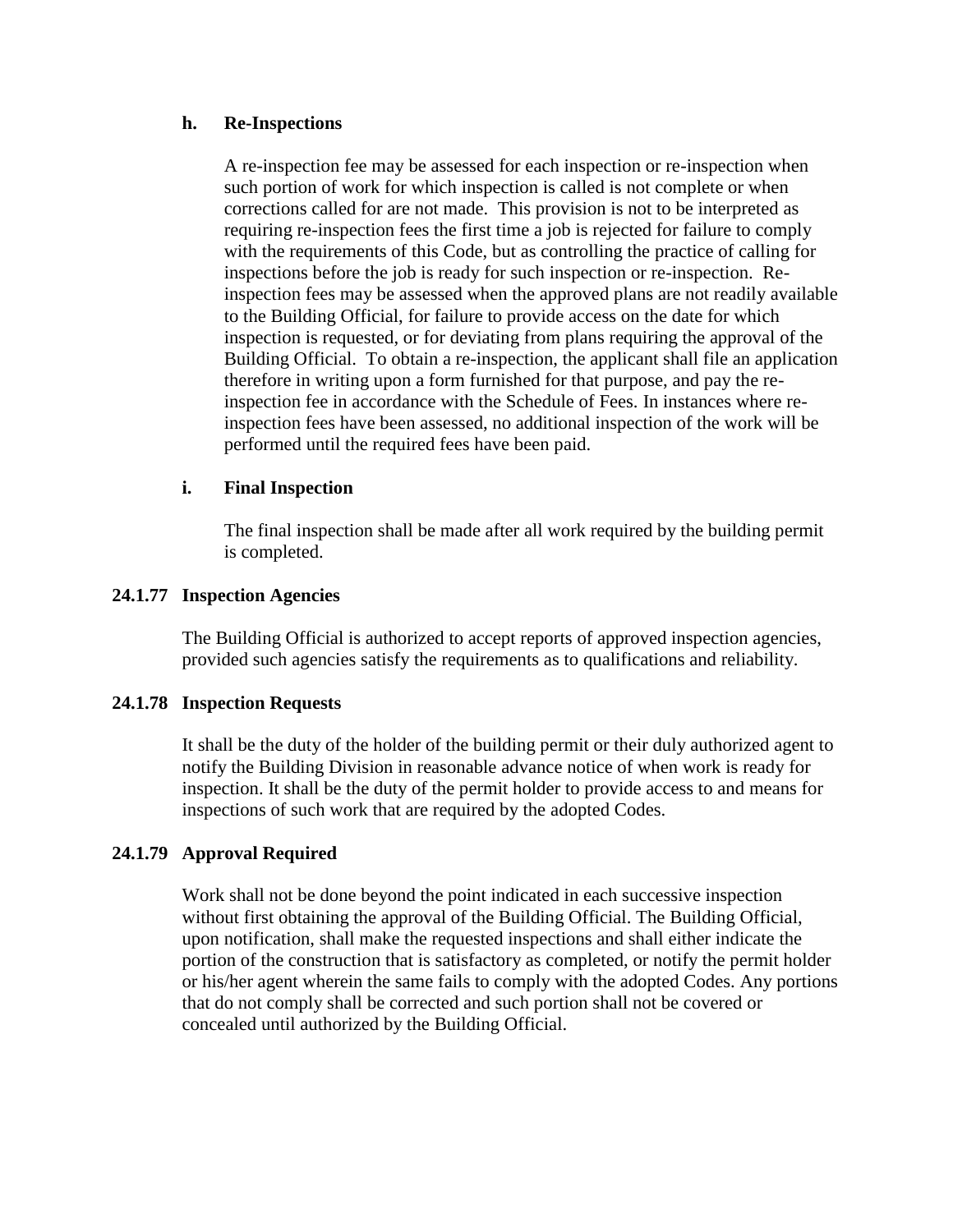**h. Re-Inspections**

A re-inspection fee may be assessed for each inspection or re-inspection when such portion of work for which inspection is called is not complete or when corrections called for are not made. This provision is not to be interpreted as requiring re-inspection fees the first time a job is rejected for failure to comply with the requirements of this Code, but as controlling the practice of calling for inspections before the job is ready for such inspection or re-inspection. Re-inspection fees may be assessed when the approved plans are not readily available to the Building Official, for failure to provide access on the date for which inspection is requested, or for deviating from plans requiring the approval of the Building Official. To obtain a re-inspection, the applicant shall file an application therefore in writing upon a form furnished for that purpose, and pay the re-inspection fee in accordance with the Schedule of Fees. In instances where re-inspection fees have been assessed, no additional inspection of the work will be performed until the required fees have been paid.

**i. Final Inspection**

The final inspection shall be made after all work required by the building permit is completed.

### 24.1.77 Inspection Agencies

The Building Official is authorized to accept reports of approved inspection agencies, provided such agencies satisfy the requirements as to qualifications and reliability.

### 24.1.78 Inspection Requests

It shall be the duty of the holder of the building permit or their duly authorized agent to notify the Building Division in reasonable advance notice of when work is ready for inspection. It shall be the duty of the permit holder to provide access to and means for inspections of such work that are required by the adopted Codes.

### 24.1.79 Approval Required

Work shall not be done beyond the point indicated in each successive inspection without first obtaining the approval of the Building Official. The Building Official, upon notification, shall make the requested inspections and shall either indicate the portion of the construction that is satisfactory as completed, or notify the permit holder or his/her agent wherein the same fails to comply with the adopted Codes. Any portions that do not comply shall be corrected and such portion shall not be covered or concealed until authorized by the Building Official.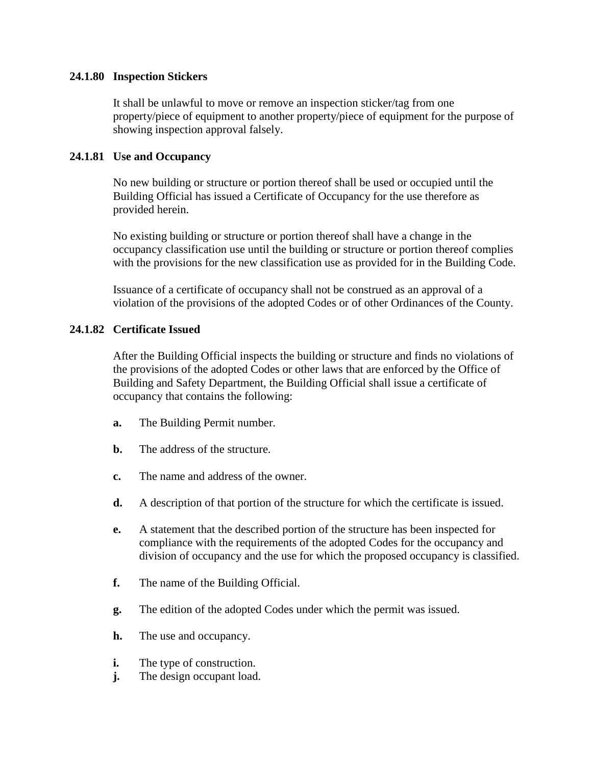**24.1.80 Inspection Stickers**

It shall be unlawful to move or remove an inspection sticker/tag from one property/piece of equipment to another property/piece of equipment for the purpose of showing inspection approval falsely.

**24.1.81 Use and Occupancy**

No new building or structure or portion thereof shall be used or occupied until the Building Official has issued a Certificate of Occupancy for the use therefore as provided herein.

No existing building or structure or portion thereof shall have a change in the occupancy classification use until the building or structure or portion thereof complies with the provisions for the new classification use as provided for in the Building Code.

Issuance of a certificate of occupancy shall not be construed as an approval of a violation of the provisions of the adopted Codes or of other Ordinances of the County.

**24.1.82 Certificate Issued**

After the Building Official inspects the building or structure and finds no violations of the provisions of the adopted Codes or other laws that are enforced by the Office of Building and Safety Department, the Building Official shall issue a certificate of occupancy that contains the following:

**a.** The Building Permit number.

**b.** The address of the structure.

**c.** The name and address of the owner.

**d.** A description of that portion of the structure for which the certificate is issued.

**e.** A statement that the described portion of the structure has been inspected for compliance with the requirements of the adopted Codes for the occupancy and division of occupancy and the use for which the proposed occupancy is classified.

**f.** The name of the Building Official.

**g.** The edition of the adopted Codes under which the permit was issued.

**h.** The use and occupancy.

**i.** The type of construction.

**j.** The design occupant load.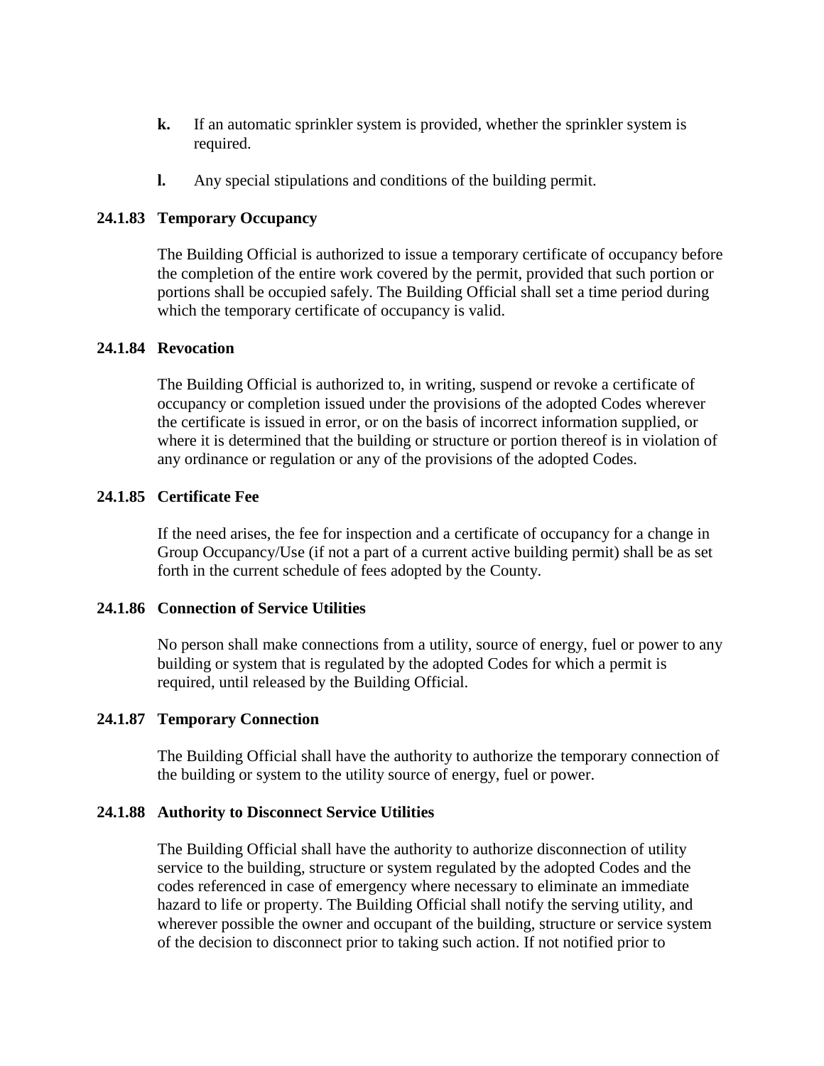**k.** If an automatic sprinkler system is provided, whether the sprinkler system is required.

**l.** Any special stipulations and conditions of the building permit.

### 24.1.83 Temporary Occupancy

The Building Official is authorized to issue a temporary certificate of occupancy before the completion of the entire work covered by the permit, provided that such portion or portions shall be occupied safely. The Building Official shall set a time period during which the temporary certificate of occupancy is valid.

### 24.1.84 Revocation

The Building Official is authorized to, in writing, suspend or revoke a certificate of occupancy or completion issued under the provisions of the adopted Codes wherever the certificate is issued in error, or on the basis of incorrect information supplied, or where it is determined that the building or structure or portion thereof is in violation of any ordinance or regulation or any of the provisions of the adopted Codes.

### 24.1.85 Certificate Fee

If the need arises, the fee for inspection and a certificate of occupancy for a change in Group Occupancy/Use (if not a part of a current active building permit) shall be as set forth in the current schedule of fees adopted by the County.

### 24.1.86 Connection of Service Utilities

No person shall make connections from a utility, source of energy, fuel or power to any building or system that is regulated by the adopted Codes for which a permit is required, until released by the Building Official.

### 24.1.87 Temporary Connection

The Building Official shall have the authority to authorize the temporary connection of the building or system to the utility source of energy, fuel or power.

### 24.1.88 Authority to Disconnect Service Utilities

The Building Official shall have the authority to authorize disconnection of utility service to the building, structure or system regulated by the adopted Codes and the codes referenced in case of emergency where necessary to eliminate an immediate hazard to life or property. The Building Official shall notify the serving utility, and wherever possible the owner and occupant of the building, structure or service system of the decision to disconnect prior to taking such action. If not notified prior to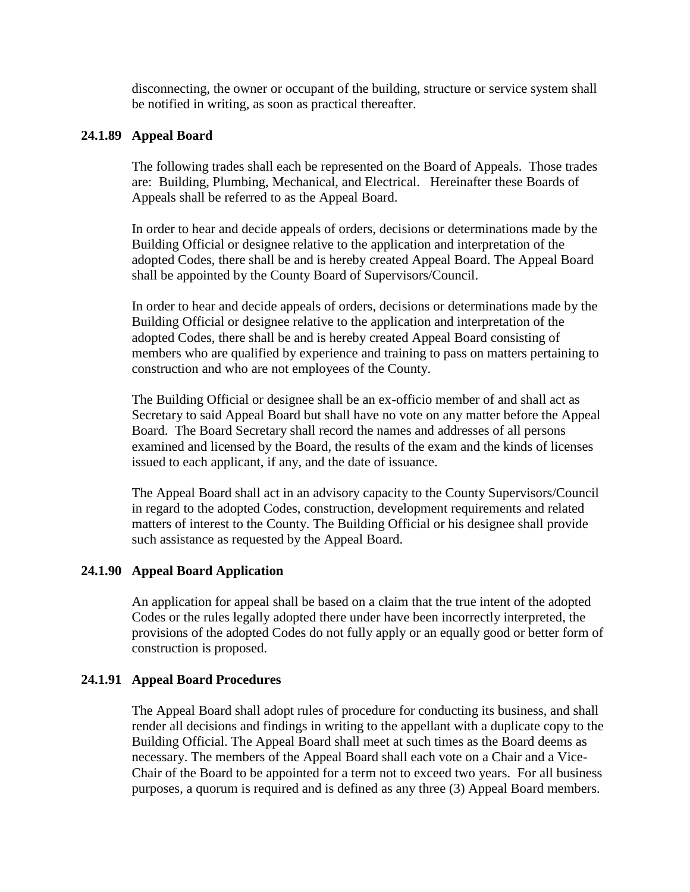disconnecting, the owner or occupant of the building, structure or service system shall be notified in writing, as soon as practical thereafter.

### 24.1.89 Appeal Board

The following trades shall each be represented on the Board of Appeals. Those trades are: Building, Plumbing, Mechanical, and Electrical. Hereinafter these Boards of Appeals shall be referred to as the Appeal Board.

In order to hear and decide appeals of orders, decisions or determinations made by the Building Official or designee relative to the application and interpretation of the adopted Codes, there shall be and is hereby created Appeal Board. The Appeal Board shall be appointed by the County Board of Supervisors/Council.

In order to hear and decide appeals of orders, decisions or determinations made by the Building Official or designee relative to the application and interpretation of the adopted Codes, there shall be and is hereby created Appeal Board consisting of members who are qualified by experience and training to pass on matters pertaining to construction and who are not employees of the County.

The Building Official or designee shall be an ex-officio member of and shall act as Secretary to said Appeal Board but shall have no vote on any matter before the Appeal Board. The Board Secretary shall record the names and addresses of all persons examined and licensed by the Board, the results of the exam and the kinds of licenses issued to each applicant, if any, and the date of issuance.

The Appeal Board shall act in an advisory capacity to the County Supervisors/Council in regard to the adopted Codes, construction, development requirements and related matters of interest to the County. The Building Official or his designee shall provide such assistance as requested by the Appeal Board.

### 24.1.90 Appeal Board Application

An application for appeal shall be based on a claim that the true intent of the adopted Codes or the rules legally adopted there under have been incorrectly interpreted, the provisions of the adopted Codes do not fully apply or an equally good or better form of construction is proposed.

### 24.1.91 Appeal Board Procedures

The Appeal Board shall adopt rules of procedure for conducting its business, and shall render all decisions and findings in writing to the appellant with a duplicate copy to the Building Official. The Appeal Board shall meet at such times as the Board deems as necessary. The members of the Appeal Board shall each vote on a Chair and a Vice-Chair of the Board to be appointed for a term not to exceed two years. For all business purposes, a quorum is required and is defined as any three (3) Appeal Board members.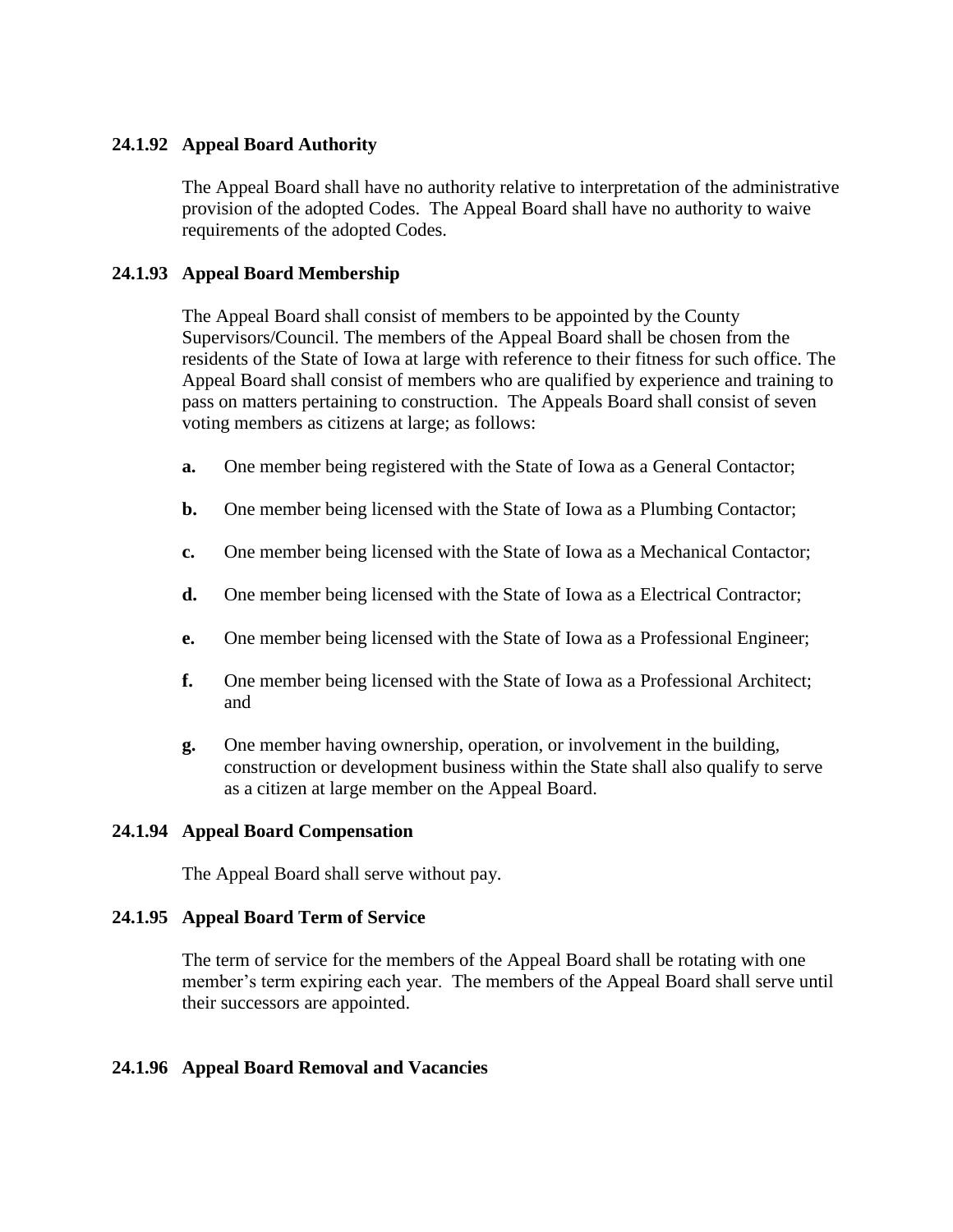### 24.1.92 Appeal Board Authority

The Appeal Board shall have no authority relative to interpretation of the administrative provision of the adopted Codes. The Appeal Board shall have no authority to waive requirements of the adopted Codes.

### 24.1.93 Appeal Board Membership

The Appeal Board shall consist of members to be appointed by the County Supervisors/Council. The members of the Appeal Board shall be chosen from the residents of the State of Iowa at large with reference to their fitness for such office. The Appeal Board shall consist of members who are qualified by experience and training to pass on matters pertaining to construction. The Appeals Board shall consist of seven voting members as citizens at large; as follows:

- **a.** One member being registered with the State of Iowa as a General Contactor;
- **b.** One member being licensed with the State of Iowa as a Plumbing Contactor;
- **c.** One member being licensed with the State of Iowa as a Mechanical Contactor;
- **d.** One member being licensed with the State of Iowa as a Electrical Contractor;
- **e.** One member being licensed with the State of Iowa as a Professional Engineer;
- **f.** One member being licensed with the State of Iowa as a Professional Architect; and
- **g.** One member having ownership, operation, or involvement in the building, construction or development business within the State shall also qualify to serve as a citizen at large member on the Appeal Board.

### 24.1.94 Appeal Board Compensation

The Appeal Board shall serve without pay.

### 24.1.95 Appeal Board Term of Service

The term of service for the members of the Appeal Board shall be rotating with one member's term expiring each year. The members of the Appeal Board shall serve until their successors are appointed.

### 24.1.96 Appeal Board Removal and Vacancies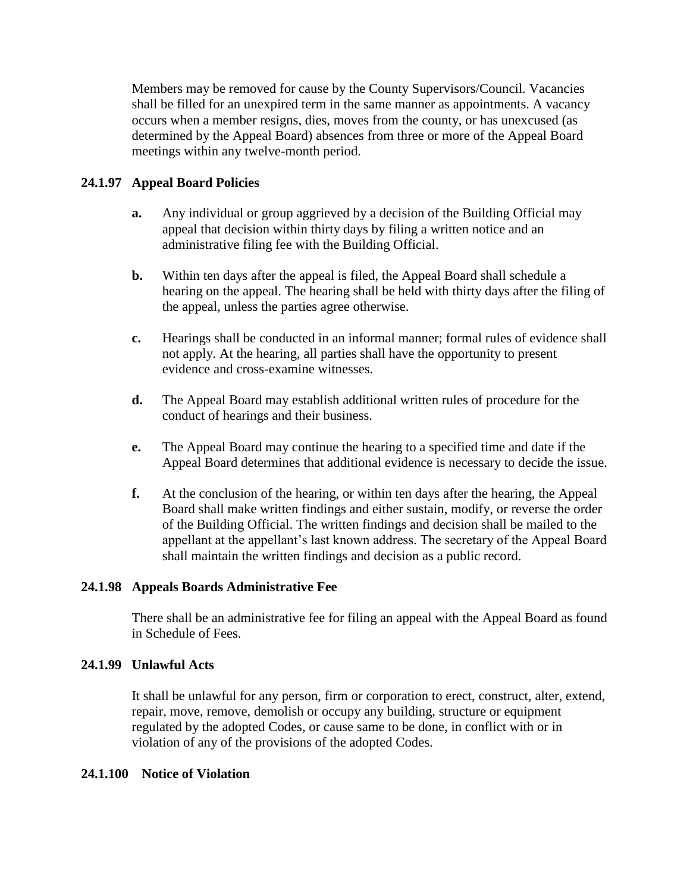Members may be removed for cause by the County Supervisors/Council. Vacancies shall be filled for an unexpired term in the same manner as appointments. A vacancy occurs when a member resigns, dies, moves from the county, or has unexcused (as determined by the Appeal Board) absences from three or more of the Appeal Board meetings within any twelve-month period.

### 24.1.97 Appeal Board Policies

**a.** Any individual or group aggrieved by a decision of the Building Official may appeal that decision within thirty days by filing a written notice and an administrative filing fee with the Building Official.

**b.** Within ten days after the appeal is filed, the Appeal Board shall schedule a hearing on the appeal. The hearing shall be held with thirty days after the filing of the appeal, unless the parties agree otherwise.

**c.** Hearings shall be conducted in an informal manner; formal rules of evidence shall not apply. At the hearing, all parties shall have the opportunity to present evidence and cross-examine witnesses.

**d.** The Appeal Board may establish additional written rules of procedure for the conduct of hearings and their business.

**e.** The Appeal Board may continue the hearing to a specified time and date if the Appeal Board determines that additional evidence is necessary to decide the issue.

**f.** At the conclusion of the hearing, or within ten days after the hearing, the Appeal Board shall make written findings and either sustain, modify, or reverse the order of the Building Official. The written findings and decision shall be mailed to the appellant at the appellant's last known address. The secretary of the Appeal Board shall maintain the written findings and decision as a public record.

### 24.1.98 Appeals Boards Administrative Fee

There shall be an administrative fee for filing an appeal with the Appeal Board as found in Schedule of Fees.

### 24.1.99 Unlawful Acts

It shall be unlawful for any person, firm or corporation to erect, construct, alter, extend, repair, move, remove, demolish or occupy any building, structure or equipment regulated by the adopted Codes, or cause same to be done, in conflict with or in violation of any of the provisions of the adopted Codes.

### 24.1.100 Notice of Violation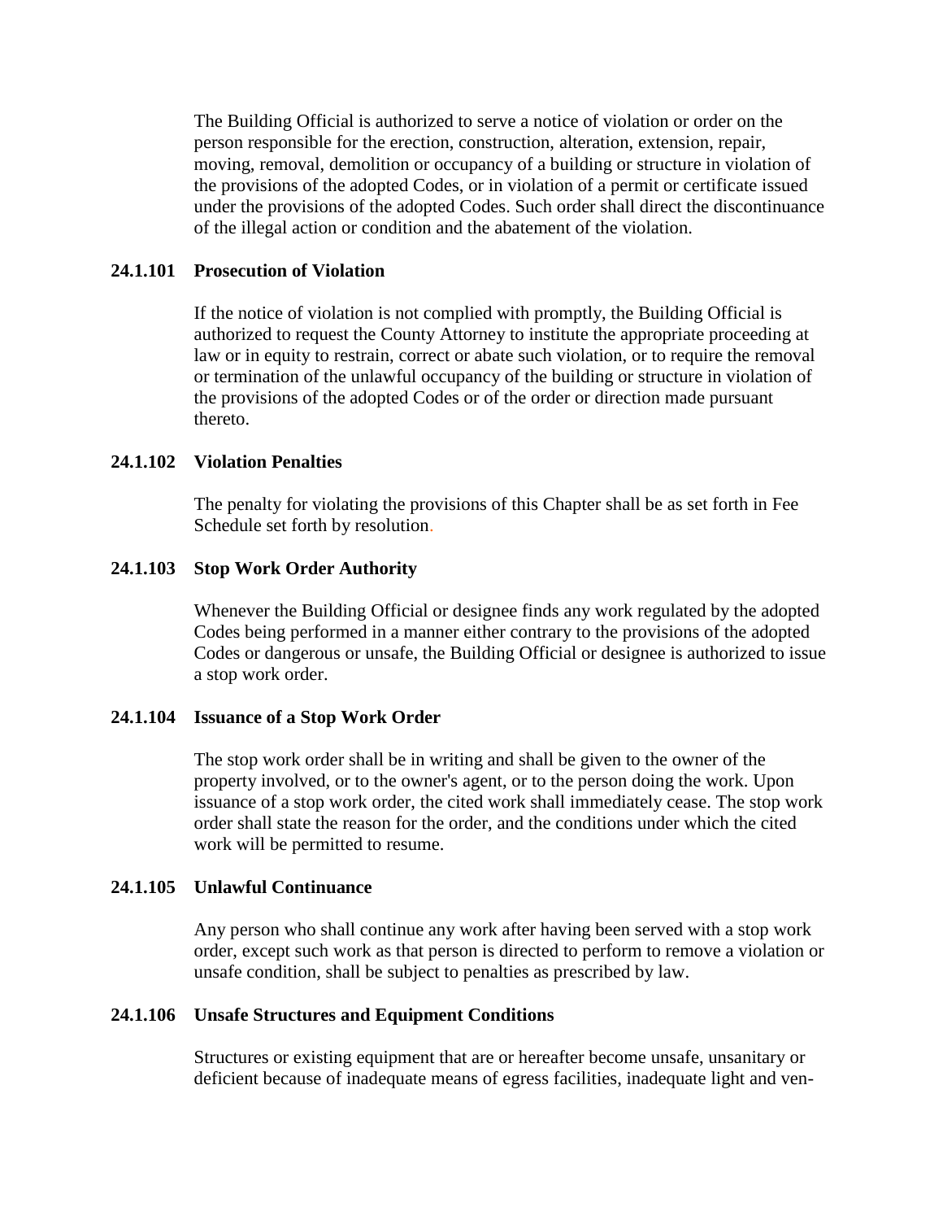The Building Official is authorized to serve a notice of violation or order on the person responsible for the erection, construction, alteration, extension, repair, moving, removal, demolition or occupancy of a building or structure in violation of the provisions of the adopted Codes, or in violation of a permit or certificate issued under the provisions of the adopted Codes. Such order shall direct the discontinuance of the illegal action or condition and the abatement of the violation.

**24.1.101 Prosecution of Violation**

If the notice of violation is not complied with promptly, the Building Official is authorized to request the County Attorney to institute the appropriate proceeding at law or in equity to restrain, correct or abate such violation, or to require the removal or termination of the unlawful occupancy of the building or structure in violation of the provisions of the adopted Codes or of the order or direction made pursuant thereto.

**24.1.102 Violation Penalties**

The penalty for violating the provisions of this Chapter shall be as set forth in Fee Schedule set forth by resolution.

**24.1.103 Stop Work Order Authority**

Whenever the Building Official or designee finds any work regulated by the adopted Codes being performed in a manner either contrary to the provisions of the adopted Codes or dangerous or unsafe, the Building Official or designee is authorized to issue a stop work order.

**24.1.104 Issuance of a Stop Work Order**

The stop work order shall be in writing and shall be given to the owner of the property involved, or to the owner's agent, or to the person doing the work. Upon issuance of a stop work order, the cited work shall immediately cease. The stop work order shall state the reason for the order, and the conditions under which the cited work will be permitted to resume.

**24.1.105 Unlawful Continuance**

Any person who shall continue any work after having been served with a stop work order, except such work as that person is directed to perform to remove a violation or unsafe condition, shall be subject to penalties as prescribed by law.

**24.1.106 Unsafe Structures and Equipment Conditions**

Structures or existing equipment that are or hereafter become unsafe, unsanitary or deficient because of inadequate means of egress facilities, inadequate light and ven-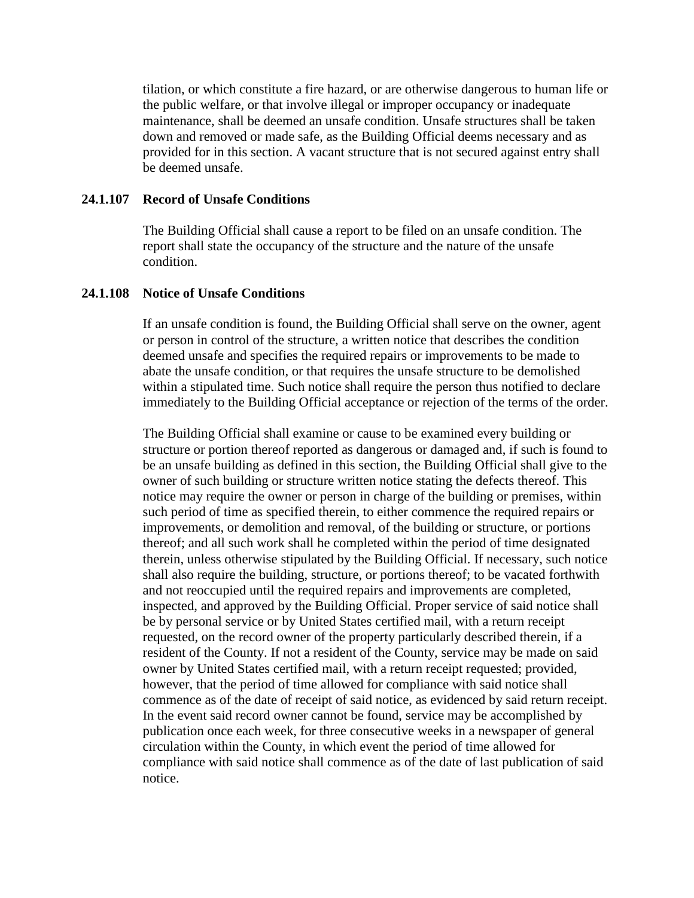tilation, or which constitute a fire hazard, or are otherwise dangerous to human life or the public welfare, or that involve illegal or improper occupancy or inadequate maintenance, shall be deemed an unsafe condition. Unsafe structures shall be taken down and removed or made safe, as the Building Official deems necessary and as provided for in this section. A vacant structure that is not secured against entry shall be deemed unsafe.

### 24.1.107 Record of Unsafe Conditions

The Building Official shall cause a report to be filed on an unsafe condition. The report shall state the occupancy of the structure and the nature of the unsafe condition.

### 24.1.108 Notice of Unsafe Conditions

If an unsafe condition is found, the Building Official shall serve on the owner, agent or person in control of the structure, a written notice that describes the condition deemed unsafe and specifies the required repairs or improvements to be made to abate the unsafe condition, or that requires the unsafe structure to be demolished within a stipulated time. Such notice shall require the person thus notified to declare immediately to the Building Official acceptance or rejection of the terms of the order.

The Building Official shall examine or cause to be examined every building or structure or portion thereof reported as dangerous or damaged and, if such is found to be an unsafe building as defined in this section, the Building Official shall give to the owner of such building or structure written notice stating the defects thereof. This notice may require the owner or person in charge of the building or premises, within such period of time as specified therein, to either commence the required repairs or improvements, or demolition and removal, of the building or structure, or portions thereof; and all such work shall he completed within the period of time designated therein, unless otherwise stipulated by the Building Official. If necessary, such notice shall also require the building, structure, or portions thereof; to be vacated forthwith and not reoccupied until the required repairs and improvements are completed, inspected, and approved by the Building Official. Proper service of said notice shall be by personal service or by United States certified mail, with a return receipt requested, on the record owner of the property particularly described therein, if a resident of the County. If not a resident of the County, service may be made on said owner by United States certified mail, with a return receipt requested; provided, however, that the period of time allowed for compliance with said notice shall commence as of the date of receipt of said notice, as evidenced by said return receipt. In the event said record owner cannot be found, service may be accomplished by publication once each week, for three consecutive weeks in a newspaper of general circulation within the County, in which event the period of time allowed for compliance with said notice shall commence as of the date of last publication of said notice.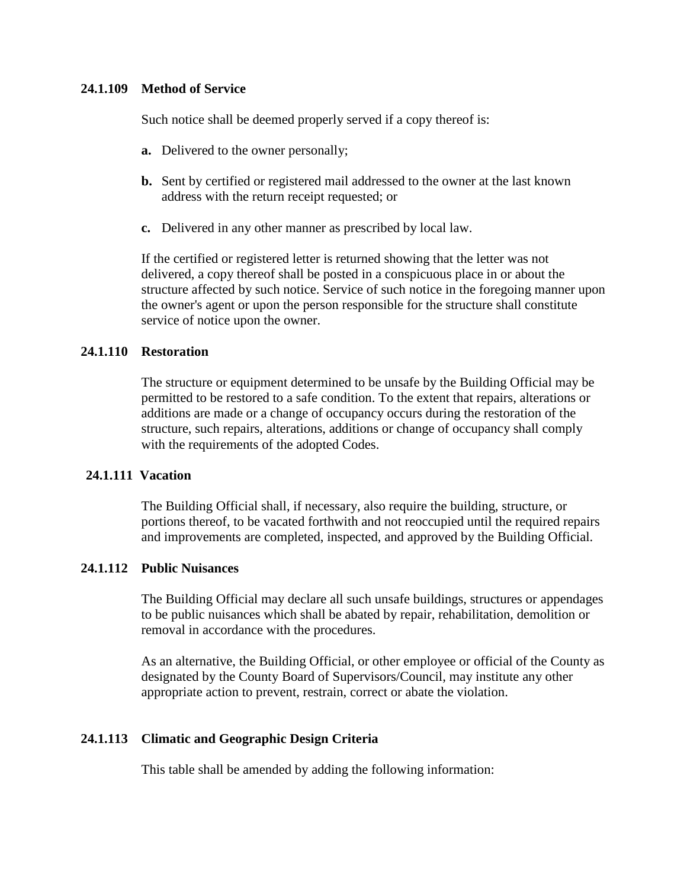### 24.1.109 Method of Service

Such notice shall be deemed properly served if a copy thereof is:

**a.** Delivered to the owner personally;

**b.** Sent by certified or registered mail addressed to the owner at the last known address with the return receipt requested; or

**c.** Delivered in any other manner as prescribed by local law.

If the certified or registered letter is returned showing that the letter was not delivered, a copy thereof shall be posted in a conspicuous place in or about the structure affected by such notice. Service of such notice in the foregoing manner upon the owner's agent or upon the person responsible for the structure shall constitute service of notice upon the owner.

### 24.1.110 Restoration

The structure or equipment determined to be unsafe by the Building Official may be permitted to be restored to a safe condition. To the extent that repairs, alterations or additions are made or a change of occupancy occurs during the restoration of the structure, such repairs, alterations, additions or change of occupancy shall comply with the requirements of the adopted Codes.

### 24.1.111 Vacation

The Building Official shall, if necessary, also require the building, structure, or portions thereof, to be vacated forthwith and not reoccupied until the required repairs and improvements are completed, inspected, and approved by the Building Official.

### 24.1.112 Public Nuisances

The Building Official may declare all such unsafe buildings, structures or appendages to be public nuisances which shall be abated by repair, rehabilitation, demolition or removal in accordance with the procedures.

As an alternative, the Building Official, or other employee or official of the County as designated by the County Board of Supervisors/Council, may institute any other appropriate action to prevent, restrain, correct or abate the violation.

### 24.1.113 Climatic and Geographic Design Criteria

This table shall be amended by adding the following information: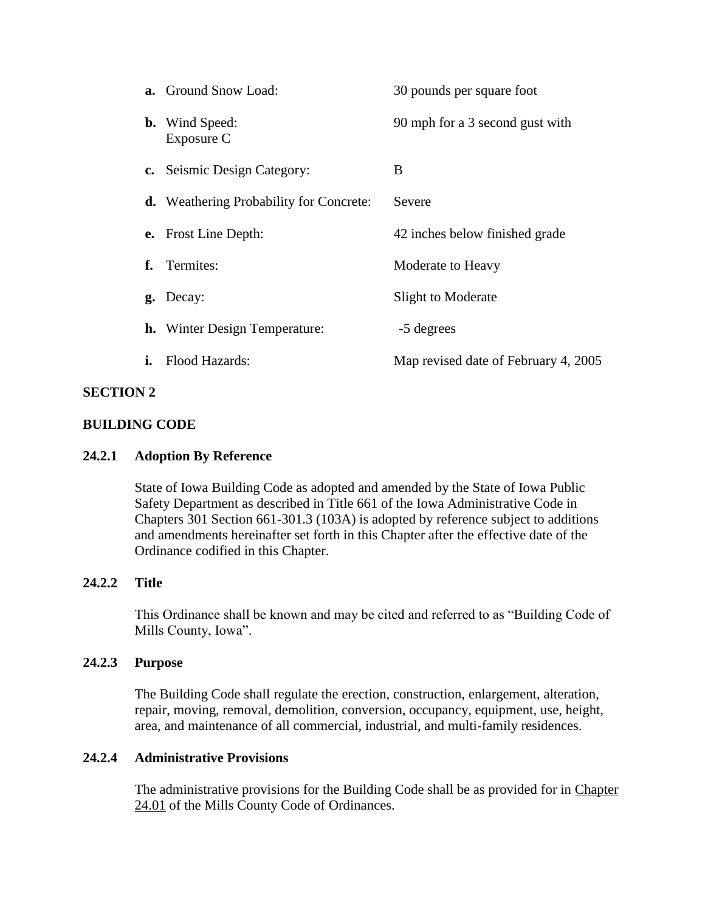| | | |
|---|---|---|
| **a.** | Ground Snow Load: | 30 pounds per square foot |
| **b.** | Wind Speed: Exposure C | 90 mph for a 3 second gust with |
| **c.** | Seismic Design Category: | B |
| **d.** | Weathering Probability for Concrete: | Severe |
| **e.** | Frost Line Depth: | 42 inches below finished grade |
| **f.** | Termites: | Moderate to Heavy |
| **g.** | Decay: | Slight to Moderate |
| **h.** | Winter Design Temperature: | -5 degrees |
| **i.** | Flood Hazards: | Map revised date of February 4, 2005 |

## SECTION 2

## BUILDING CODE

### 24.2.1 Adoption By Reference

State of Iowa Building Code as adopted and amended by the State of Iowa Public Safety Department as described in Title 661 of the Iowa Administrative Code in Chapters 301 Section 661-301.3 (103A) is adopted by reference subject to additions and amendments hereinafter set forth in this Chapter after the effective date of the Ordinance codified in this Chapter.

### 24.2.2 Title

This Ordinance shall be known and may be cited and referred to as "Building Code of Mills County, Iowa".

### 24.2.3 Purpose

The Building Code shall regulate the erection, construction, enlargement, alteration, repair, moving, removal, demolition, conversion, occupancy, equipment, use, height, area, and maintenance of all commercial, industrial, and multi-family residences.

### 24.2.4 Administrative Provisions

The administrative provisions for the Building Code shall be as provided for in Chapter 24.01 of the Mills County Code of Ordinances.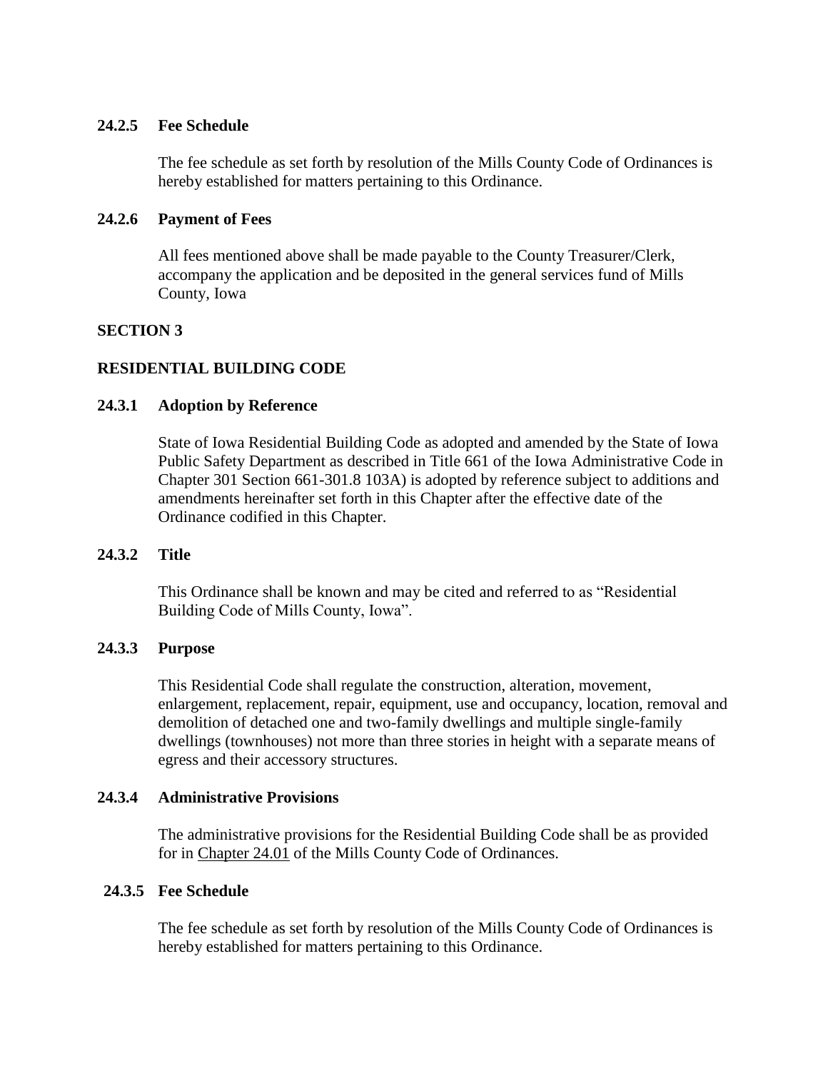### 24.2.5 Fee Schedule

The fee schedule as set forth by resolution of the Mills County Code of Ordinances is hereby established for matters pertaining to this Ordinance.

### 24.2.6 Payment of Fees

All fees mentioned above shall be made payable to the County Treasurer/Clerk, accompany the application and be deposited in the general services fund of Mills County, Iowa

## SECTION 3

## RESIDENTIAL BUILDING CODE

### 24.3.1 Adoption by Reference

State of Iowa Residential Building Code as adopted and amended by the State of Iowa Public Safety Department as described in Title 661 of the Iowa Administrative Code in Chapter 301 Section 661-301.8 103A) is adopted by reference subject to additions and amendments hereinafter set forth in this Chapter after the effective date of the Ordinance codified in this Chapter.

### 24.3.2 Title

This Ordinance shall be known and may be cited and referred to as "Residential Building Code of Mills County, Iowa".

### 24.3.3 Purpose

This Residential Code shall regulate the construction, alteration, movement, enlargement, replacement, repair, equipment, use and occupancy, location, removal and demolition of detached one and two-family dwellings and multiple single-family dwellings (townhouses) not more than three stories in height with a separate means of egress and their accessory structures.

### 24.3.4 Administrative Provisions

The administrative provisions for the Residential Building Code shall be as provided for in Chapter 24.01 of the Mills County Code of Ordinances.

### 24.3.5 Fee Schedule

The fee schedule as set forth by resolution of the Mills County Code of Ordinances is hereby established for matters pertaining to this Ordinance.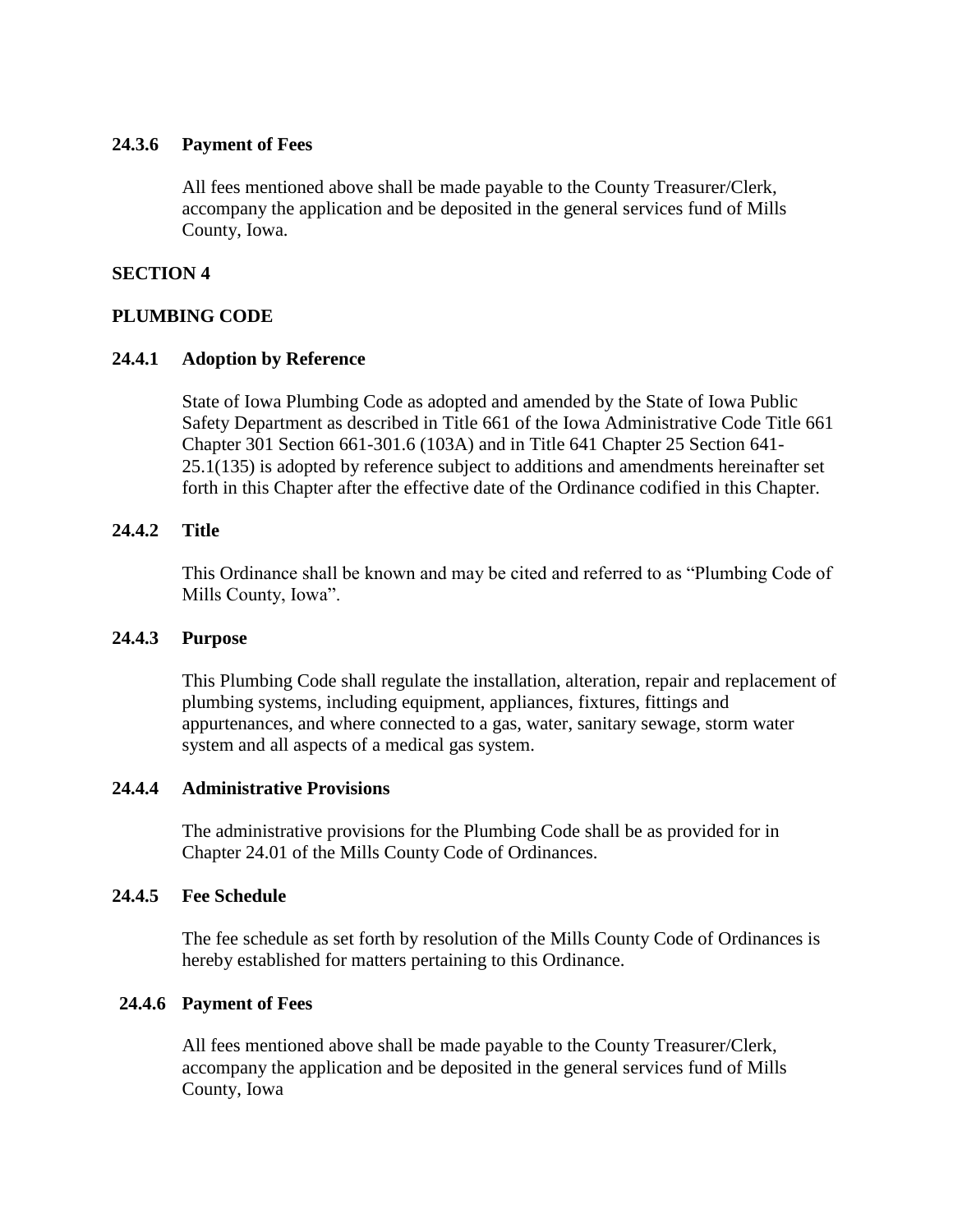### 24.3.6 Payment of Fees

All fees mentioned above shall be made payable to the County Treasurer/Clerk, accompany the application and be deposited in the general services fund of Mills County, Iowa.

## SECTION 4

## PLUMBING CODE

### 24.4.1 Adoption by Reference

State of Iowa Plumbing Code as adopted and amended by the State of Iowa Public Safety Department as described in Title 661 of the Iowa Administrative Code Title 661 Chapter 301 Section 661-301.6 (103A) and in Title 641 Chapter 25 Section 641-25.1(135) is adopted by reference subject to additions and amendments hereinafter set forth in this Chapter after the effective date of the Ordinance codified in this Chapter.

### 24.4.2 Title

This Ordinance shall be known and may be cited and referred to as "Plumbing Code of Mills County, Iowa".

### 24.4.3 Purpose

This Plumbing Code shall regulate the installation, alteration, repair and replacement of plumbing systems, including equipment, appliances, fixtures, fittings and appurtenances, and where connected to a gas, water, sanitary sewage, storm water system and all aspects of a medical gas system.

### 24.4.4 Administrative Provisions

The administrative provisions for the Plumbing Code shall be as provided for in Chapter 24.01 of the Mills County Code of Ordinances.

### 24.4.5 Fee Schedule

The fee schedule as set forth by resolution of the Mills County Code of Ordinances is hereby established for matters pertaining to this Ordinance.

### 24.4.6 Payment of Fees

All fees mentioned above shall be made payable to the County Treasurer/Clerk, accompany the application and be deposited in the general services fund of Mills County, Iowa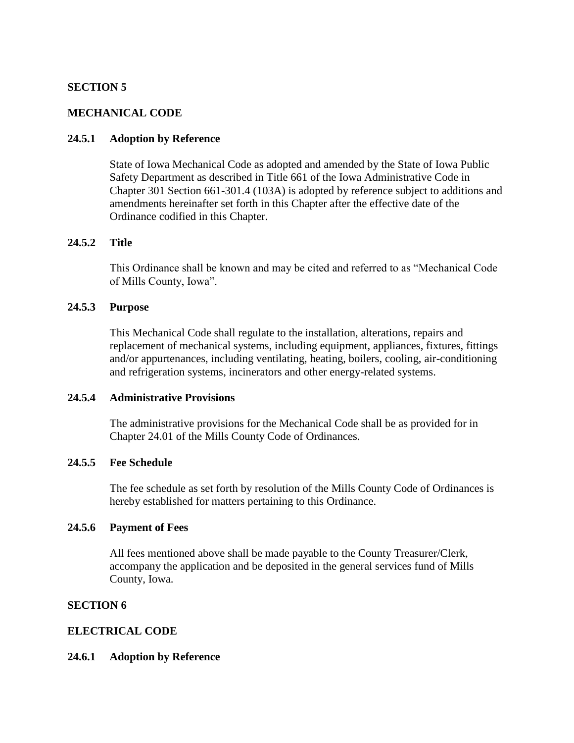## SECTION 5

## MECHANICAL CODE

### 24.5.1 Adoption by Reference

State of Iowa Mechanical Code as adopted and amended by the State of Iowa Public Safety Department as described in Title 661 of the Iowa Administrative Code in Chapter 301 Section 661-301.4 (103A) is adopted by reference subject to additions and amendments hereinafter set forth in this Chapter after the effective date of the Ordinance codified in this Chapter.

### 24.5.2 Title

This Ordinance shall be known and may be cited and referred to as "Mechanical Code of Mills County, Iowa".

### 24.5.3 Purpose

This Mechanical Code shall regulate to the installation, alterations, repairs and replacement of mechanical systems, including equipment, appliances, fixtures, fittings and/or appurtenances, including ventilating, heating, boilers, cooling, air-conditioning and refrigeration systems, incinerators and other energy-related systems.

### 24.5.4 Administrative Provisions

The administrative provisions for the Mechanical Code shall be as provided for in Chapter 24.01 of the Mills County Code of Ordinances.

### 24.5.5 Fee Schedule

The fee schedule as set forth by resolution of the Mills County Code of Ordinances is hereby established for matters pertaining to this Ordinance.

### 24.5.6 Payment of Fees

All fees mentioned above shall be made payable to the County Treasurer/Clerk, accompany the application and be deposited in the general services fund of Mills County, Iowa.

## SECTION 6

## ELECTRICAL CODE

### 24.6.1 Adoption by Reference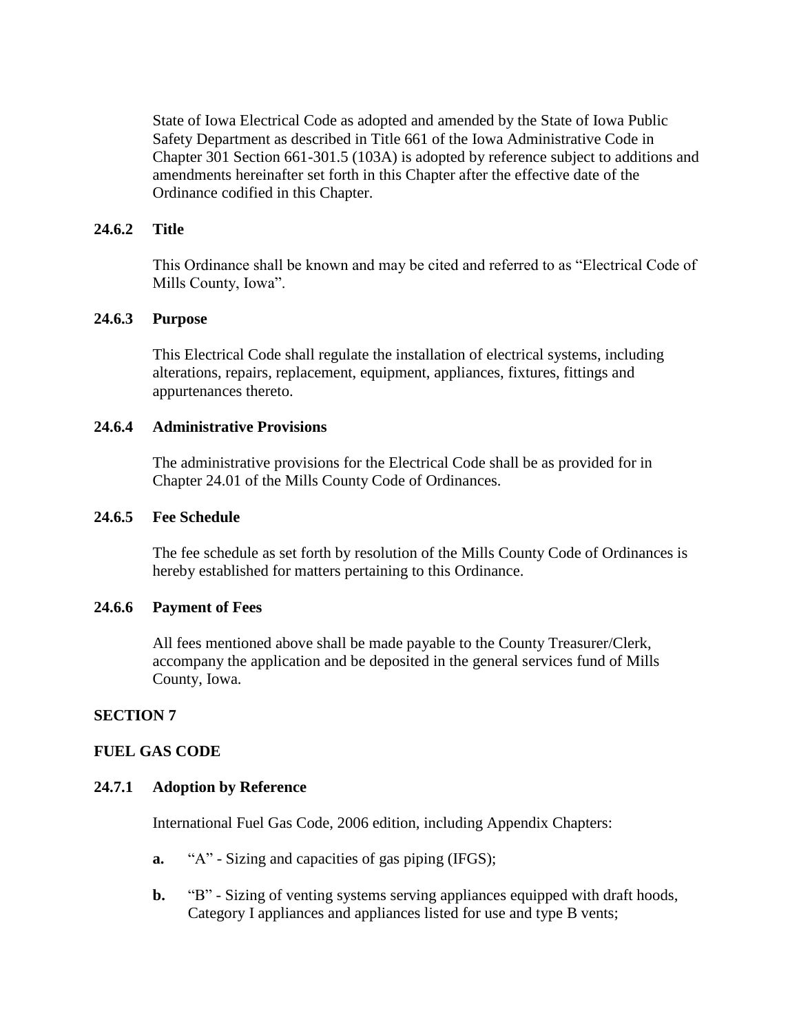State of Iowa Electrical Code as adopted and amended by the State of Iowa Public Safety Department as described in Title 661 of the Iowa Administrative Code in Chapter 301 Section 661-301.5 (103A) is adopted by reference subject to additions and amendments hereinafter set forth in this Chapter after the effective date of the Ordinance codified in this Chapter.

### 24.6.2 Title

This Ordinance shall be known and may be cited and referred to as "Electrical Code of Mills County, Iowa".

### 24.6.3 Purpose

This Electrical Code shall regulate the installation of electrical systems, including alterations, repairs, replacement, equipment, appliances, fixtures, fittings and appurtenances thereto.

### 24.6.4 Administrative Provisions

The administrative provisions for the Electrical Code shall be as provided for in Chapter 24.01 of the Mills County Code of Ordinances.

### 24.6.5 Fee Schedule

The fee schedule as set forth by resolution of the Mills County Code of Ordinances is hereby established for matters pertaining to this Ordinance.

### 24.6.6 Payment of Fees

All fees mentioned above shall be made payable to the County Treasurer/Clerk, accompany the application and be deposited in the general services fund of Mills County, Iowa.

## SECTION 7

## FUEL GAS CODE

### 24.7.1 Adoption by Reference

International Fuel Gas Code, 2006 edition, including Appendix Chapters:

**a.** "A" - Sizing and capacities of gas piping (IFGS);

**b.** "B" - Sizing of venting systems serving appliances equipped with draft hoods, Category I appliances and appliances listed for use and type B vents;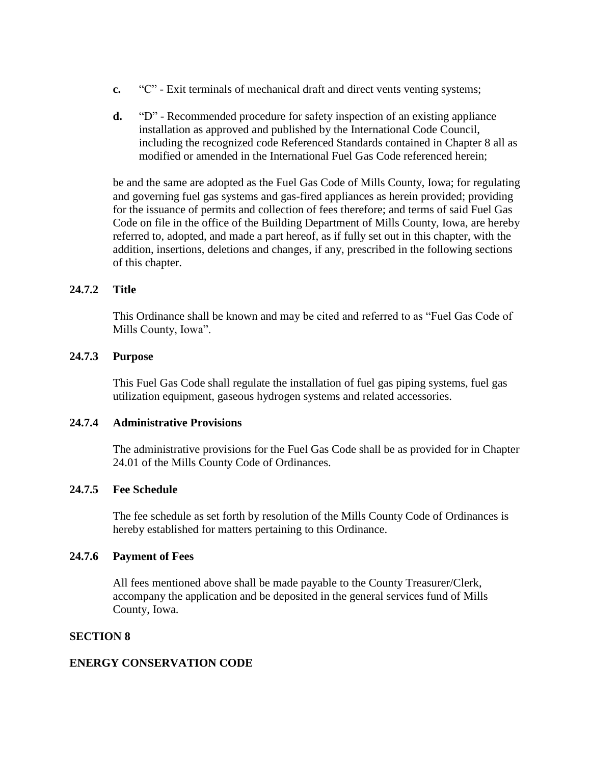**c.** "C" - Exit terminals of mechanical draft and direct vents venting systems;

**d.** "D" - Recommended procedure for safety inspection of an existing appliance installation as approved and published by the International Code Council, including the recognized code Referenced Standards contained in Chapter 8 all as modified or amended in the International Fuel Gas Code referenced herein;

be and the same are adopted as the Fuel Gas Code of Mills County, Iowa; for regulating and governing fuel gas systems and gas-fired appliances as herein provided; providing for the issuance of permits and collection of fees therefore; and terms of said Fuel Gas Code on file in the office of the Building Department of Mills County, Iowa, are hereby referred to, adopted, and made a part hereof, as if fully set out in this chapter, with the addition, insertions, deletions and changes, if any, prescribed in the following sections of this chapter.

### 24.7.2 Title

This Ordinance shall be known and may be cited and referred to as "Fuel Gas Code of Mills County, Iowa".

### 24.7.3 Purpose

This Fuel Gas Code shall regulate the installation of fuel gas piping systems, fuel gas utilization equipment, gaseous hydrogen systems and related accessories.

### 24.7.4 Administrative Provisions

The administrative provisions for the Fuel Gas Code shall be as provided for in Chapter 24.01 of the Mills County Code of Ordinances.

### 24.7.5 Fee Schedule

The fee schedule as set forth by resolution of the Mills County Code of Ordinances is hereby established for matters pertaining to this Ordinance.

### 24.7.6 Payment of Fees

All fees mentioned above shall be made payable to the County Treasurer/Clerk, accompany the application and be deposited in the general services fund of Mills County, Iowa.

## SECTION 8

## ENERGY CONSERVATION CODE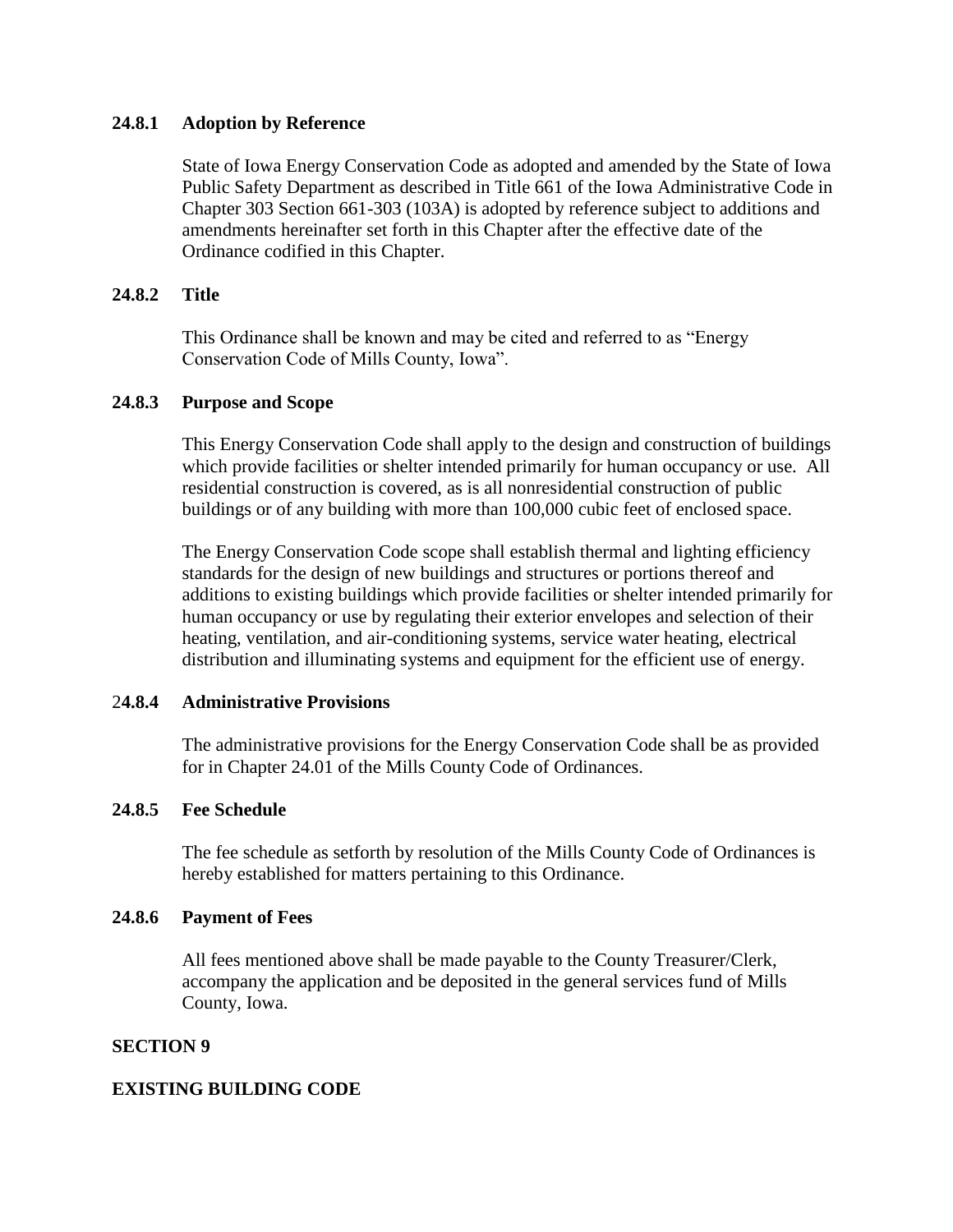**24.8.1 Adoption by Reference**

State of Iowa Energy Conservation Code as adopted and amended by the State of Iowa Public Safety Department as described in Title 661 of the Iowa Administrative Code in Chapter 303 Section 661-303 (103A) is adopted by reference subject to additions and amendments hereinafter set forth in this Chapter after the effective date of the Ordinance codified in this Chapter.

**24.8.2 Title**

This Ordinance shall be known and may be cited and referred to as "Energy Conservation Code of Mills County, Iowa".

**24.8.3 Purpose and Scope**

This Energy Conservation Code shall apply to the design and construction of buildings which provide facilities or shelter intended primarily for human occupancy or use. All residential construction is covered, as is all nonresidential construction of public buildings or of any building with more than 100,000 cubic feet of enclosed space.

The Energy Conservation Code scope shall establish thermal and lighting efficiency standards for the design of new buildings and structures or portions thereof and additions to existing buildings which provide facilities or shelter intended primarily for human occupancy or use by regulating their exterior envelopes and selection of their heating, ventilation, and air-conditioning systems, service water heating, electrical distribution and illuminating systems and equipment for the efficient use of energy.

**24.8.4 Administrative Provisions**

The administrative provisions for the Energy Conservation Code shall be as provided for in Chapter 24.01 of the Mills County Code of Ordinances.

**24.8.5 Fee Schedule**

The fee schedule as setforth by resolution of the Mills County Code of Ordinances is hereby established for matters pertaining to this Ordinance.

**24.8.6 Payment of Fees**

All fees mentioned above shall be made payable to the County Treasurer/Clerk, accompany the application and be deposited in the general services fund of Mills County, Iowa.

## SECTION 9

## EXISTING BUILDING CODE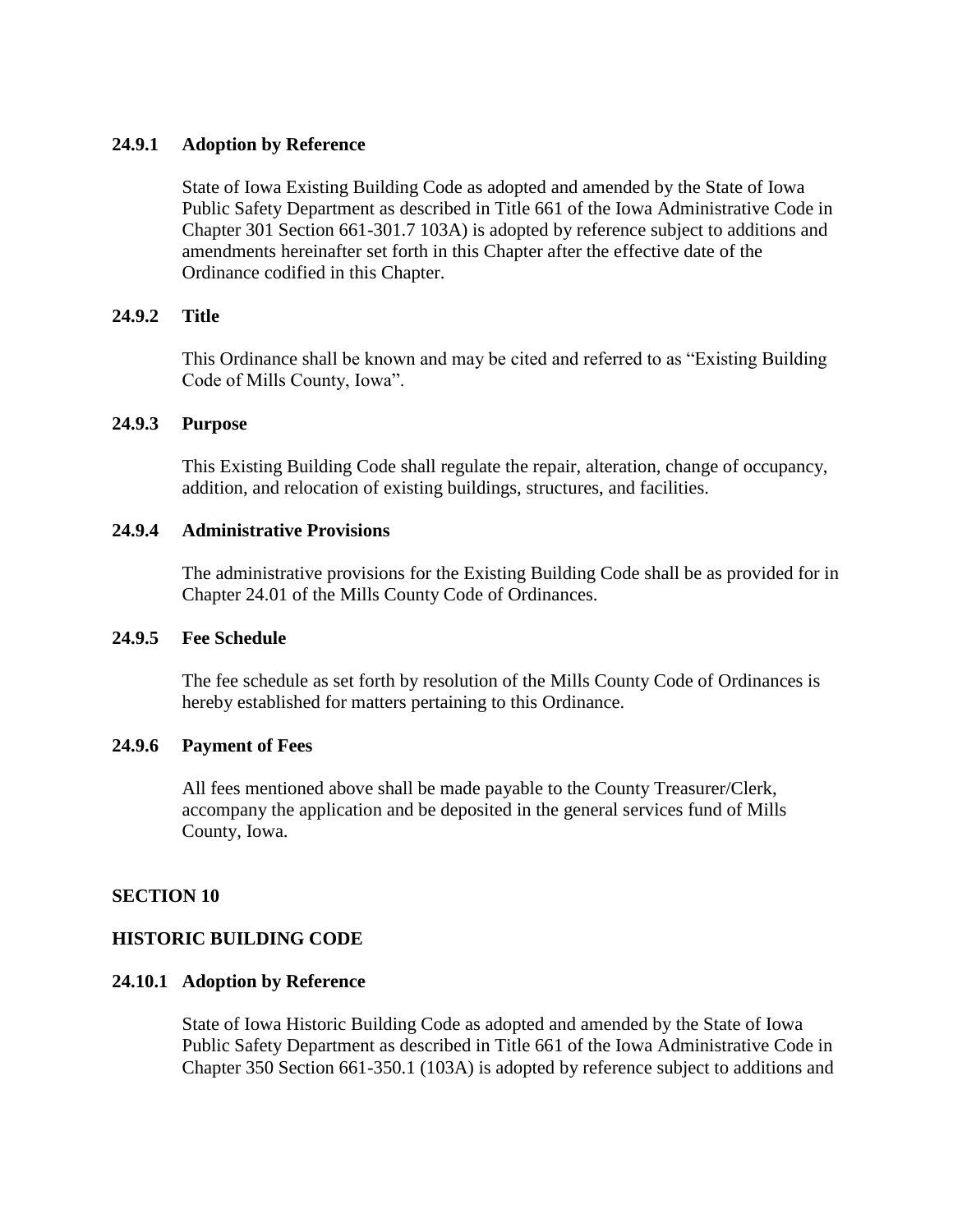### 24.9.1 Adoption by Reference

State of Iowa Existing Building Code as adopted and amended by the State of Iowa Public Safety Department as described in Title 661 of the Iowa Administrative Code in Chapter 301 Section 661-301.7 103A) is adopted by reference subject to additions and amendments hereinafter set forth in this Chapter after the effective date of the Ordinance codified in this Chapter.

### 24.9.2 Title

This Ordinance shall be known and may be cited and referred to as "Existing Building Code of Mills County, Iowa".

### 24.9.3 Purpose

This Existing Building Code shall regulate the repair, alteration, change of occupancy, addition, and relocation of existing buildings, structures, and facilities.

### 24.9.4 Administrative Provisions

The administrative provisions for the Existing Building Code shall be as provided for in Chapter 24.01 of the Mills County Code of Ordinances.

### 24.9.5 Fee Schedule

The fee schedule as set forth by resolution of the Mills County Code of Ordinances is hereby established for matters pertaining to this Ordinance.

### 24.9.6 Payment of Fees

All fees mentioned above shall be made payable to the County Treasurer/Clerk, accompany the application and be deposited in the general services fund of Mills County, Iowa.

## SECTION 10

## HISTORIC BUILDING CODE

### 24.10.1 Adoption by Reference

State of Iowa Historic Building Code as adopted and amended by the State of Iowa Public Safety Department as described in Title 661 of the Iowa Administrative Code in Chapter 350 Section 661-350.1 (103A) is adopted by reference subject to additions and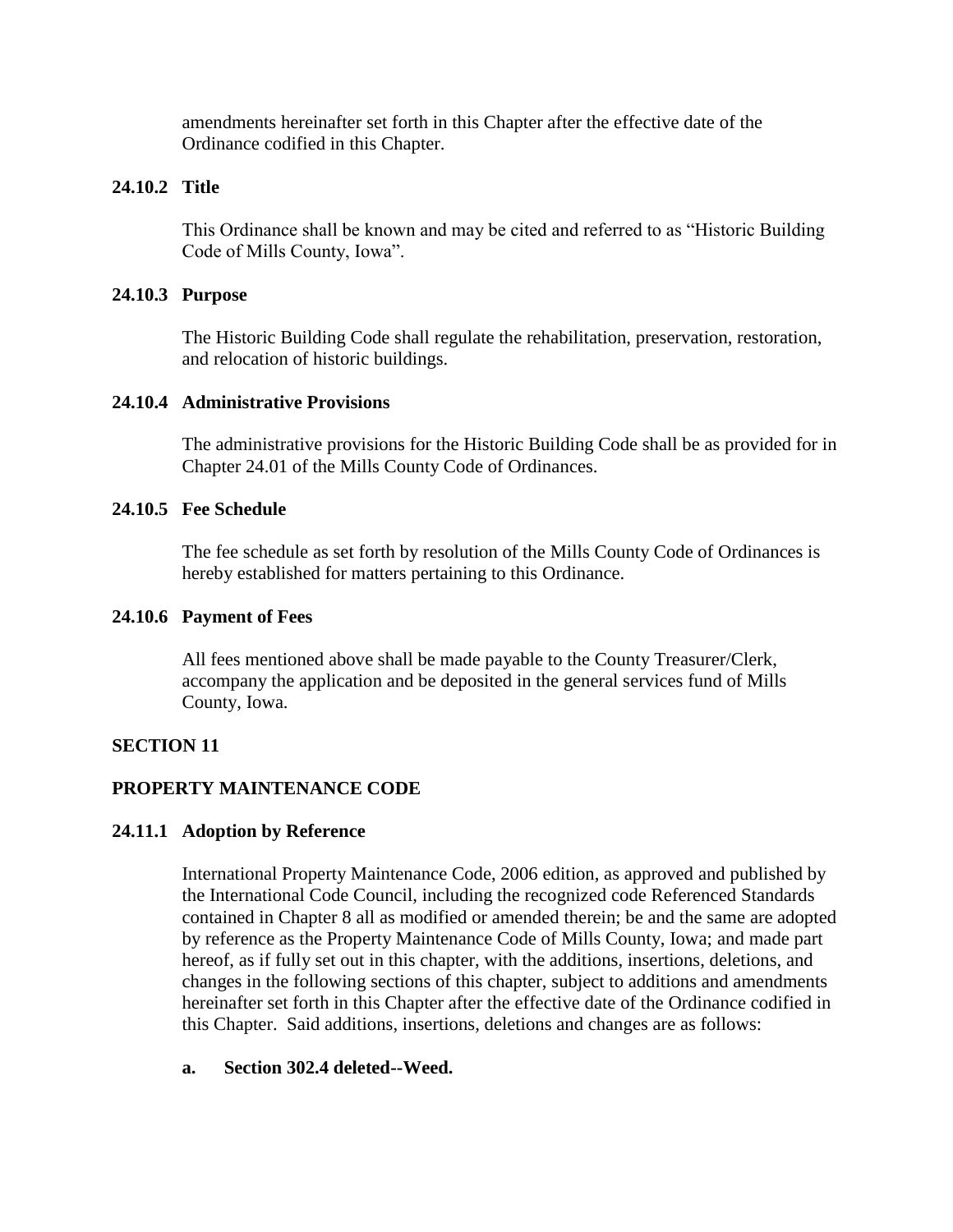amendments hereinafter set forth in this Chapter after the effective date of the Ordinance codified in this Chapter.

### 24.10.2 Title

This Ordinance shall be known and may be cited and referred to as "Historic Building Code of Mills County, Iowa".

### 24.10.3 Purpose

The Historic Building Code shall regulate the rehabilitation, preservation, restoration, and relocation of historic buildings.

### 24.10.4 Administrative Provisions

The administrative provisions for the Historic Building Code shall be as provided for in Chapter 24.01 of the Mills County Code of Ordinances.

### 24.10.5 Fee Schedule

The fee schedule as set forth by resolution of the Mills County Code of Ordinances is hereby established for matters pertaining to this Ordinance.

### 24.10.6 Payment of Fees

All fees mentioned above shall be made payable to the County Treasurer/Clerk, accompany the application and be deposited in the general services fund of Mills County, Iowa.

## SECTION 11

## PROPERTY MAINTENANCE CODE

### 24.11.1 Adoption by Reference

International Property Maintenance Code, 2006 edition, as approved and published by the International Code Council, including the recognized code Referenced Standards contained in Chapter 8 all as modified or amended therein; be and the same are adopted by reference as the Property Maintenance Code of Mills County, Iowa; and made part hereof, as if fully set out in this chapter, with the additions, insertions, deletions, and changes in the following sections of this chapter, subject to additions and amendments hereinafter set forth in this Chapter after the effective date of the Ordinance codified in this Chapter. Said additions, insertions, deletions and changes are as follows:

**a. Section 302.4 deleted--Weed.**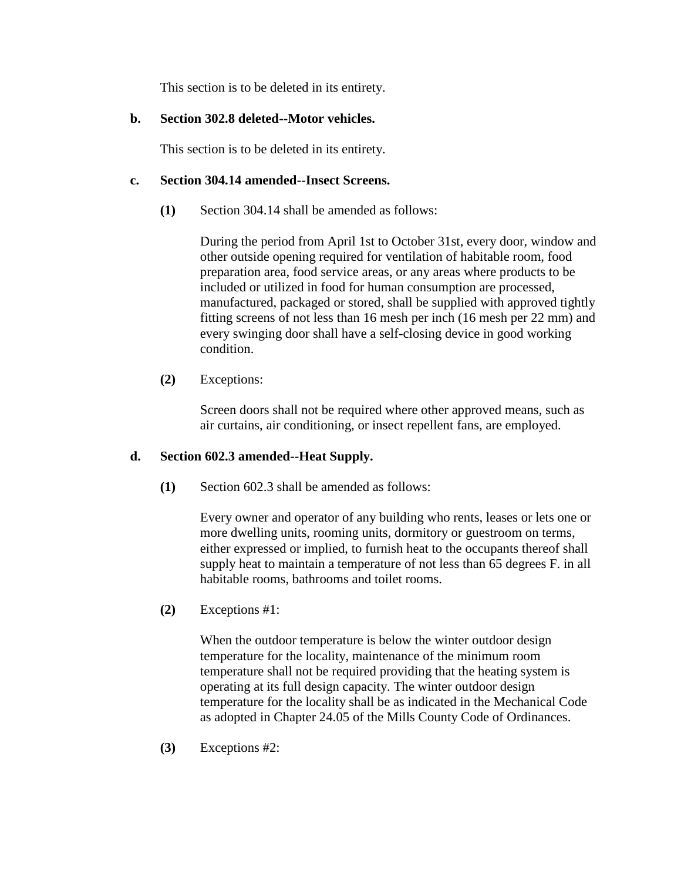This section is to be deleted in its entirety.

**b. Section 302.8 deleted--Motor vehicles.**

This section is to be deleted in its entirety.

**c. Section 304.14 amended--Insect Screens.**

**(1)** Section 304.14 shall be amended as follows:

During the period from April 1st to October 31st, every door, window and other outside opening required for ventilation of habitable room, food preparation area, food service areas, or any areas where products to be included or utilized in food for human consumption are processed, manufactured, packaged or stored, shall be supplied with approved tightly fitting screens of not less than 16 mesh per inch (16 mesh per 22 mm) and every swinging door shall have a self-closing device in good working condition.

**(2)** Exceptions:

Screen doors shall not be required where other approved means, such as air curtains, air conditioning, or insect repellent fans, are employed.

**d. Section 602.3 amended--Heat Supply.**

**(1)** Section 602.3 shall be amended as follows:

Every owner and operator of any building who rents, leases or lets one or more dwelling units, rooming units, dormitory or guestroom on terms, either expressed or implied, to furnish heat to the occupants thereof shall supply heat to maintain a temperature of not less than 65 degrees F. in all habitable rooms, bathrooms and toilet rooms.

**(2)** Exceptions #1:

When the outdoor temperature is below the winter outdoor design temperature for the locality, maintenance of the minimum room temperature shall not be required providing that the heating system is operating at its full design capacity. The winter outdoor design temperature for the locality shall be as indicated in the Mechanical Code as adopted in Chapter 24.05 of the Mills County Code of Ordinances.

**(3)** Exceptions #2: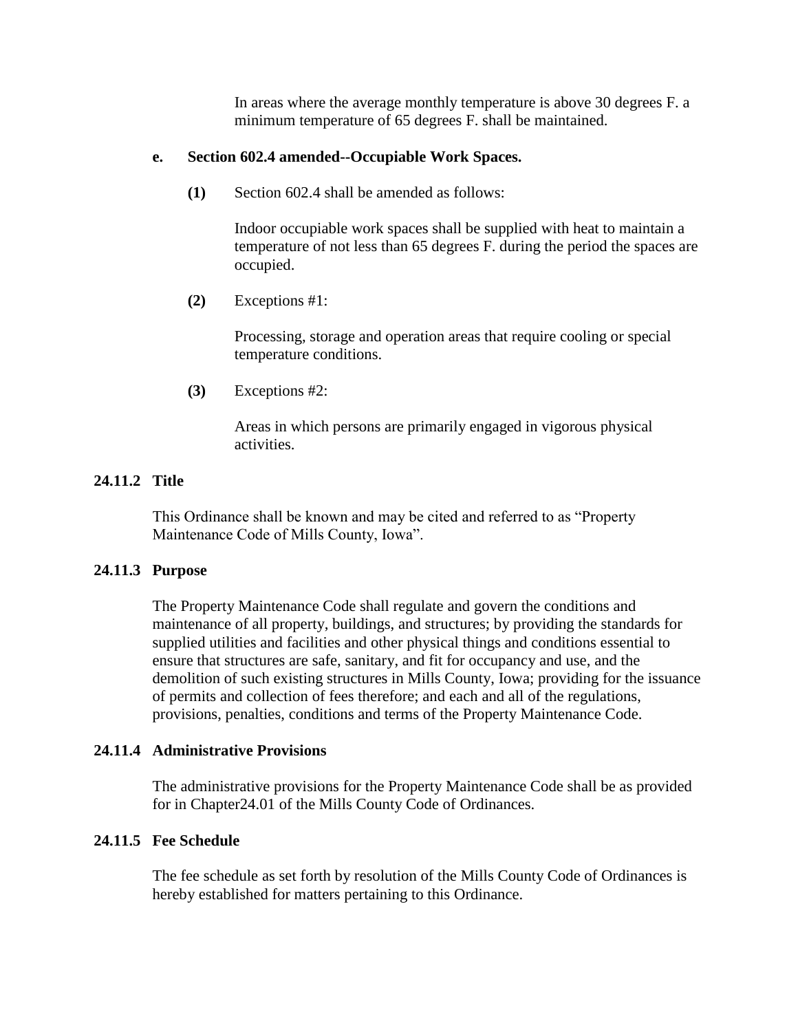In areas where the average monthly temperature is above 30 degrees F. a minimum temperature of 65 degrees F. shall be maintained.

**e. Section 602.4 amended--Occupiable Work Spaces.**

**(1)** Section 602.4 shall be amended as follows:

Indoor occupiable work spaces shall be supplied with heat to maintain a temperature of not less than 65 degrees F. during the period the spaces are occupied.

**(2)** Exceptions #1:

Processing, storage and operation areas that require cooling or special temperature conditions.

**(3)** Exceptions #2:

Areas in which persons are primarily engaged in vigorous physical activities.

**24.11.2 Title**

This Ordinance shall be known and may be cited and referred to as "Property Maintenance Code of Mills County, Iowa".

**24.11.3 Purpose**

The Property Maintenance Code shall regulate and govern the conditions and maintenance of all property, buildings, and structures; by providing the standards for supplied utilities and facilities and other physical things and conditions essential to ensure that structures are safe, sanitary, and fit for occupancy and use, and the demolition of such existing structures in Mills County, Iowa; providing for the issuance of permits and collection of fees therefore; and each and all of the regulations, provisions, penalties, conditions and terms of the Property Maintenance Code.

**24.11.4 Administrative Provisions**

The administrative provisions for the Property Maintenance Code shall be as provided for in Chapter24.01 of the Mills County Code of Ordinances.

**24.11.5 Fee Schedule**

The fee schedule as set forth by resolution of the Mills County Code of Ordinances is hereby established for matters pertaining to this Ordinance.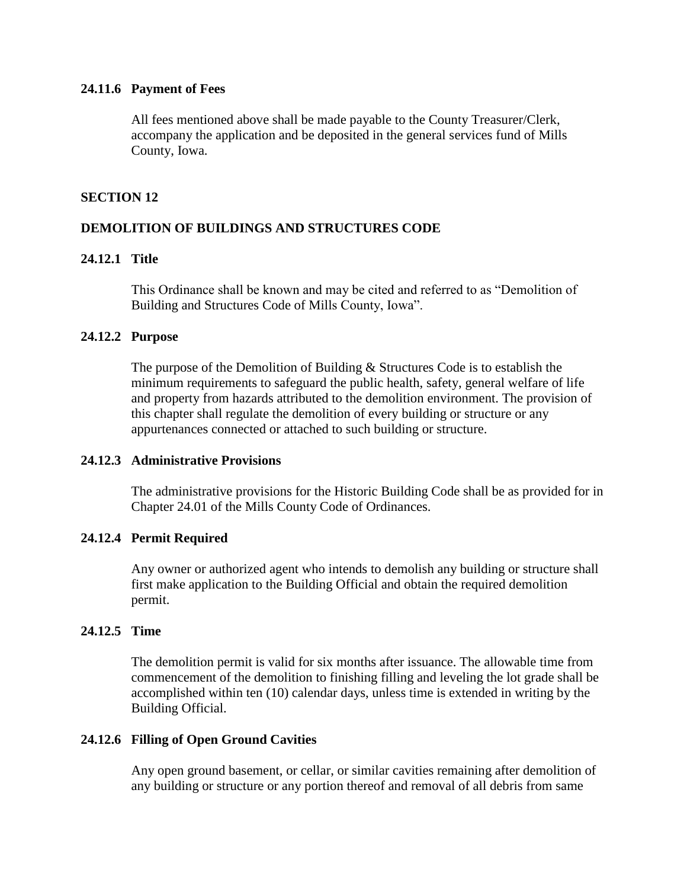### 24.11.6 Payment of Fees

All fees mentioned above shall be made payable to the County Treasurer/Clerk, accompany the application and be deposited in the general services fund of Mills County, Iowa.

## SECTION 12

## DEMOLITION OF BUILDINGS AND STRUCTURES CODE

### 24.12.1 Title

This Ordinance shall be known and may be cited and referred to as "Demolition of Building and Structures Code of Mills County, Iowa".

### 24.12.2 Purpose

The purpose of the Demolition of Building & Structures Code is to establish the minimum requirements to safeguard the public health, safety, general welfare of life and property from hazards attributed to the demolition environment. The provision of this chapter shall regulate the demolition of every building or structure or any appurtenances connected or attached to such building or structure.

### 24.12.3 Administrative Provisions

The administrative provisions for the Historic Building Code shall be as provided for in Chapter 24.01 of the Mills County Code of Ordinances.

### 24.12.4 Permit Required

Any owner or authorized agent who intends to demolish any building or structure shall first make application to the Building Official and obtain the required demolition permit.

### 24.12.5 Time

The demolition permit is valid for six months after issuance. The allowable time from commencement of the demolition to finishing filling and leveling the lot grade shall be accomplished within ten (10) calendar days, unless time is extended in writing by the Building Official.

### 24.12.6 Filling of Open Ground Cavities

Any open ground basement, or cellar, or similar cavities remaining after demolition of any building or structure or any portion thereof and removal of all debris from same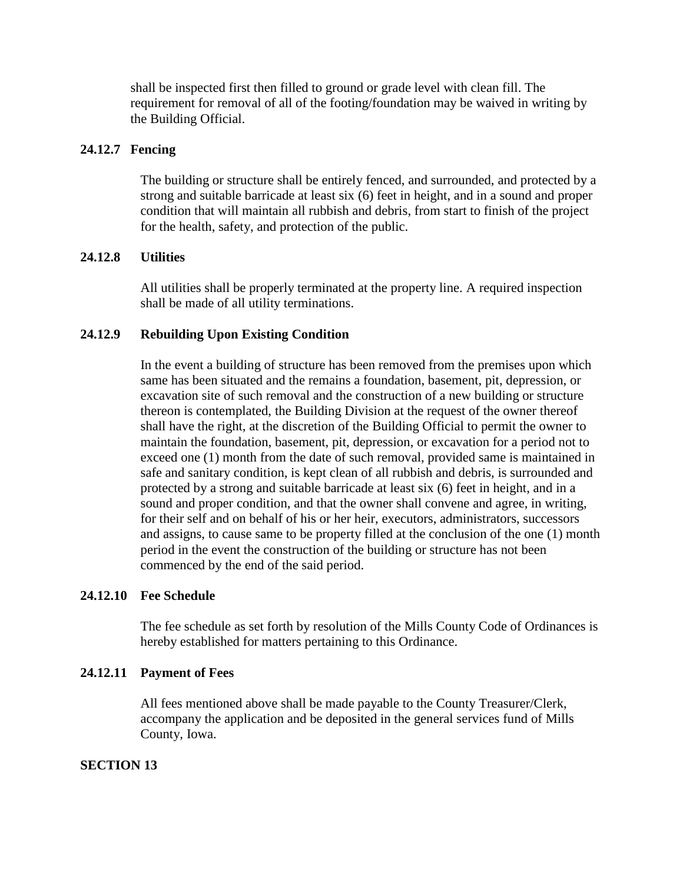shall be inspected first then filled to ground or grade level with clean fill. The requirement for removal of all of the footing/foundation may be waived in writing by the Building Official.

**24.12.7 Fencing**

The building or structure shall be entirely fenced, and surrounded, and protected by a strong and suitable barricade at least six (6) feet in height, and in a sound and proper condition that will maintain all rubbish and debris, from start to finish of the project for the health, safety, and protection of the public.

**24.12.8 Utilities**

All utilities shall be properly terminated at the property line. A required inspection shall be made of all utility terminations.

**24.12.9 Rebuilding Upon Existing Condition**

In the event a building of structure has been removed from the premises upon which same has been situated and the remains a foundation, basement, pit, depression, or excavation site of such removal and the construction of a new building or structure thereon is contemplated, the Building Division at the request of the owner thereof shall have the right, at the discretion of the Building Official to permit the owner to maintain the foundation, basement, pit, depression, or excavation for a period not to exceed one (1) month from the date of such removal, provided same is maintained in safe and sanitary condition, is kept clean of all rubbish and debris, is surrounded and protected by a strong and suitable barricade at least six (6) feet in height, and in a sound and proper condition, and that the owner shall convene and agree, in writing, for their self and on behalf of his or her heir, executors, administrators, successors and assigns, to cause same to be property filled at the conclusion of the one (1) month period in the event the construction of the building or structure has not been commenced by the end of the said period.

**24.12.10 Fee Schedule**

The fee schedule as set forth by resolution of the Mills County Code of Ordinances is hereby established for matters pertaining to this Ordinance.

**24.12.11 Payment of Fees**

All fees mentioned above shall be made payable to the County Treasurer/Clerk, accompany the application and be deposited in the general services fund of Mills County, Iowa.

**SECTION 13**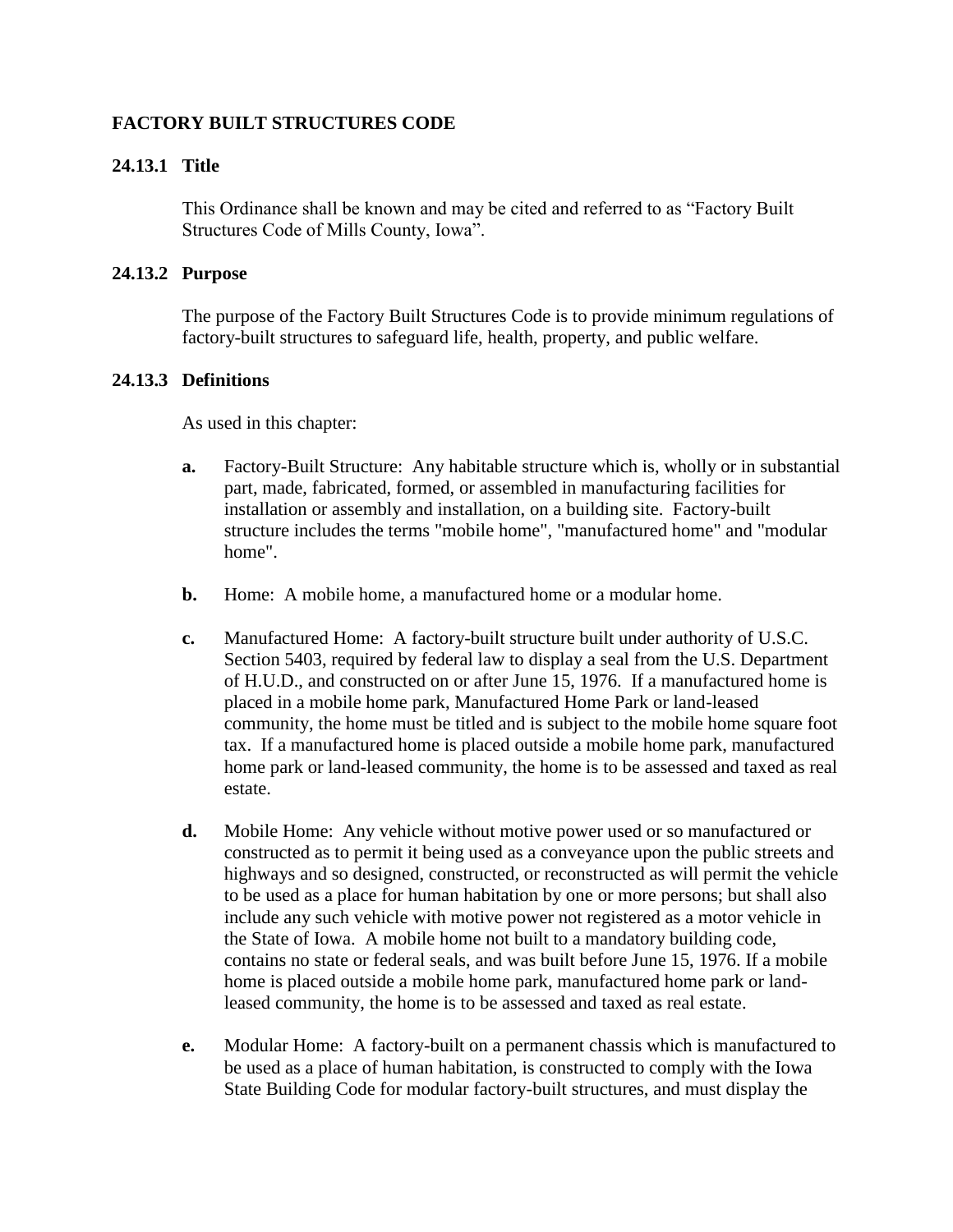## FACTORY BUILT STRUCTURES CODE

### 24.13.1 Title

This Ordinance shall be known and may be cited and referred to as "Factory Built Structures Code of Mills County, Iowa".

### 24.13.2 Purpose

The purpose of the Factory Built Structures Code is to provide minimum regulations of factory-built structures to safeguard life, health, property, and public welfare.

### 24.13.3 Definitions

As used in this chapter:

**a.** Factory-Built Structure: Any habitable structure which is, wholly or in substantial part, made, fabricated, formed, or assembled in manufacturing facilities for installation or assembly and installation, on a building site. Factory-built structure includes the terms "mobile home", "manufactured home" and "modular home".

**b.** Home: A mobile home, a manufactured home or a modular home.

**c.** Manufactured Home: A factory-built structure built under authority of U.S.C. Section 5403, required by federal law to display a seal from the U.S. Department of H.U.D., and constructed on or after June 15, 1976. If a manufactured home is placed in a mobile home park, Manufactured Home Park or land-leased community, the home must be titled and is subject to the mobile home square foot tax. If a manufactured home is placed outside a mobile home park, manufactured home park or land-leased community, the home is to be assessed and taxed as real estate.

**d.** Mobile Home: Any vehicle without motive power used or so manufactured or constructed as to permit it being used as a conveyance upon the public streets and highways and so designed, constructed, or reconstructed as will permit the vehicle to be used as a place for human habitation by one or more persons; but shall also include any such vehicle with motive power not registered as a motor vehicle in the State of Iowa. A mobile home not built to a mandatory building code, contains no state or federal seals, and was built before June 15, 1976. If a mobile home is placed outside a mobile home park, manufactured home park or land-leased community, the home is to be assessed and taxed as real estate.

**e.** Modular Home: A factory-built on a permanent chassis which is manufactured to be used as a place of human habitation, is constructed to comply with the Iowa State Building Code for modular factory-built structures, and must display the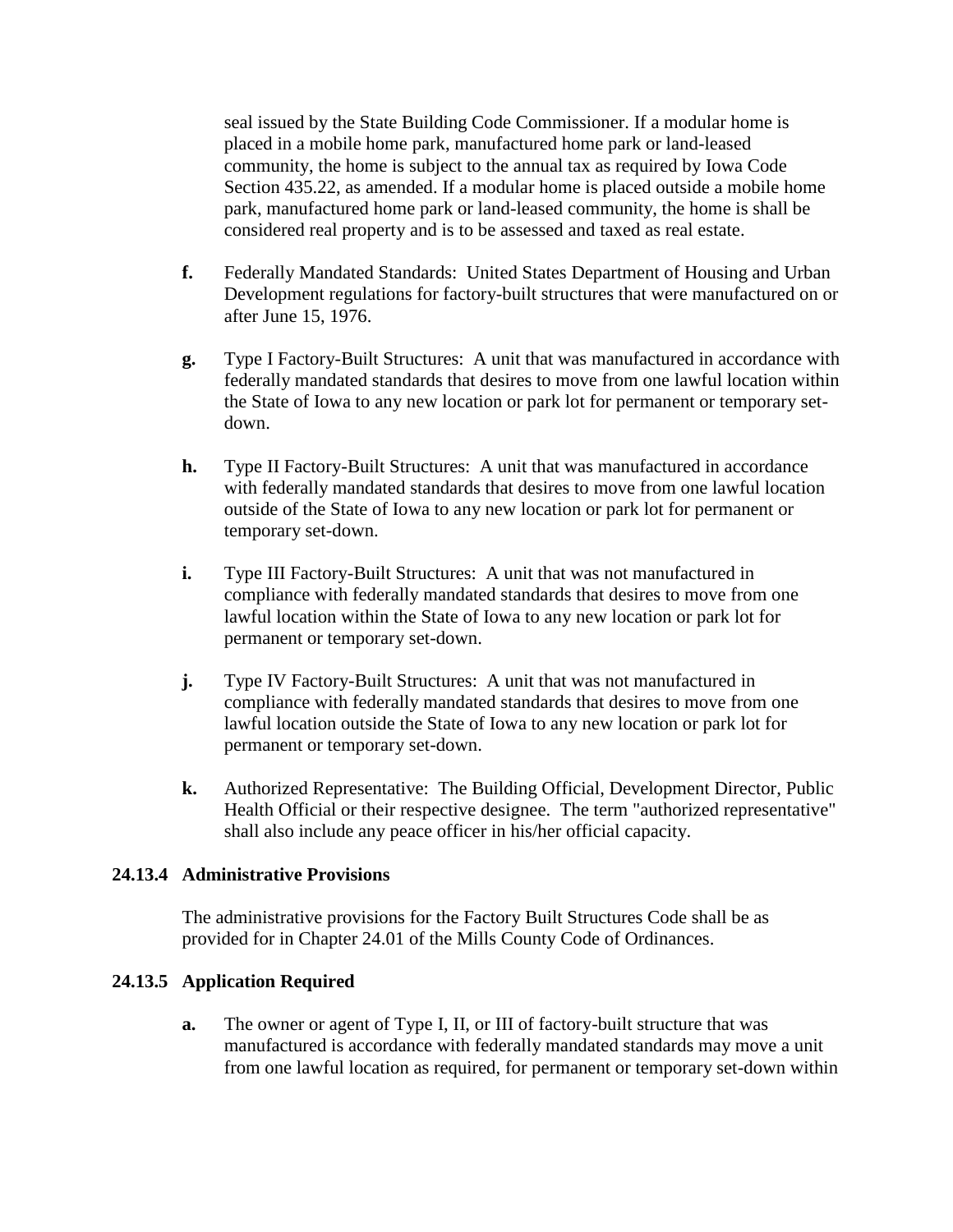seal issued by the State Building Code Commissioner. If a modular home is placed in a mobile home park, manufactured home park or land-leased community, the home is subject to the annual tax as required by Iowa Code Section 435.22, as amended. If a modular home is placed outside a mobile home park, manufactured home park or land-leased community, the home is shall be considered real property and is to be assessed and taxed as real estate.

**f.** Federally Mandated Standards: United States Department of Housing and Urban Development regulations for factory-built structures that were manufactured on or after June 15, 1976.

**g.** Type I Factory-Built Structures: A unit that was manufactured in accordance with federally mandated standards that desires to move from one lawful location within the State of Iowa to any new location or park lot for permanent or temporary set-down.

**h.** Type II Factory-Built Structures: A unit that was manufactured in accordance with federally mandated standards that desires to move from one lawful location outside of the State of Iowa to any new location or park lot for permanent or temporary set-down.

**i.** Type III Factory-Built Structures: A unit that was not manufactured in compliance with federally mandated standards that desires to move from one lawful location within the State of Iowa to any new location or park lot for permanent or temporary set-down.

**j.** Type IV Factory-Built Structures: A unit that was not manufactured in compliance with federally mandated standards that desires to move from one lawful location outside the State of Iowa to any new location or park lot for permanent or temporary set-down.

**k.** Authorized Representative: The Building Official, Development Director, Public Health Official or their respective designee. The term "authorized representative" shall also include any peace officer in his/her official capacity.

### 24.13.4 Administrative Provisions

The administrative provisions for the Factory Built Structures Code shall be as provided for in Chapter 24.01 of the Mills County Code of Ordinances.

### 24.13.5 Application Required

**a.** The owner or agent of Type I, II, or III of factory-built structure that was manufactured is accordance with federally mandated standards may move a unit from one lawful location as required, for permanent or temporary set-down within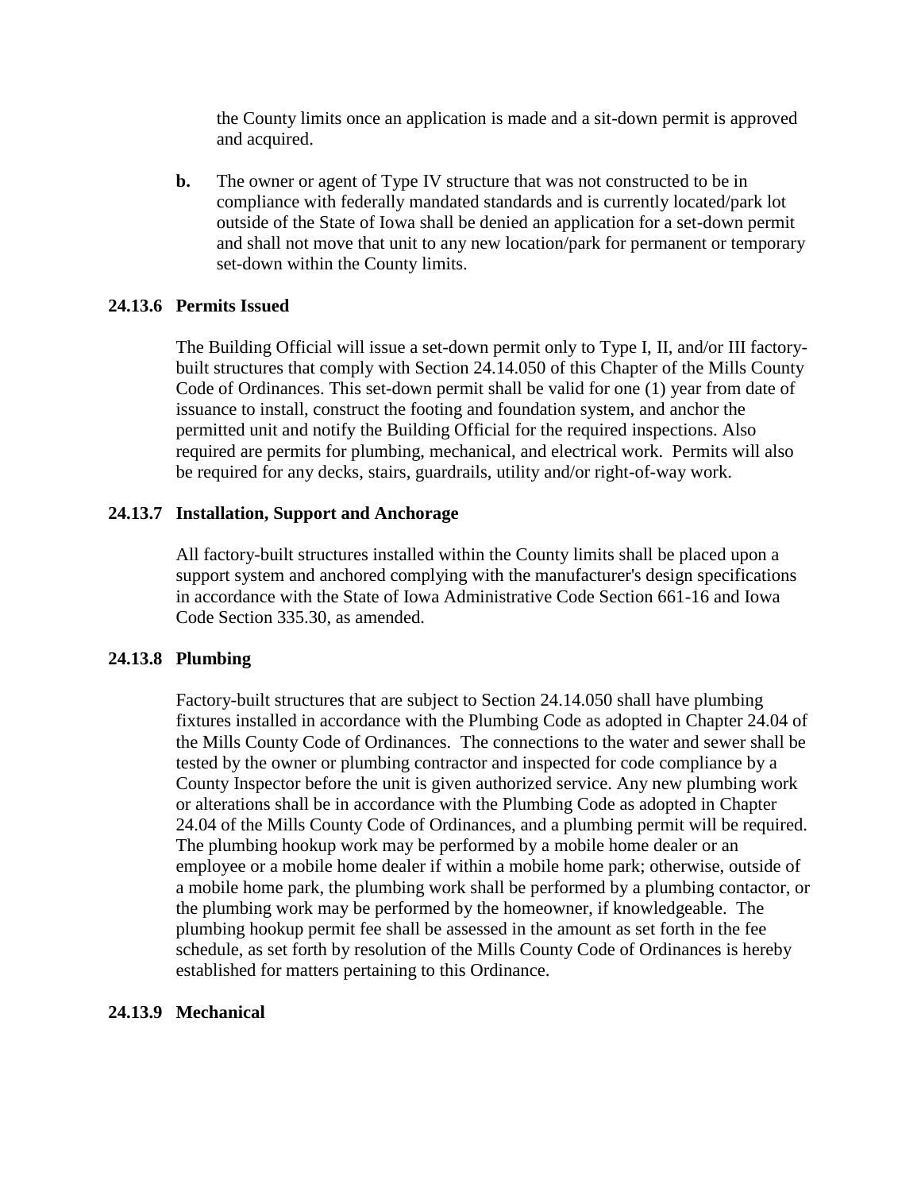the County limits once an application is made and a sit-down permit is approved and acquired.

**b.** The owner or agent of Type IV structure that was not constructed to be in compliance with federally mandated standards and is currently located/park lot outside of the State of Iowa shall be denied an application for a set-down permit and shall not move that unit to any new location/park for permanent or temporary set-down within the County limits.

### 24.13.6 Permits Issued

The Building Official will issue a set-down permit only to Type I, II, and/or III factory-built structures that comply with Section 24.14.050 of this Chapter of the Mills County Code of Ordinances. This set-down permit shall be valid for one (1) year from date of issuance to install, construct the footing and foundation system, and anchor the permitted unit and notify the Building Official for the required inspections. Also required are permits for plumbing, mechanical, and electrical work. Permits will also be required for any decks, stairs, guardrails, utility and/or right-of-way work.

### 24.13.7 Installation, Support and Anchorage

All factory-built structures installed within the County limits shall be placed upon a support system and anchored complying with the manufacturer's design specifications in accordance with the State of Iowa Administrative Code Section 661-16 and Iowa Code Section 335.30, as amended.

### 24.13.8 Plumbing

Factory-built structures that are subject to Section 24.14.050 shall have plumbing fixtures installed in accordance with the Plumbing Code as adopted in Chapter 24.04 of the Mills County Code of Ordinances. The connections to the water and sewer shall be tested by the owner or plumbing contractor and inspected for code compliance by a County Inspector before the unit is given authorized service. Any new plumbing work or alterations shall be in accordance with the Plumbing Code as adopted in Chapter 24.04 of the Mills County Code of Ordinances, and a plumbing permit will be required. The plumbing hookup work may be performed by a mobile home dealer or an employee or a mobile home dealer if within a mobile home park; otherwise, outside of a mobile home park, the plumbing work shall be performed by a plumbing contactor, or the plumbing work may be performed by the homeowner, if knowledgeable. The plumbing hookup permit fee shall be assessed in the amount as set forth in the fee schedule, as set forth by resolution of the Mills County Code of Ordinances is hereby established for matters pertaining to this Ordinance.

### 24.13.9 Mechanical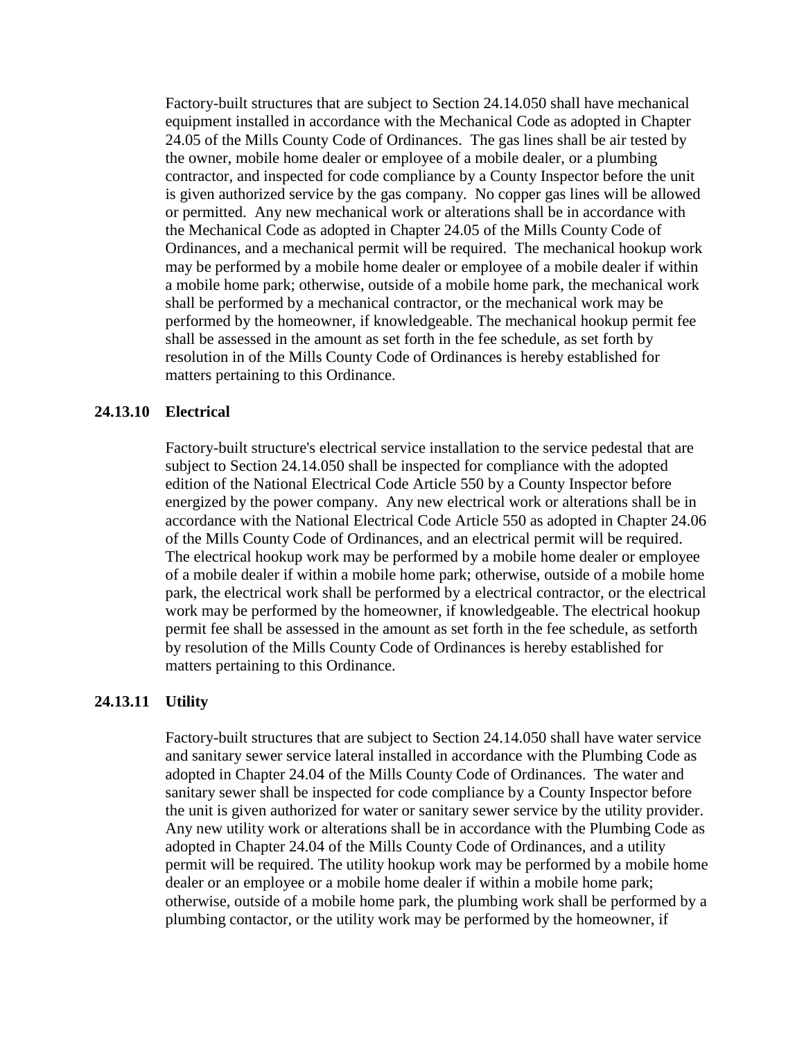Factory-built structures that are subject to Section 24.14.050 shall have mechanical equipment installed in accordance with the Mechanical Code as adopted in Chapter 24.05 of the Mills County Code of Ordinances. The gas lines shall be air tested by the owner, mobile home dealer or employee of a mobile dealer, or a plumbing contractor, and inspected for code compliance by a County Inspector before the unit is given authorized service by the gas company. No copper gas lines will be allowed or permitted. Any new mechanical work or alterations shall be in accordance with the Mechanical Code as adopted in Chapter 24.05 of the Mills County Code of Ordinances, and a mechanical permit will be required. The mechanical hookup work may be performed by a mobile home dealer or employee of a mobile dealer if within a mobile home park; otherwise, outside of a mobile home park, the mechanical work shall be performed by a mechanical contractor, or the mechanical work may be performed by the homeowner, if knowledgeable. The mechanical hookup permit fee shall be assessed in the amount as set forth in the fee schedule, as set forth by resolution in of the Mills County Code of Ordinances is hereby established for matters pertaining to this Ordinance.

**24.13.10 Electrical**

Factory-built structure's electrical service installation to the service pedestal that are subject to Section 24.14.050 shall be inspected for compliance with the adopted edition of the National Electrical Code Article 550 by a County Inspector before energized by the power company. Any new electrical work or alterations shall be in accordance with the National Electrical Code Article 550 as adopted in Chapter 24.06 of the Mills County Code of Ordinances, and an electrical permit will be required. The electrical hookup work may be performed by a mobile home dealer or employee of a mobile dealer if within a mobile home park; otherwise, outside of a mobile home park, the electrical work shall be performed by a electrical contractor, or the electrical work may be performed by the homeowner, if knowledgeable. The electrical hookup permit fee shall be assessed in the amount as set forth in the fee schedule, as setforth by resolution of the Mills County Code of Ordinances is hereby established for matters pertaining to this Ordinance.

**24.13.11 Utility**

Factory-built structures that are subject to Section 24.14.050 shall have water service and sanitary sewer service lateral installed in accordance with the Plumbing Code as adopted in Chapter 24.04 of the Mills County Code of Ordinances. The water and sanitary sewer shall be inspected for code compliance by a County Inspector before the unit is given authorized for water or sanitary sewer service by the utility provider. Any new utility work or alterations shall be in accordance with the Plumbing Code as adopted in Chapter 24.04 of the Mills County Code of Ordinances, and a utility permit will be required. The utility hookup work may be performed by a mobile home dealer or an employee or a mobile home dealer if within a mobile home park; otherwise, outside of a mobile home park, the plumbing work shall be performed by a plumbing contactor, or the utility work may be performed by the homeowner, if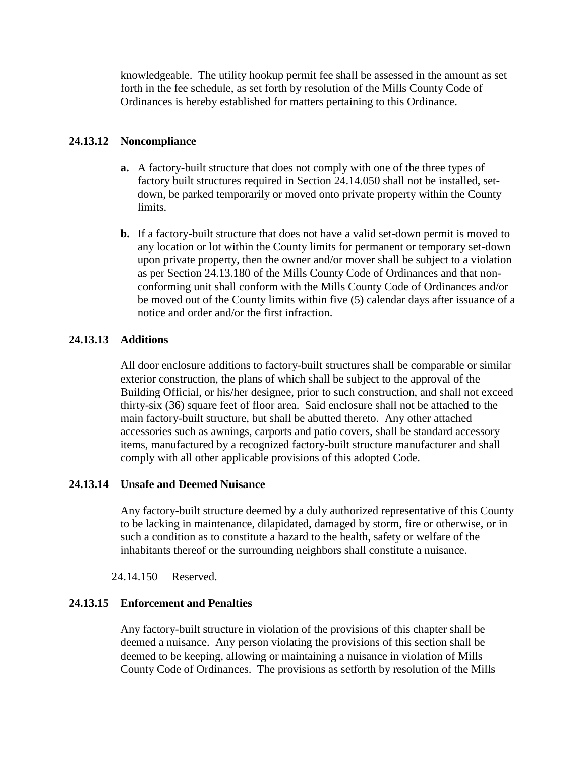knowledgeable. The utility hookup permit fee shall be assessed in the amount as set forth in the fee schedule, as set forth by resolution of the Mills County Code of Ordinances is hereby established for matters pertaining to this Ordinance.

**24.13.12 Noncompliance**

**a.** A factory-built structure that does not comply with one of the three types of factory built structures required in Section 24.14.050 shall not be installed, set-down, be parked temporarily or moved onto private property within the County limits.

**b.** If a factory-built structure that does not have a valid set-down permit is moved to any location or lot within the County limits for permanent or temporary set-down upon private property, then the owner and/or mover shall be subject to a violation as per Section 24.13.180 of the Mills County Code of Ordinances and that non-conforming unit shall conform with the Mills County Code of Ordinances and/or be moved out of the County limits within five (5) calendar days after issuance of a notice and order and/or the first infraction.

**24.13.13 Additions**

All door enclosure additions to factory-built structures shall be comparable or similar exterior construction, the plans of which shall be subject to the approval of the Building Official, or his/her designee, prior to such construction, and shall not exceed thirty-six (36) square feet of floor area. Said enclosure shall not be attached to the main factory-built structure, but shall be abutted thereto. Any other attached accessories such as awnings, carports and patio covers, shall be standard accessory items, manufactured by a recognized factory-built structure manufacturer and shall comply with all other applicable provisions of this adopted Code.

**24.13.14 Unsafe and Deemed Nuisance**

Any factory-built structure deemed by a duly authorized representative of this County to be lacking in maintenance, dilapidated, damaged by storm, fire or otherwise, or in such a condition as to constitute a hazard to the health, safety or welfare of the inhabitants thereof or the surrounding neighbors shall constitute a nuisance.

24.14.150 Reserved.

**24.13.15 Enforcement and Penalties**

Any factory-built structure in violation of the provisions of this chapter shall be deemed a nuisance. Any person violating the provisions of this section shall be deemed to be keeping, allowing or maintaining a nuisance in violation of Mills County Code of Ordinances. The provisions as setforth by resolution of the Mills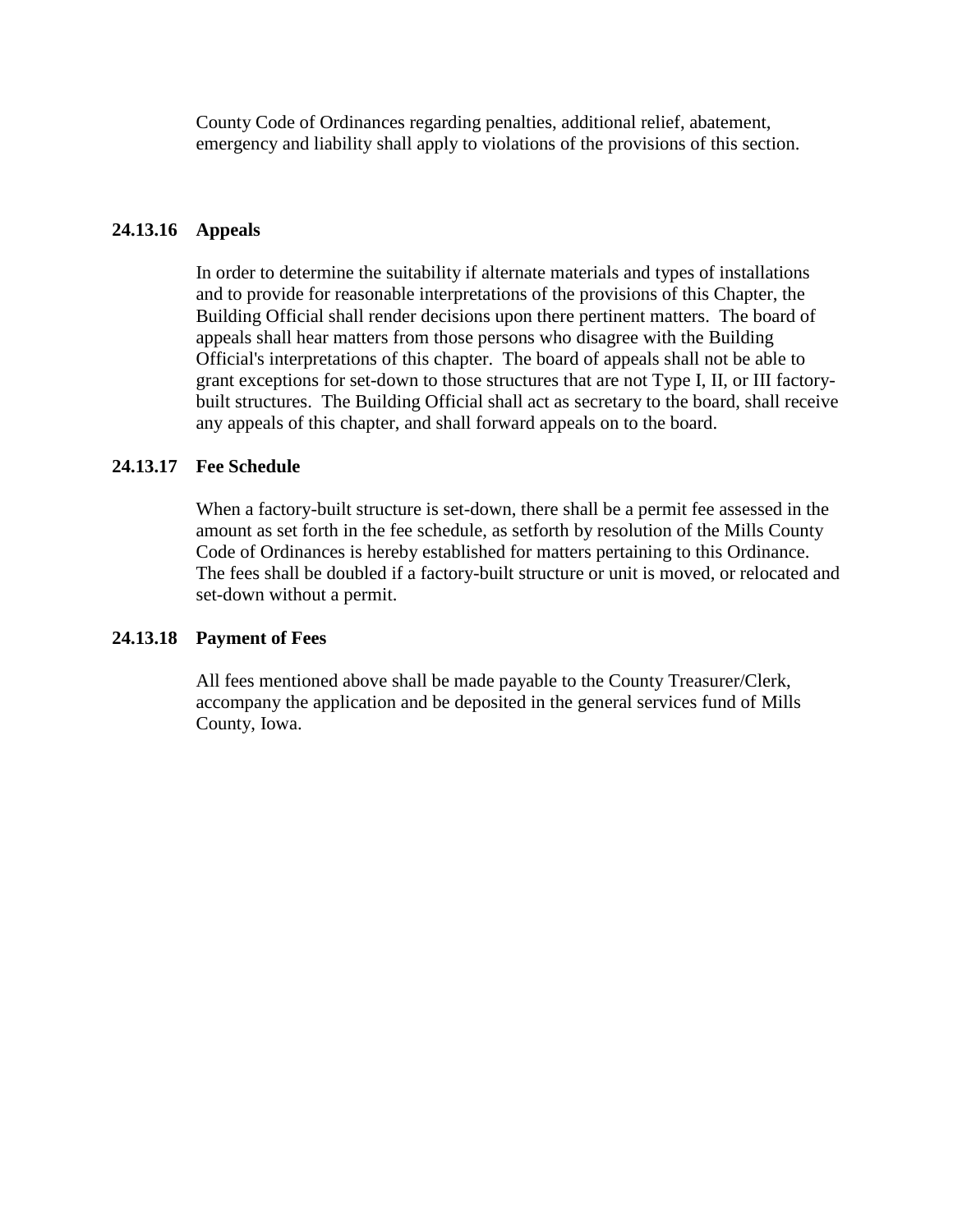County Code of Ordinances regarding penalties, additional relief, abatement, emergency and liability shall apply to violations of the provisions of this section.

### 24.13.16 Appeals

In order to determine the suitability if alternate materials and types of installations and to provide for reasonable interpretations of the provisions of this Chapter, the Building Official shall render decisions upon there pertinent matters. The board of appeals shall hear matters from those persons who disagree with the Building Official's interpretations of this chapter. The board of appeals shall not be able to grant exceptions for set-down to those structures that are not Type I, II, or III factory-built structures. The Building Official shall act as secretary to the board, shall receive any appeals of this chapter, and shall forward appeals on to the board.

### 24.13.17 Fee Schedule

When a factory-built structure is set-down, there shall be a permit fee assessed in the amount as set forth in the fee schedule, as setforth by resolution of the Mills County Code of Ordinances is hereby established for matters pertaining to this Ordinance. The fees shall be doubled if a factory-built structure or unit is moved, or relocated and set-down without a permit.

### 24.13.18 Payment of Fees

All fees mentioned above shall be made payable to the County Treasurer/Clerk, accompany the application and be deposited in the general services fund of Mills County, Iowa.